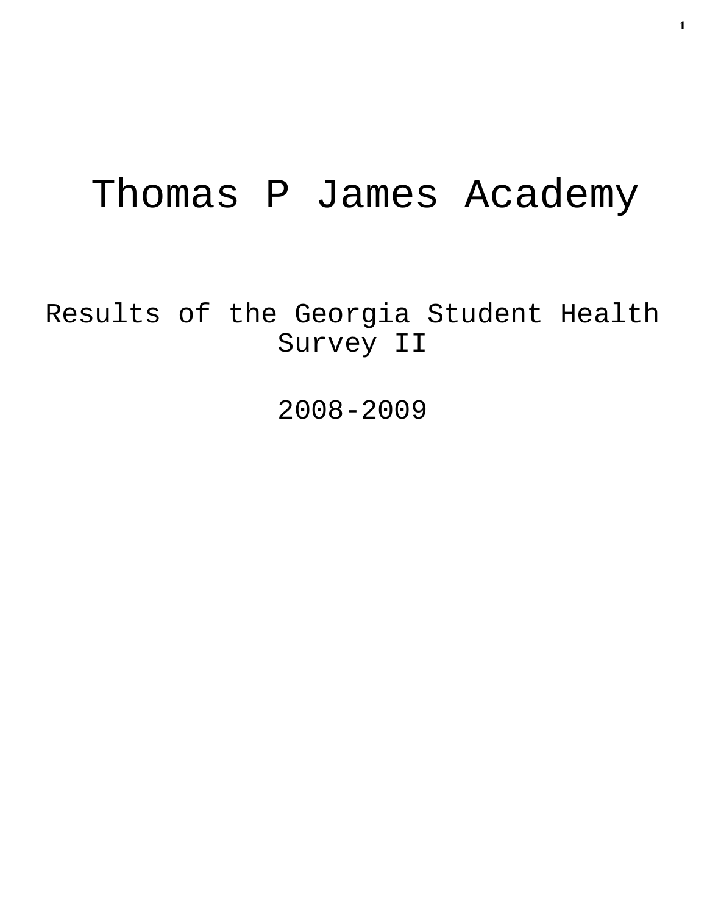# Thomas P James Academy

## Results of the Georgia Student Health Survey II

2008-2009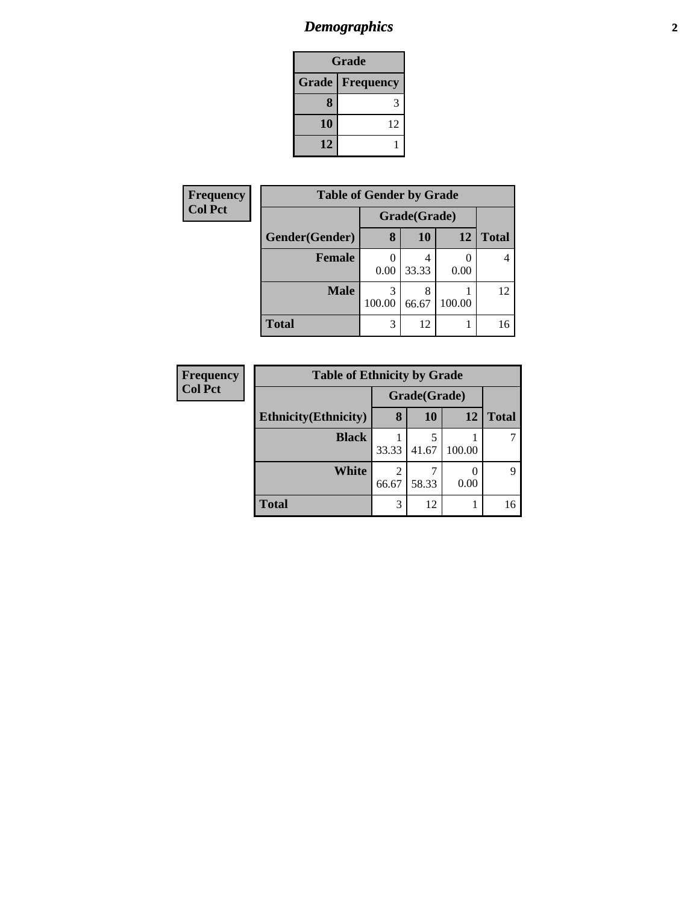# Demographics

| Grade | |
|---|---|
| **Grade** | **Frequency** |
| 8 | 3 |
| 10 | 12 |
| 12 | 1 |

**Frequency**
**Col Pct**

| Table of Gender by Grade | | | | |
|---|---|---|---|---|
| | Grade(Grade) | | | |
| **Gender(Gender)** | **8** | **10** | **12** | **Total** |
| **Female** | 0<br>0.00 | 4<br>33.33 | 0<br>0.00 | 4 |
| **Male** | 3<br>100.00 | 8<br>66.67 | 1<br>100.00 | 12 |
| **Total** | 3 | 12 | 1 | 16 |

**Frequency**
**Col Pct**

| Table of Ethnicity by Grade | | | | |
|---|---|---|---|---|
| | Grade(Grade) | | | |
| **Ethnicity(Ethnicity)** | **8** | **10** | **12** | **Total** |
| **Black** | 1<br>33.33 | 5<br>41.67 | 1<br>100.00 | 7 |
| **White** | 2<br>66.67 | 7<br>58.33 | 0<br>0.00 | 9 |
| **Total** | 3 | 12 | 1 | 16 |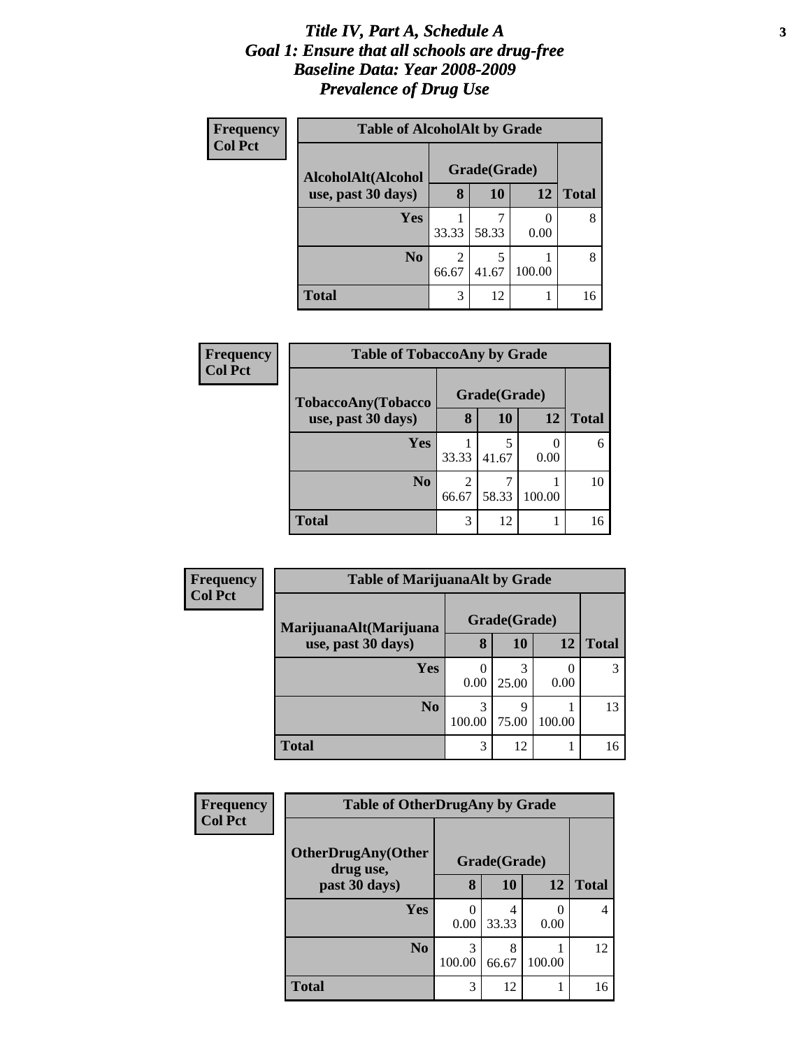# *Title IV, Part A, Schedule A*
# *Goal 1: Ensure that all schools are drug-free*
# *Baseline Data: Year 2008-2009*
# *Prevalence of Drug Use*

**Frequency**
**Col Pct**

**Table of AlcoholAlt by Grade**

| AlcoholAlt(Alcohol use, past 30 days) | Grade(Grade) | | | |
|---|---|---|---|---|
| | **8** | **10** | **12** | **Total** |
| **Yes** | 1<br>33.33 | 7<br>58.33 | 0<br>0.00 | 8 |
| **No** | 2<br>66.67 | 5<br>41.67 | 1<br>100.00 | 8 |
| **Total** | 3 | 12 | 1 | 16 |

**Frequency**
**Col Pct**

**Table of TobaccoAny by Grade**

| TobaccoAny(Tobacco use, past 30 days) | Grade(Grade) | | | |
|---|---|---|---|---|
| | **8** | **10** | **12** | **Total** |
| **Yes** | 1<br>33.33 | 5<br>41.67 | 0<br>0.00 | 6 |
| **No** | 2<br>66.67 | 7<br>58.33 | 1<br>100.00 | 10 |
| **Total** | 3 | 12 | 1 | 16 |

**Frequency**
**Col Pct**

**Table of MarijuanaAlt by Grade**

| MarijuanaAlt(Marijuana use, past 30 days) | Grade(Grade) | | | |
|---|---|---|---|---|
| | **8** | **10** | **12** | **Total** |
| **Yes** | 0<br>0.00 | 3<br>25.00 | 0<br>0.00 | 3 |
| **No** | 3<br>100.00 | 9<br>75.00 | 1<br>100.00 | 13 |
| **Total** | 3 | 12 | 1 | 16 |

**Frequency**
**Col Pct**

**Table of OtherDrugAny by Grade**

| OtherDrugAny(Other drug use, past 30 days) | Grade(Grade) | | | |
|---|---|---|---|---|
| | **8** | **10** | **12** | **Total** |
| **Yes** | 0<br>0.00 | 4<br>33.33 | 0<br>0.00 | 4 |
| **No** | 3<br>100.00 | 8<br>66.67 | 1<br>100.00 | 12 |
| **Total** | 3 | 12 | 1 | 16 |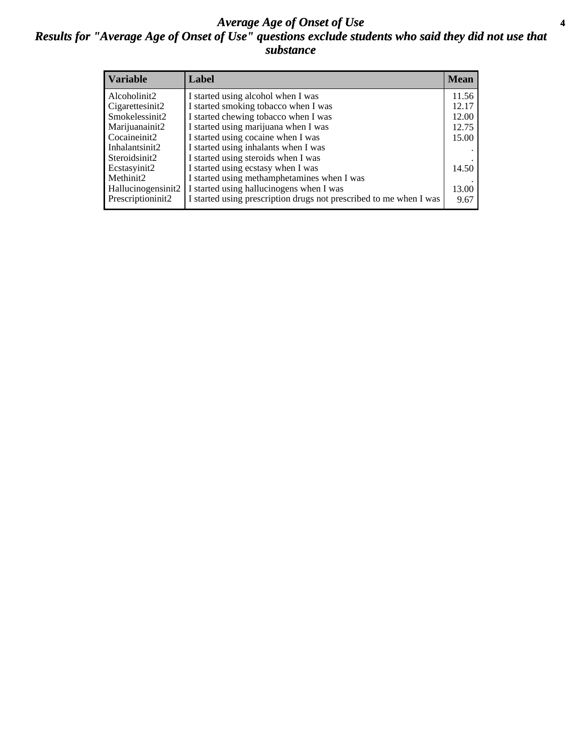# Average Age of Onset of Use

## Results for "Average Age of Onset of Use" questions exclude students who said they did not use that substance

| Variable | Label | Mean |
|---|---|---|
| Alcoholinit2 | I started using alcohol when I was | 11.56 |
| Cigarettesinit2 | I started smoking tobacco when I was | 12.17 |
| Smokelessinit2 | I started chewing tobacco when I was | 12.00 |
| Marijuanainit2 | I started using marijuana when I was | 12.75 |
| Cocaineinit2 | I started using cocaine when I was | 15.00 |
| Inhalantsinit2 | I started using inhalants when I was | . |
| Steroidsinit2 | I started using steroids when I was | . |
| Ecstasyinit2 | I started using ecstasy when I was | 14.50 |
| Methinit2 | I started using methamphetamines when I was | . |
| Hallucinogensinit2 | I started using hallucinogens when I was | 13.00 |
| Prescriptioninit2 | I started using prescription drugs not prescribed to me when I was | 9.67 |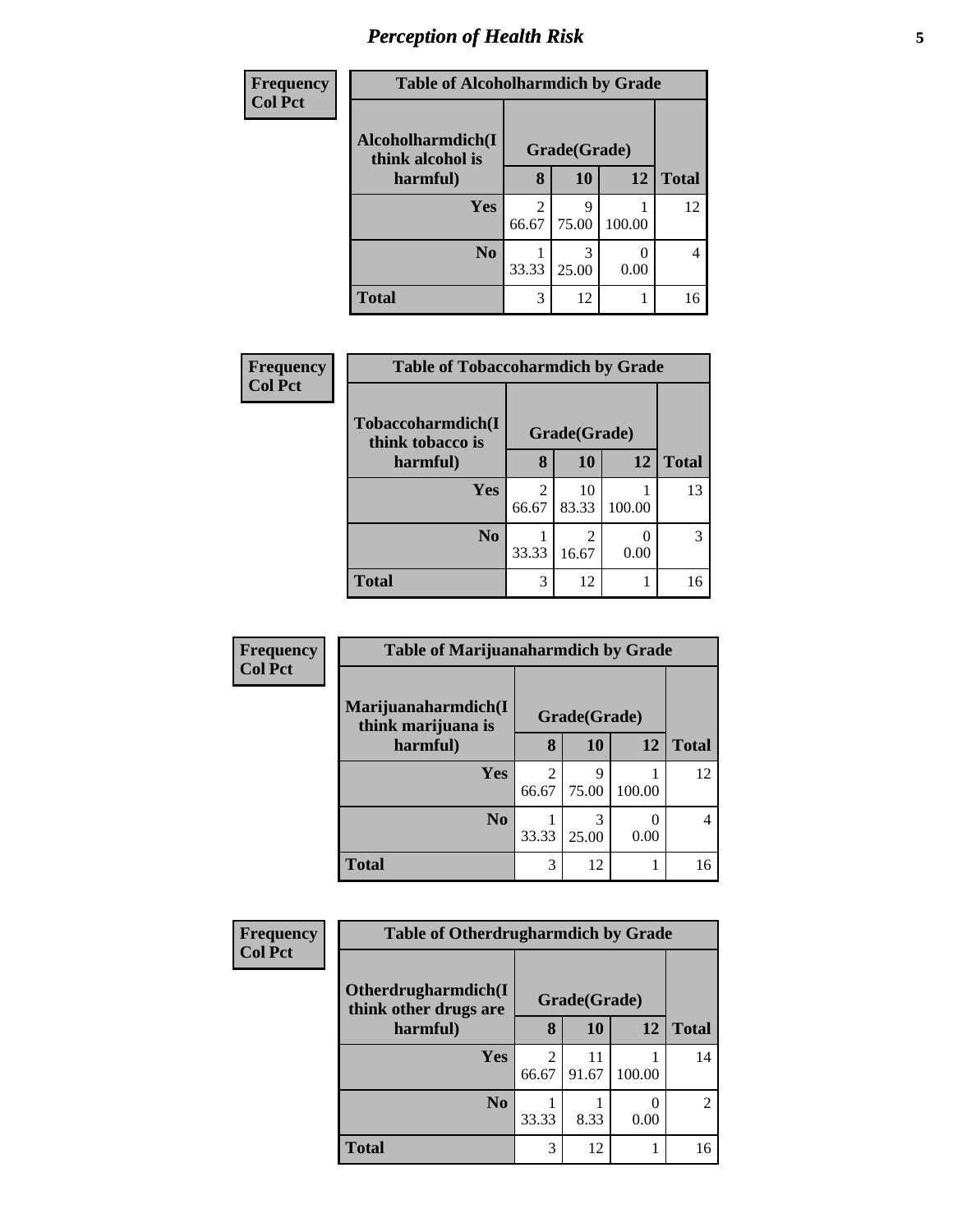# Perception of Health Risk

| Frequency<br>Col Pct | | | | |
|---|---|---|---|---|
| **Table of Alcoholharmdich by Grade** | | | | |
| **Alcoholharmdich(I think alcohol is harmful)** | **Grade(Grade)** | | | **Total** |
| | **8** | **10** | **12** | |
| **Yes** | 2<br>66.67 | 9<br>75.00 | 1<br>100.00 | 12 |
| **No** | 1<br>33.33 | 3<br>25.00 | 0<br>0.00 | 4 |
| **Total** | 3 | 12 | 1 | 16 |

| Frequency<br>Col Pct | | | | |
|---|---|---|---|---|
| **Table of Tobaccoharmdich by Grade** | | | | |
| **Tobaccoharmdich(I think tobacco is harmful)** | **Grade(Grade)** | | | **Total** |
| | **8** | **10** | **12** | |
| **Yes** | 2<br>66.67 | 10<br>83.33 | 1<br>100.00 | 13 |
| **No** | 1<br>33.33 | 2<br>16.67 | 0<br>0.00 | 3 |
| **Total** | 3 | 12 | 1 | 16 |

| Frequency<br>Col Pct | | | | |
|---|---|---|---|---|
| **Table of Marijuanaharmdich by Grade** | | | | |
| **Marijuanaharmdich(I think marijuana is harmful)** | **Grade(Grade)** | | | **Total** |
| | **8** | **10** | **12** | |
| **Yes** | 2<br>66.67 | 9<br>75.00 | 1<br>100.00 | 12 |
| **No** | 1<br>33.33 | 3<br>25.00 | 0<br>0.00 | 4 |
| **Total** | 3 | 12 | 1 | 16 |

| Frequency<br>Col Pct | | | | |
|---|---|---|---|---|
| **Table of Otherdrugharmdich by Grade** | | | | |
| **Otherdrugharmdich(I think other drugs are harmful)** | **Grade(Grade)** | | | **Total** |
| | **8** | **10** | **12** | |
| **Yes** | 2<br>66.67 | 11<br>91.67 | 1<br>100.00 | 14 |
| **No** | 1<br>33.33 | 1<br>8.33 | 0<br>0.00 | 2 |
| **Total** | 3 | 12 | 1 | 16 |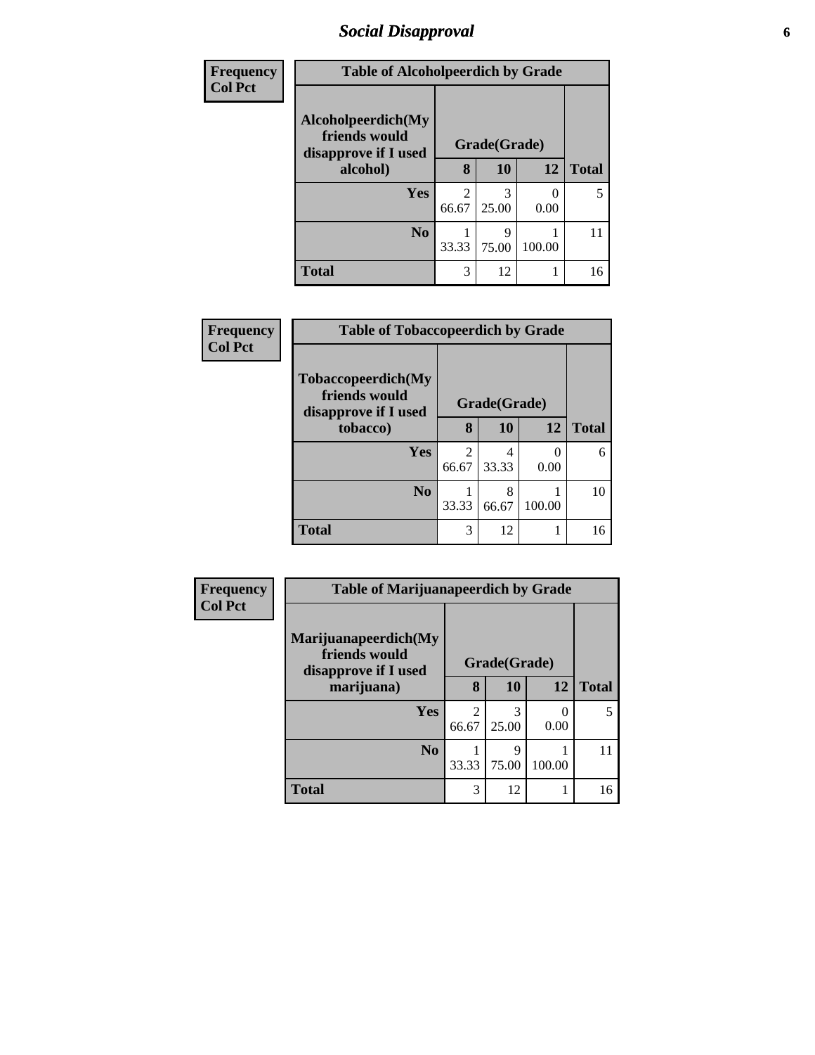## *Social Disapproval*

| Frequency Col Pct |
|---|

| Table of Alcoholpeerdich by Grade | | | | |
|---|---|---|---|---|
| Alcoholpeerdich(My friends would disapprove if I used alcohol) | Grade(Grade) | | | |
| | 8 | 10 | 12 | Total |
| Yes | 2<br>66.67 | 3<br>25.00 | 0<br>0.00 | 5 |
| No | 1<br>33.33 | 9<br>75.00 | 1<br>100.00 | 11 |
| Total | 3 | 12 | 1 | 16 |

| Frequency Col Pct |
|---|

| Table of Tobaccopeerdich by Grade | | | | |
|---|---|---|---|---|
| Tobaccopeerdich(My friends would disapprove if I used tobacco) | Grade(Grade) | | | |
| | 8 | 10 | 12 | Total |
| Yes | 2<br>66.67 | 4<br>33.33 | 0<br>0.00 | 6 |
| No | 1<br>33.33 | 8<br>66.67 | 1<br>100.00 | 10 |
| Total | 3 | 12 | 1 | 16 |

| Frequency Col Pct |
|---|

| Table of Marijuanapeerdich by Grade | | | | |
|---|---|---|---|---|
| Marijuanapeerdich(My friends would disapprove if I used marijuana) | Grade(Grade) | | | |
| | 8 | 10 | 12 | Total |
| Yes | 2<br>66.67 | 3<br>25.00 | 0<br>0.00 | 5 |
| No | 1<br>33.33 | 9<br>75.00 | 1<br>100.00 | 11 |
| Total | 3 | 12 | 1 | 16 |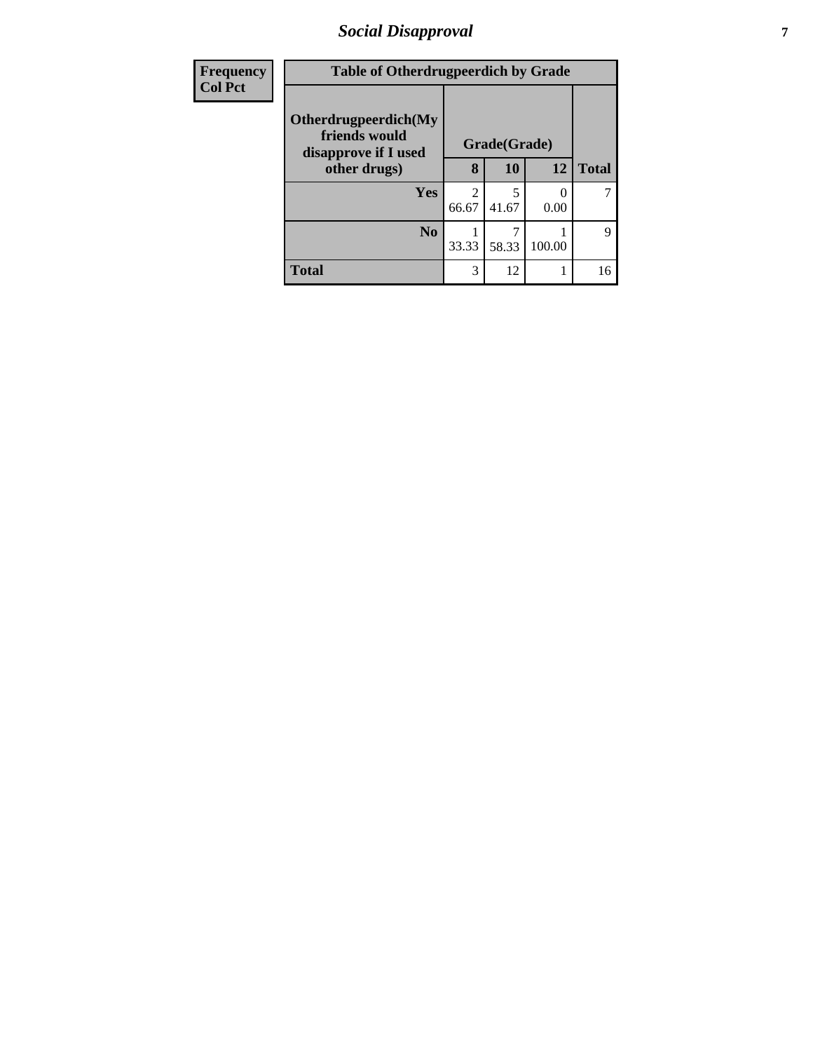| Frequency<br>Col Pct |
|---|

**Table of Otherdrugpeerdich by Grade**

| Otherdrugpeerdich(My friends would disapprove if I used other drugs) | Grade(Grade) | | | |
|---|---|---|---|---|
| | 8 | 10 | 12 | Total |
| Yes | 2<br>66.67 | 5<br>41.67 | 0<br>0.00 | 7 |
| No | 1<br>33.33 | 7<br>58.33 | 1<br>100.00 | 9 |
| Total | 3 | 12 | 1 | 16 |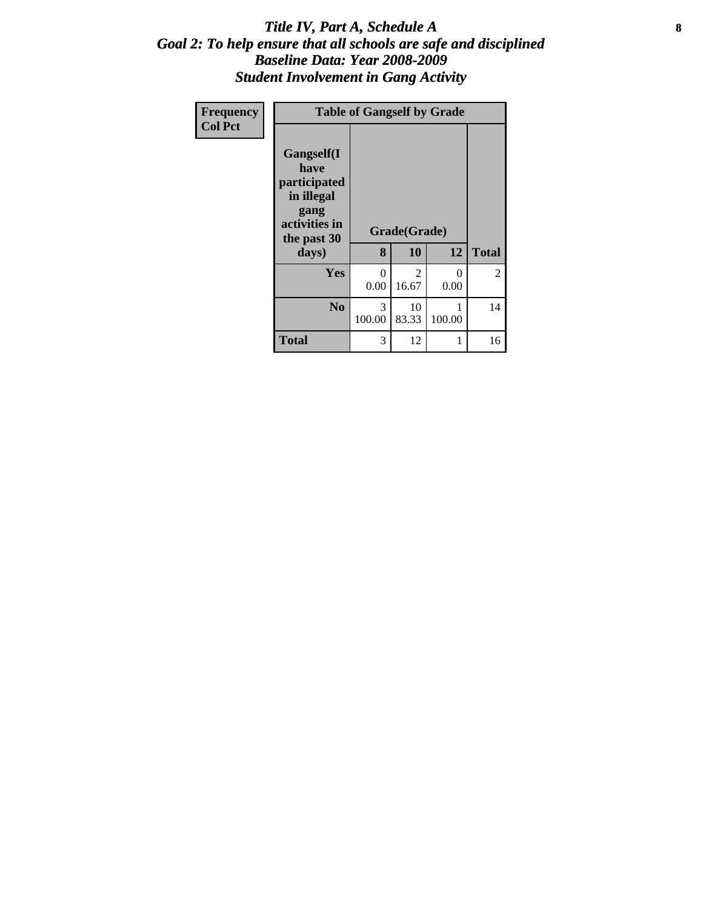# *Title IV, Part A, Schedule A*
## *Goal 2: To help ensure that all schools are safe and disciplined*
## *Baseline Data: Year 2008-2009*
## *Student Involvement in Gang Activity*

| Frequency<br>Col Pct |
|---|

| Table of Gangself by Grade | | | | |
|---|---|---|---|---|
| **Gangself(I have participated in illegal gang activities in the past 30 days)** | **Grade(Grade)** | | | |
| | **8** | **10** | **12** | **Total** |
| **Yes** | 0<br>0.00 | 2<br>16.67 | 0<br>0.00 | 2 |
| **No** | 3<br>100.00 | 10<br>83.33 | 1<br>100.00 | 14 |
| **Total** | 3 | 12 | 1 | 16 |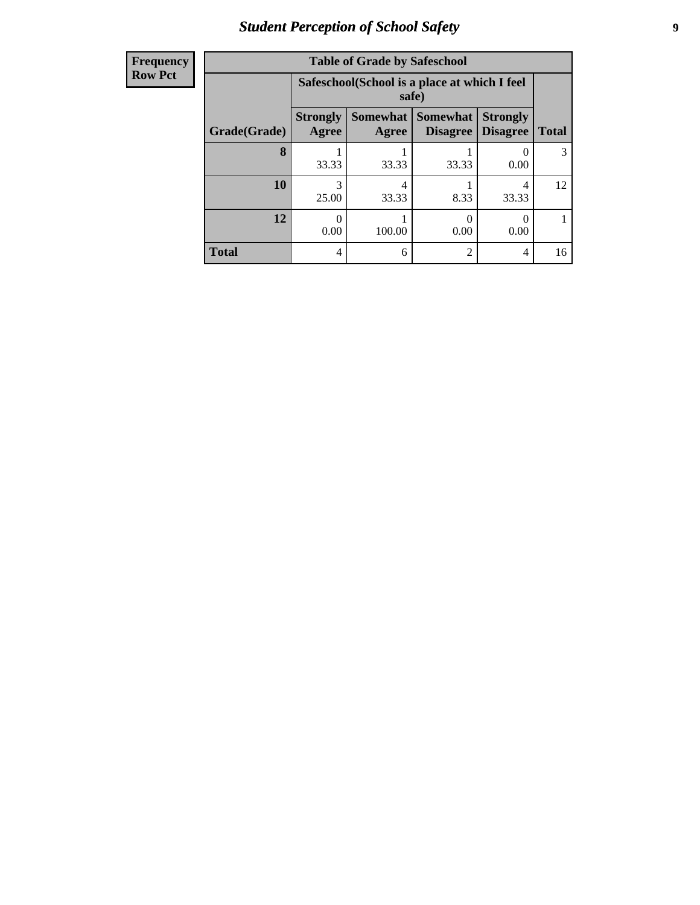| Frequency<br>Row Pct |
|---|

**Table of Grade by Safeschool**

| Grade(Grade) | Safeschool(School is a place at which I feel safe) | | | | Total |
|---|---|---|---|---|---|
| | Strongly Agree | Somewhat Agree | Somewhat Disagree | Strongly Disagree | |
| **8** | 1<br>33.33 | 1<br>33.33 | 1<br>33.33 | 0<br>0.00 | 3 |
| **10** | 3<br>25.00 | 4<br>33.33 | 1<br>8.33 | 4<br>33.33 | 12 |
| **12** | 0<br>0.00 | 1<br>100.00 | 0<br>0.00 | 0<br>0.00 | 1 |
| **Total** | 4 | 6 | 2 | 4 | 16 |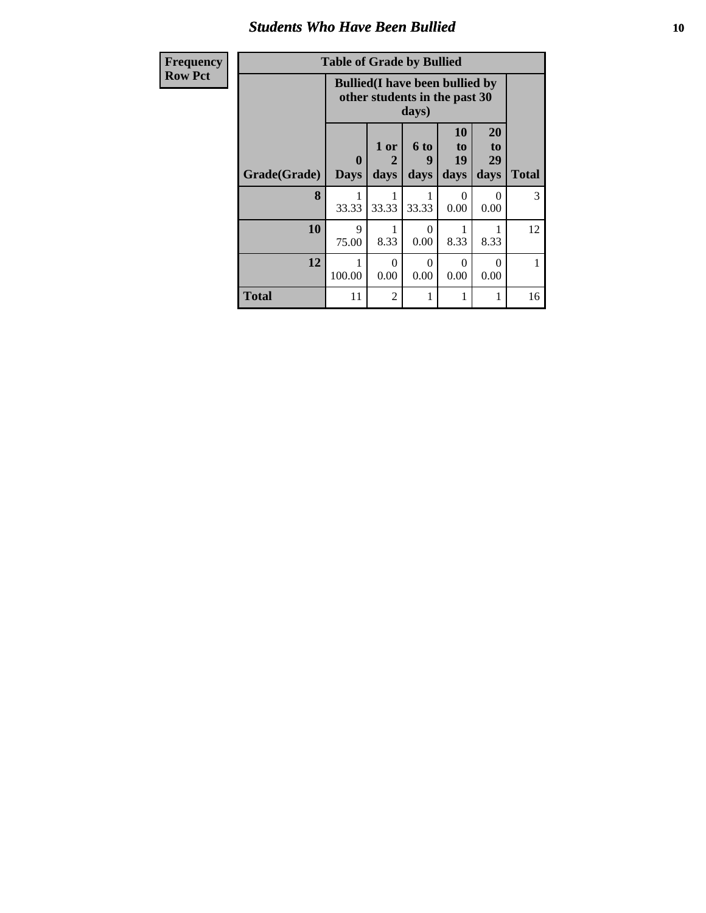## Students Who Have Been Bullied

| Frequency<br>Row Pct |
|---|

**Table of Grade by Bullied**

| Grade(Grade) | Bullied(I have been bullied by other students in the past 30 days) | | | | | Total |
|---|---|---|---|---|---|---|
| | 0 Days | 1 or 2 days | 6 to 9 days | 10 to 19 days | 20 to 29 days | |
| 8 | 1<br>33.33 | 1<br>33.33 | 1<br>33.33 | 0<br>0.00 | 0<br>0.00 | 3 |
| 10 | 9<br>75.00 | 1<br>8.33 | 0<br>0.00 | 1<br>8.33 | 1<br>8.33 | 12 |
| 12 | 1<br>100.00 | 0<br>0.00 | 0<br>0.00 | 0<br>0.00 | 0<br>0.00 | 1 |
| Total | 11 | 2 | 1 | 1 | 1 | 16 |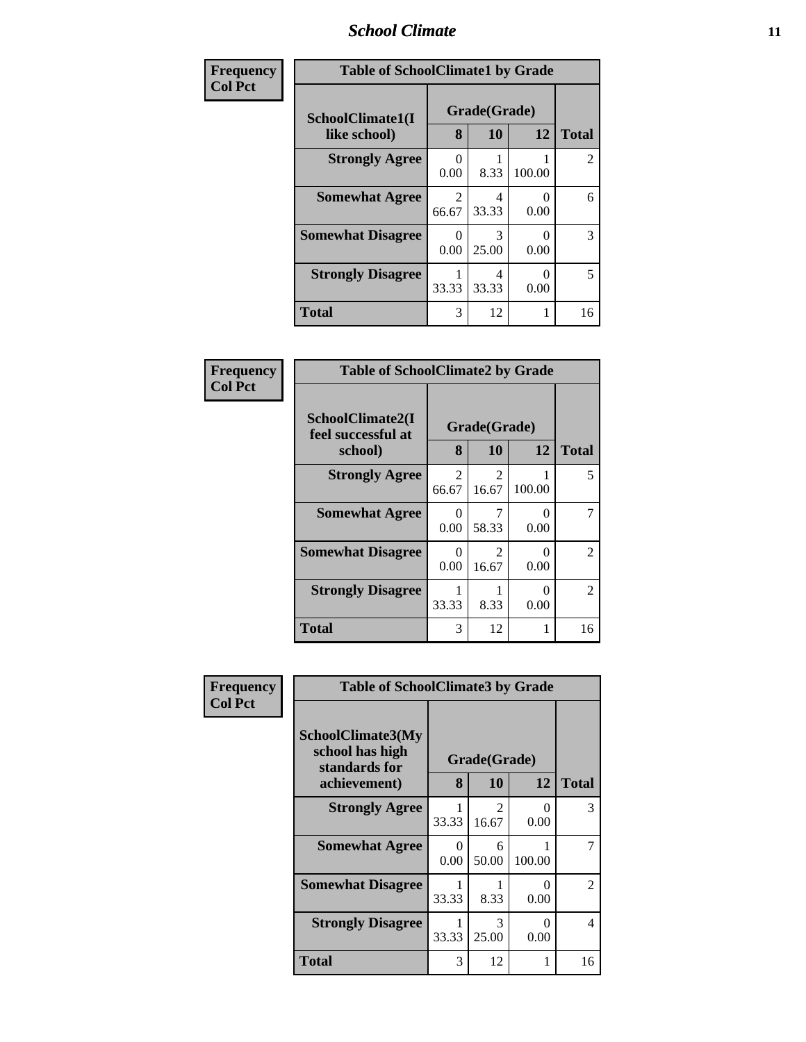| Frequency<br>Col Pct | Table of SchoolClimate1 by Grade | | | |
|---|---|---|---|---|
| SchoolClimate1(I like school) | Grade(Grade) | | | |
| | 8 | 10 | 12 | Total |
| Strongly Agree | 0<br>0.00 | 1<br>8.33 | 1<br>100.00 | 2 |
| Somewhat Agree | 2<br>66.67 | 4<br>33.33 | 0<br>0.00 | 6 |
| Somewhat Disagree | 0<br>0.00 | 3<br>25.00 | 0<br>0.00 | 3 |
| Strongly Disagree | 1<br>33.33 | 4<br>33.33 | 0<br>0.00 | 5 |
| Total | 3 | 12 | 1 | 16 |

| Frequency<br>Col Pct | Table of SchoolClimate2 by Grade | | | |
|---|---|---|---|---|
| SchoolClimate2(I feel successful at school) | Grade(Grade) | | | |
| | 8 | 10 | 12 | Total |
| Strongly Agree | 2<br>66.67 | 2<br>16.67 | 1<br>100.00 | 5 |
| Somewhat Agree | 0<br>0.00 | 7<br>58.33 | 0<br>0.00 | 7 |
| Somewhat Disagree | 0<br>0.00 | 2<br>16.67 | 0<br>0.00 | 2 |
| Strongly Disagree | 1<br>33.33 | 1<br>8.33 | 0<br>0.00 | 2 |
| Total | 3 | 12 | 1 | 16 |

| Frequency<br>Col Pct | Table of SchoolClimate3 by Grade | | | |
|---|---|---|---|---|
| SchoolClimate3(My school has high standards for achievement) | Grade(Grade) | | | |
| | 8 | 10 | 12 | Total |
| Strongly Agree | 1<br>33.33 | 2<br>16.67 | 0<br>0.00 | 3 |
| Somewhat Agree | 0<br>0.00 | 6<br>50.00 | 1<br>100.00 | 7 |
| Somewhat Disagree | 1<br>33.33 | 1<br>8.33 | 0<br>0.00 | 2 |
| Strongly Disagree | 1<br>33.33 | 3<br>25.00 | 0<br>0.00 | 4 |
| Total | 3 | 12 | 1 | 16 |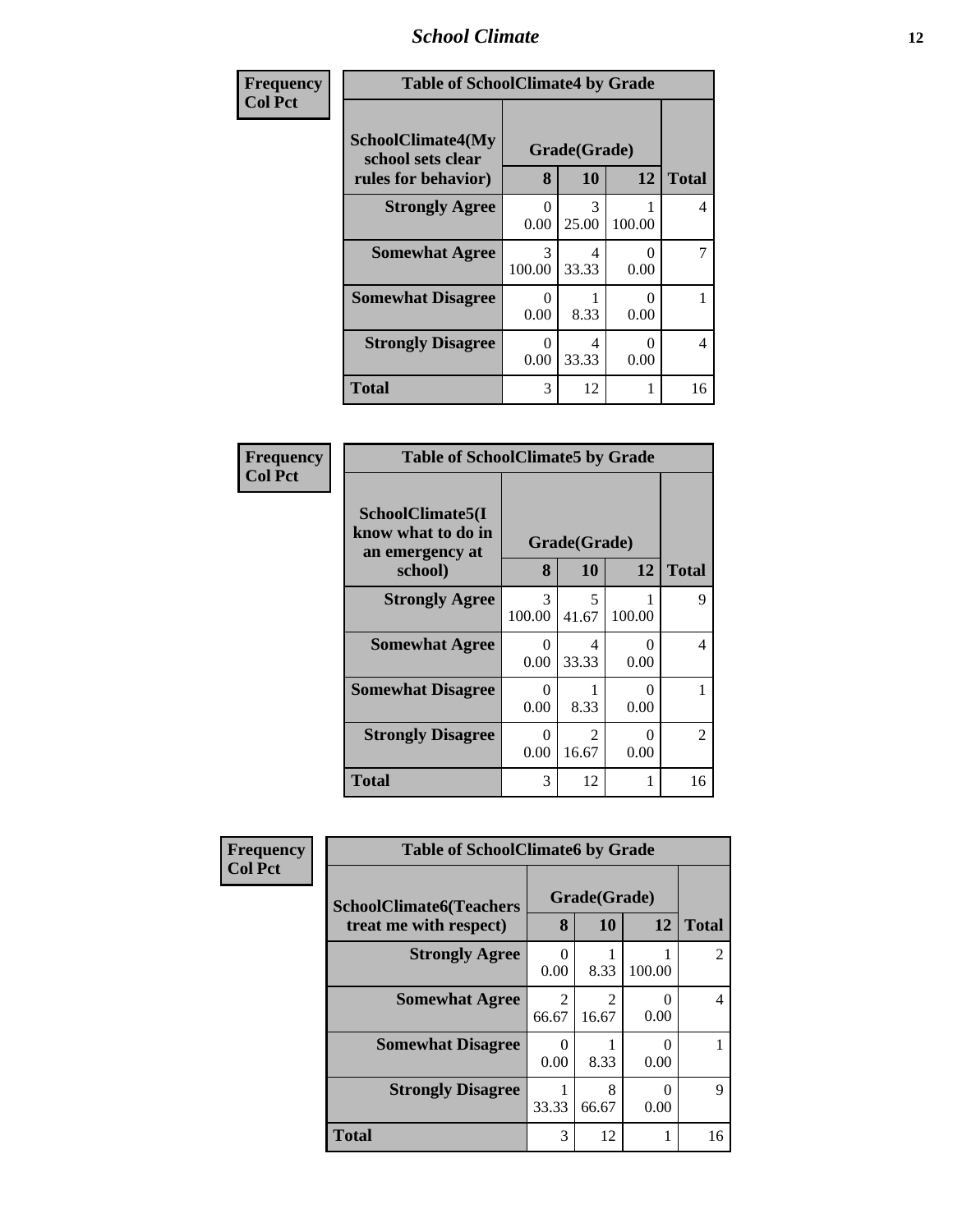## School Climate

**Frequency**
**Col Pct**

| Table of SchoolClimate4 by Grade | | | | |
|---|---|---|---|---|
| **SchoolClimate4(My school sets clear rules for behavior)** | **Grade(Grade)** | | | |
| | **8** | **10** | **12** | **Total** |
| **Strongly Agree** | 0<br>0.00 | 3<br>25.00 | 1<br>100.00 | 4 |
| **Somewhat Agree** | 3<br>100.00 | 4<br>33.33 | 0<br>0.00 | 7 |
| **Somewhat Disagree** | 0<br>0.00 | 1<br>8.33 | 0<br>0.00 | 1 |
| **Strongly Disagree** | 0<br>0.00 | 4<br>33.33 | 0<br>0.00 | 4 |
| **Total** | 3 | 12 | 1 | 16 |

**Frequency**
**Col Pct**

| Table of SchoolClimate5 by Grade | | | | |
|---|---|---|---|---|
| **SchoolClimate5(I know what to do in an emergency at school)** | **Grade(Grade)** | | | |
| | **8** | **10** | **12** | **Total** |
| **Strongly Agree** | 3<br>100.00 | 5<br>41.67 | 1<br>100.00 | 9 |
| **Somewhat Agree** | 0<br>0.00 | 4<br>33.33 | 0<br>0.00 | 4 |
| **Somewhat Disagree** | 0<br>0.00 | 1<br>8.33 | 0<br>0.00 | 1 |
| **Strongly Disagree** | 0<br>0.00 | 2<br>16.67 | 0<br>0.00 | 2 |
| **Total** | 3 | 12 | 1 | 16 |

**Frequency**
**Col Pct**

| Table of SchoolClimate6 by Grade | | | | |
|---|---|---|---|---|
| **SchoolClimate6(Teachers treat me with respect)** | **Grade(Grade)** | | | |
| | **8** | **10** | **12** | **Total** |
| **Strongly Agree** | 0<br>0.00 | 1<br>8.33 | 1<br>100.00 | 2 |
| **Somewhat Agree** | 2<br>66.67 | 2<br>16.67 | 0<br>0.00 | 4 |
| **Somewhat Disagree** | 0<br>0.00 | 1<br>8.33 | 0<br>0.00 | 1 |
| **Strongly Disagree** | 1<br>33.33 | 8<br>66.67 | 0<br>0.00 | 9 |
| **Total** | 3 | 12 | 1 | 16 |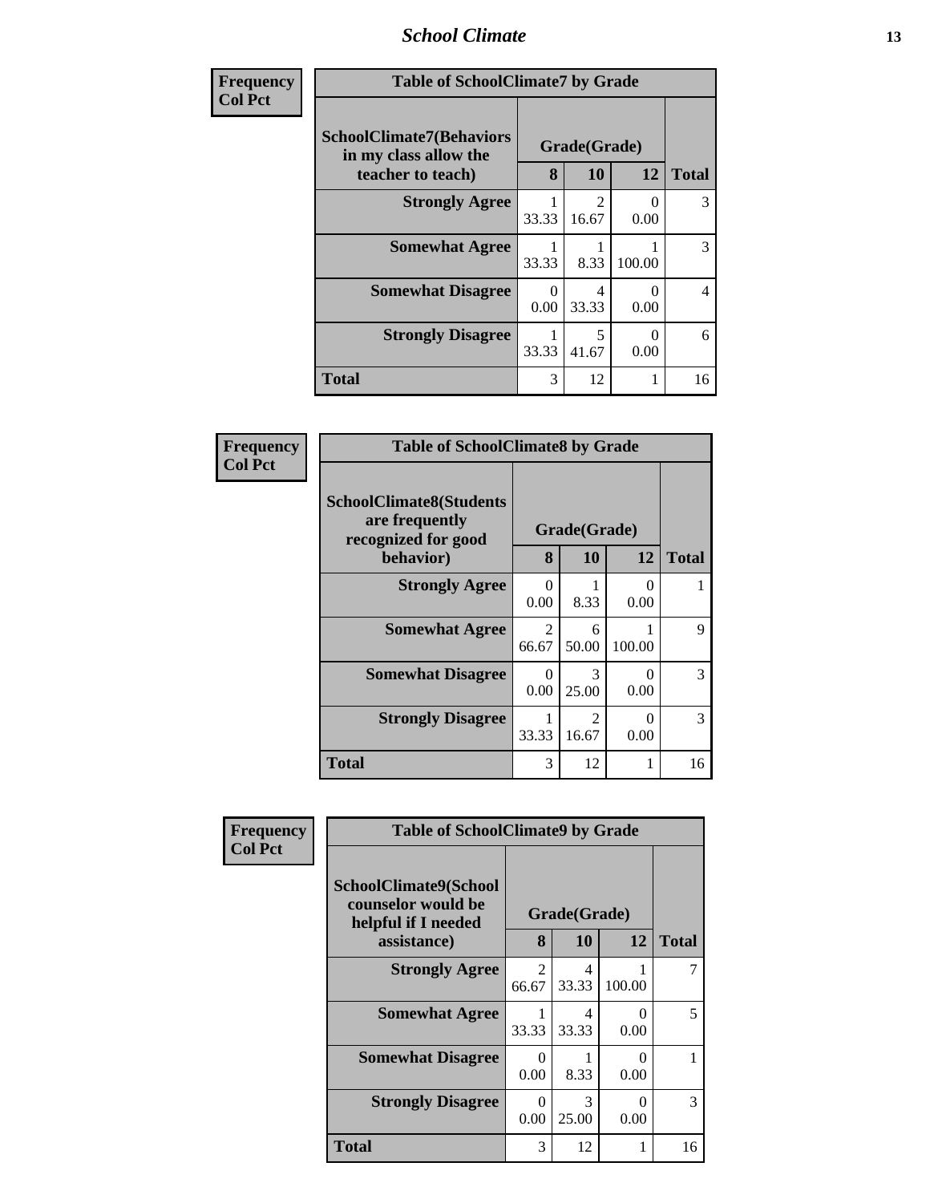| Frequency<br>Col Pct |
|---|

**Table of SchoolClimate7 by Grade**

| SchoolClimate7(Behaviors in my class allow the teacher to teach) | Grade(Grade) | | | Total |
|---|---|---|---|---|
| | 8 | 10 | 12 | |
| Strongly Agree | 1<br>33.33 | 2<br>16.67 | 0<br>0.00 | 3 |
| Somewhat Agree | 1<br>33.33 | 1<br>8.33 | 1<br>100.00 | 3 |
| Somewhat Disagree | 0<br>0.00 | 4<br>33.33 | 0<br>0.00 | 4 |
| Strongly Disagree | 1<br>33.33 | 5<br>41.67 | 0<br>0.00 | 6 |
| Total | 3 | 12 | 1 | 16 |

| Frequency<br>Col Pct |
|---|

**Table of SchoolClimate8 by Grade**

| SchoolClimate8(Students are frequently recognized for good behavior) | Grade(Grade) | | | Total |
|---|---|---|---|---|
| | 8 | 10 | 12 | |
| Strongly Agree | 0<br>0.00 | 1<br>8.33 | 0<br>0.00 | 1 |
| Somewhat Agree | 2<br>66.67 | 6<br>50.00 | 1<br>100.00 | 9 |
| Somewhat Disagree | 0<br>0.00 | 3<br>25.00 | 0<br>0.00 | 3 |
| Strongly Disagree | 1<br>33.33 | 2<br>16.67 | 0<br>0.00 | 3 |
| Total | 3 | 12 | 1 | 16 |

| Frequency<br>Col Pct |
|---|

**Table of SchoolClimate9 by Grade**

| SchoolClimate9(School counselor would be helpful if I needed assistance) | Grade(Grade) | | | Total |
|---|---|---|---|---|
| | 8 | 10 | 12 | |
| Strongly Agree | 2<br>66.67 | 4<br>33.33 | 1<br>100.00 | 7 |
| Somewhat Agree | 1<br>33.33 | 4<br>33.33 | 0<br>0.00 | 5 |
| Somewhat Disagree | 0<br>0.00 | 1<br>8.33 | 0<br>0.00 | 1 |
| Strongly Disagree | 0<br>0.00 | 3<br>25.00 | 0<br>0.00 | 3 |
| Total | 3 | 12 | 1 | 16 |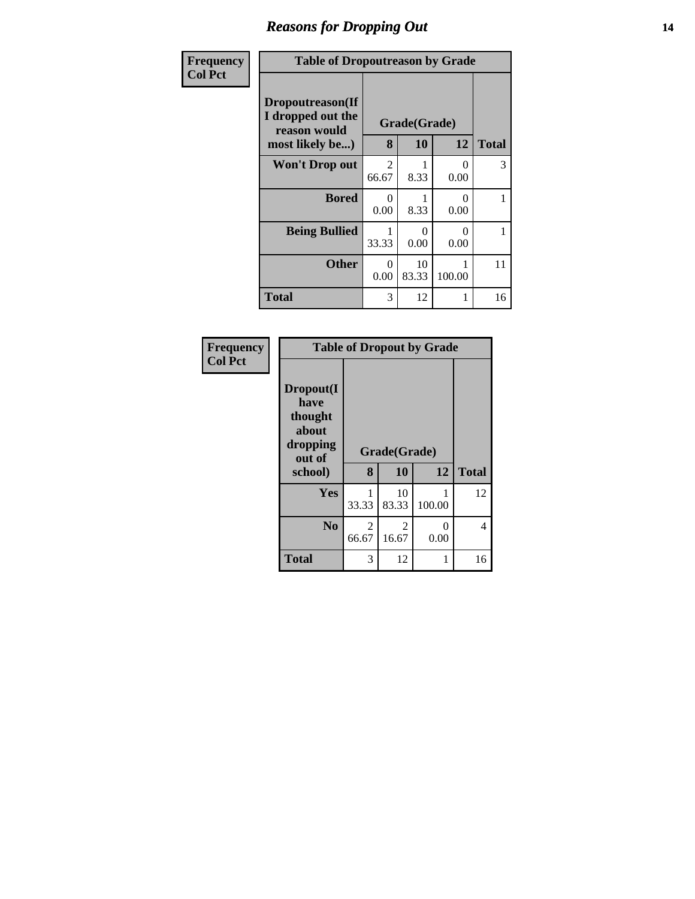## Reasons for Dropping Out

**Frequency**
**Col Pct**

| Table of Dropoutreason by Grade | | | | |
|---|---|---|---|---|
| Dropoutreason(If I dropped out the reason would most likely be...) | Grade(Grade) | | | |
| | 8 | 10 | 12 | Total |
| Won't Drop out | 2<br>66.67 | 1<br>8.33 | 0<br>0.00 | 3 |
| Bored | 0<br>0.00 | 1<br>8.33 | 0<br>0.00 | 1 |
| Being Bullied | 1<br>33.33 | 0<br>0.00 | 0<br>0.00 | 1 |
| Other | 0<br>0.00 | 10<br>83.33 | 1<br>100.00 | 11 |
| Total | 3 | 12 | 1 | 16 |

**Frequency**
**Col Pct**

| Table of Dropout by Grade | | | | |
|---|---|---|---|---|
| Dropout(I have thought about dropping out of school) | Grade(Grade) | | | |
| | 8 | 10 | 12 | Total |
| Yes | 1<br>33.33 | 10<br>83.33 | 1<br>100.00 | 12 |
| No | 2<br>66.67 | 2<br>16.67 | 0<br>0.00 | 4 |
| Total | 3 | 12 | 1 | 16 |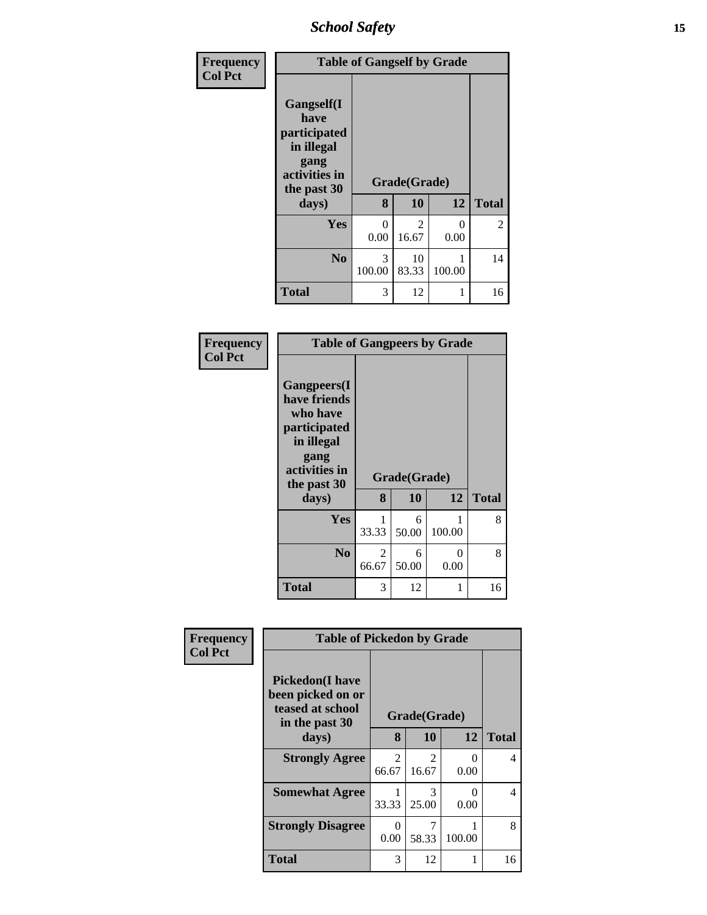| Frequency Col Pct | | | | |
|---|---|---|---|---|

**Table of Gangself by Grade**

| Gangself(I have participated in illegal gang activities in the past 30 days) | Grade(Grade) | | | Total |
|---|---|---|---|---|
| | 8 | 10 | 12 | |
| Yes | 0<br>0.00 | 2<br>16.67 | 0<br>0.00 | 2 |
| No | 3<br>100.00 | 10<br>83.33 | 1<br>100.00 | 14 |
| Total | 3 | 12 | 1 | 16 |

| Frequency Col Pct | | | | |
|---|---|---|---|---|

**Table of Gangpeers by Grade**

| Gangpeers(I have friends who have participated in illegal gang activities in the past 30 days) | Grade(Grade) | | | Total |
|---|---|---|---|---|
| | 8 | 10 | 12 | |
| Yes | 1<br>33.33 | 6<br>50.00 | 1<br>100.00 | 8 |
| No | 2<br>66.67 | 6<br>50.00 | 0<br>0.00 | 8 |
| Total | 3 | 12 | 1 | 16 |

| Frequency Col Pct | | | | |
|---|---|---|---|---|

**Table of Pickedon by Grade**

| Pickedon(I have been picked on or teased at school in the past 30 days) | Grade(Grade) | | | Total |
|---|---|---|---|---|
| | 8 | 10 | 12 | |
| Strongly Agree | 2<br>66.67 | 2<br>16.67 | 0<br>0.00 | 4 |
| Somewhat Agree | 1<br>33.33 | 3<br>25.00 | 0<br>0.00 | 4 |
| Strongly Disagree | 0<br>0.00 | 7<br>58.33 | 1<br>100.00 | 8 |
| Total | 3 | 12 | 1 | 16 |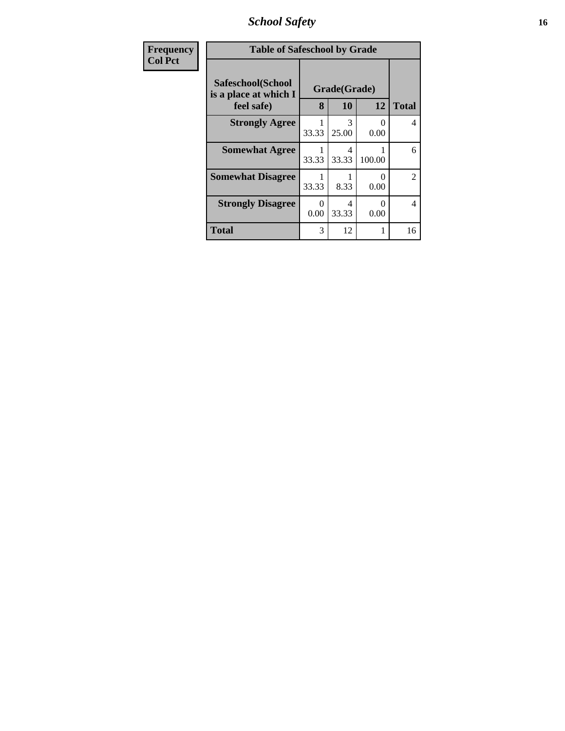| Frequency<br>Col Pct |
|---|

**Table of Safeschool by Grade**

| Safeschool(School is a place at which I feel safe) | Grade(Grade) | | | Total |
|---|---|---|---|---|
| | 8 | 10 | 12 | |
| **Strongly Agree** | 1<br>33.33 | 3<br>25.00 | 0<br>0.00 | 4 |
| **Somewhat Agree** | 1<br>33.33 | 4<br>33.33 | 1<br>100.00 | 6 |
| **Somewhat Disagree** | 1<br>33.33 | 1<br>8.33 | 0<br>0.00 | 2 |
| **Strongly Disagree** | 0<br>0.00 | 4<br>33.33 | 0<br>0.00 | 4 |
| **Total** | 3 | 12 | 1 | 16 |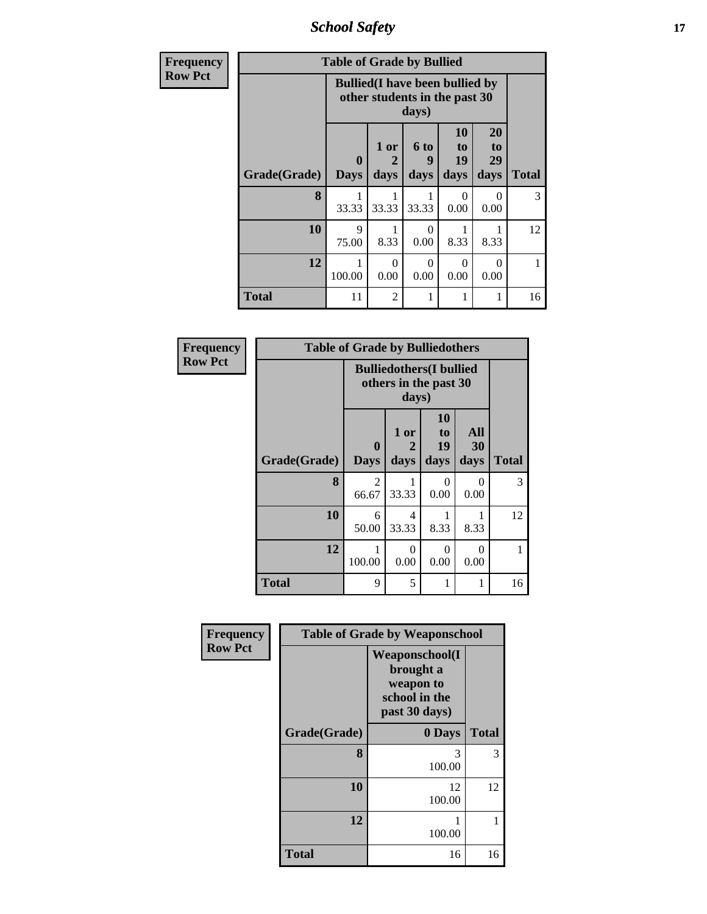| Frequency Row Pct | | | | | | |
|---|---|---|---|---|---|---|
| **Table of Grade by Bullied** | | | | | | |
| | **Bullied(I have been bullied by other students in the past 30 days)** | | | | | |
| **Grade(Grade)** | **0 Days** | **1 or 2 days** | **6 to 9 days** | **10 to 19 days** | **20 to 29 days** | **Total** |
| **8** | 1<br>33.33 | 1<br>33.33 | 1<br>33.33 | 0<br>0.00 | 0<br>0.00 | 3 |
| **10** | 9<br>75.00 | 1<br>8.33 | 0<br>0.00 | 1<br>8.33 | 1<br>8.33 | 12 |
| **12** | 1<br>100.00 | 0<br>0.00 | 0<br>0.00 | 0<br>0.00 | 0<br>0.00 | 1 |
| **Total** | 11 | 2 | 1 | 1 | 1 | 16 |

| Frequency Row Pct | | | | | |
|---|---|---|---|---|---|
| **Table of Grade by Bulliedothers** | | | | | |
| | **Bulliedothers(I bullied others in the past 30 days)** | | | | |
| **Grade(Grade)** | **0 Days** | **1 or 2 days** | **10 to 19 days** | **All 30 days** | **Total** |
| **8** | 2<br>66.67 | 1<br>33.33 | 0<br>0.00 | 0<br>0.00 | 3 |
| **10** | 6<br>50.00 | 4<br>33.33 | 1<br>8.33 | 1<br>8.33 | 12 |
| **12** | 1<br>100.00 | 0<br>0.00 | 0<br>0.00 | 0<br>0.00 | 1 |
| **Total** | 9 | 5 | 1 | 1 | 16 |

| Frequency Row Pct | | |
|---|---|---|
| **Table of Grade by Weaponschool** | | |
| | **Weaponschool(I brought a weapon to school in the past 30 days)** | |
| **Grade(Grade)** | **0 Days** | **Total** |
| **8** | 3<br>100.00 | 3 |
| **10** | 12<br>100.00 | 12 |
| **12** | 1<br>100.00 | 1 |
| **Total** | 16 | 16 |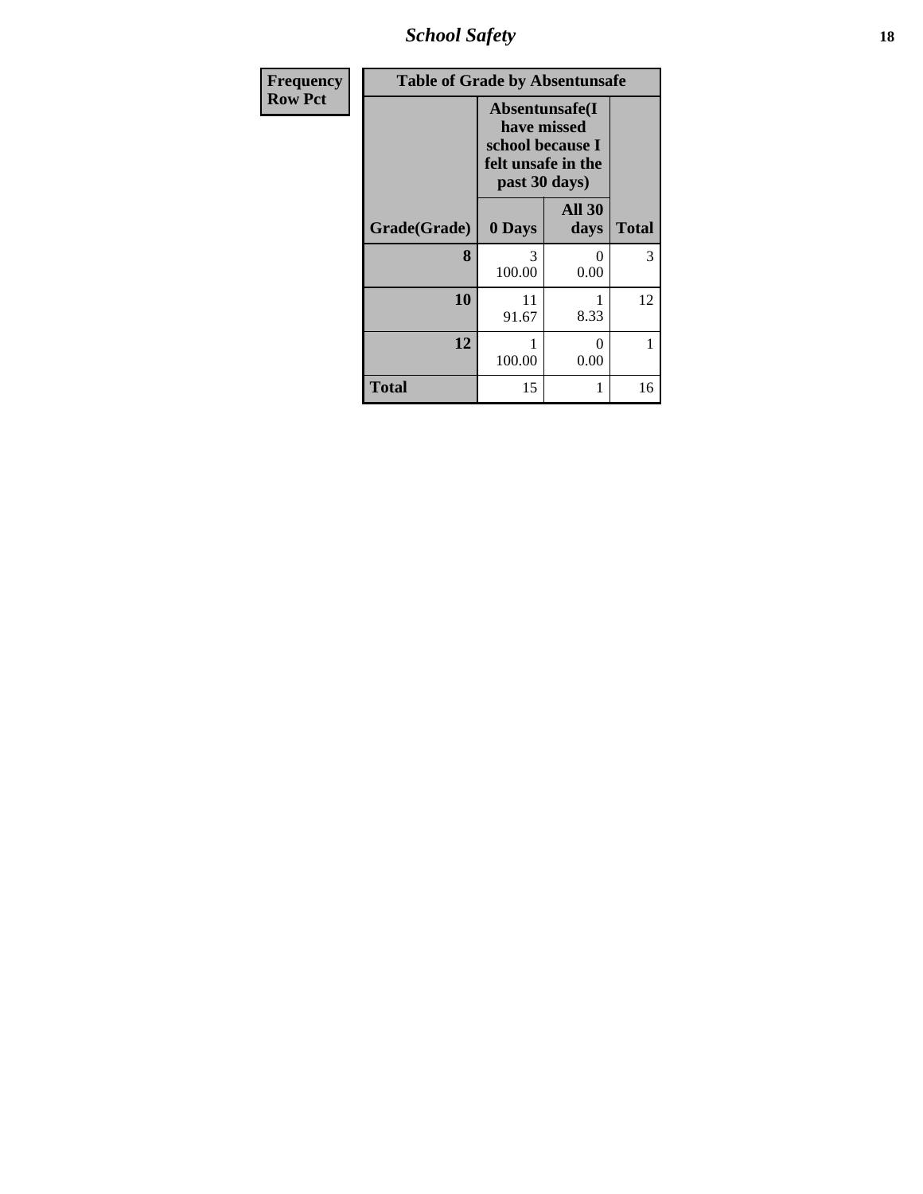| Frequency Row Pct |
|---|

**Table of Grade by Absentunsafe**

| Grade(Grade) | Absentunsafe(I have missed school because I felt unsafe in the past 30 days) 0 Days | All 30 days | Total |
|---|---|---|---|
| 8 | 3<br>100.00 | 0<br>0.00 | 3 |
| 10 | 11<br>91.67 | 1<br>8.33 | 12 |
| 12 | 1<br>100.00 | 0<br>0.00 | 1 |
| Total | 15 | 1 | 16 |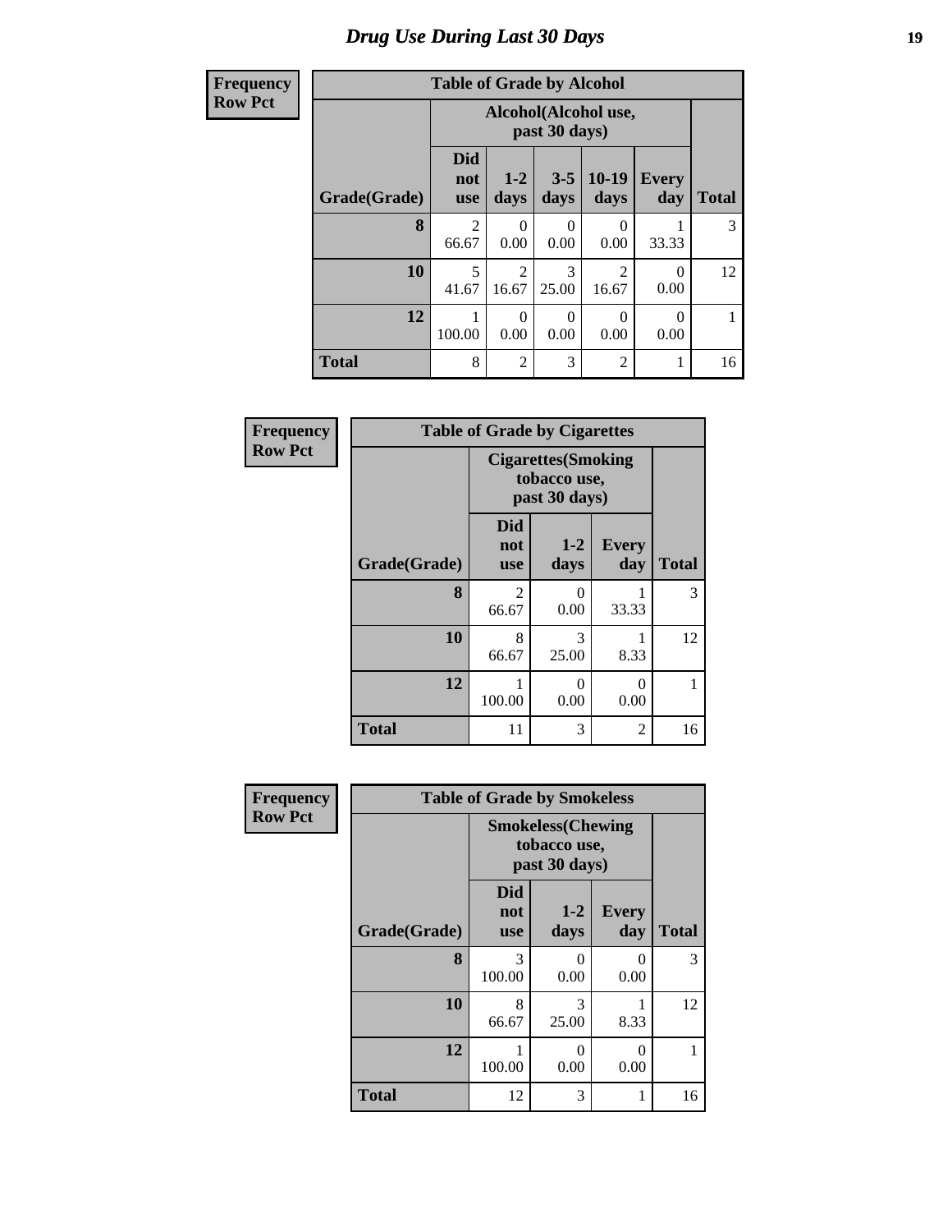# Drug Use During Last 30 Days

| Frequency Row Pct |
|---|

| Table of Grade by Alcohol | | | | | | |
|---|---|---|---|---|---|---|
| | Alcohol(Alcohol use, past 30 days) | | | | | |
| Grade(Grade) | Did not use | 1-2 days | 3-5 days | 10-19 days | Every day | Total |
| 8 | 2<br>66.67 | 0<br>0.00 | 0<br>0.00 | 0<br>0.00 | 1<br>33.33 | 3 |
| 10 | 5<br>41.67 | 2<br>16.67 | 3<br>25.00 | 2<br>16.67 | 0<br>0.00 | 12 |
| 12 | 1<br>100.00 | 0<br>0.00 | 0<br>0.00 | 0<br>0.00 | 0<br>0.00 | 1 |
| Total | 8 | 2 | 3 | 2 | 1 | 16 |

| Frequency Row Pct |
|---|

| Table of Grade by Cigarettes | | | | |
|---|---|---|---|---|
| | Cigarettes(Smoking tobacco use, past 30 days) | | | |
| Grade(Grade) | Did not use | 1-2 days | Every day | Total |
| 8 | 2<br>66.67 | 0<br>0.00 | 1<br>33.33 | 3 |
| 10 | 8<br>66.67 | 3<br>25.00 | 1<br>8.33 | 12 |
| 12 | 1<br>100.00 | 0<br>0.00 | 0<br>0.00 | 1 |
| Total | 11 | 3 | 2 | 16 |

| Frequency Row Pct |
|---|

| Table of Grade by Smokeless | | | | |
|---|---|---|---|---|
| | Smokeless(Chewing tobacco use, past 30 days) | | | |
| Grade(Grade) | Did not use | 1-2 days | Every day | Total |
| 8 | 3<br>100.00 | 0<br>0.00 | 0<br>0.00 | 3 |
| 10 | 8<br>66.67 | 3<br>25.00 | 1<br>8.33 | 12 |
| 12 | 1<br>100.00 | 0<br>0.00 | 0<br>0.00 | 1 |
| Total | 12 | 3 | 1 | 16 |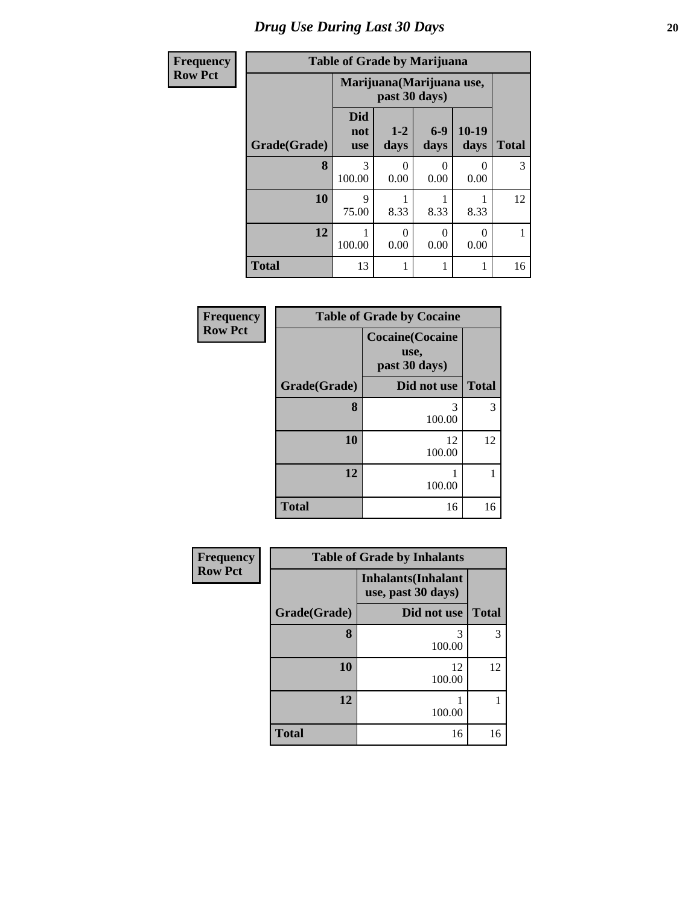# *Drug Use During Last 30 Days*

**Frequency**
**Row Pct**

| Table of Grade by Marijuana | | | | | |
|---|---|---|---|---|---|
| | Marijuana(Marijuana use, past 30 days) | | | | |
| Grade(Grade) | Did not use | 1-2 days | 6-9 days | 10-19 days | Total |
| **8** | 3<br>100.00 | 0<br>0.00 | 0<br>0.00 | 0<br>0.00 | 3 |
| **10** | 9<br>75.00 | 1<br>8.33 | 1<br>8.33 | 1<br>8.33 | 12 |
| **12** | 1<br>100.00 | 0<br>0.00 | 0<br>0.00 | 0<br>0.00 | 1 |
| **Total** | 13 | 1 | 1 | 1 | 16 |

**Frequency**
**Row Pct**

| Table of Grade by Cocaine | | |
|---|---|---|
| | Cocaine(Cocaine use, past 30 days) | |
| Grade(Grade) | Did not use | Total |
| **8** | 3<br>100.00 | 3 |
| **10** | 12<br>100.00 | 12 |
| **12** | 1<br>100.00 | 1 |
| **Total** | 16 | 16 |

**Frequency**
**Row Pct**

| Table of Grade by Inhalants | | |
|---|---|---|
| | Inhalants(Inhalant use, past 30 days) | |
| Grade(Grade) | Did not use | Total |
| **8** | 3<br>100.00 | 3 |
| **10** | 12<br>100.00 | 12 |
| **12** | 1<br>100.00 | 1 |
| **Total** | 16 | 16 |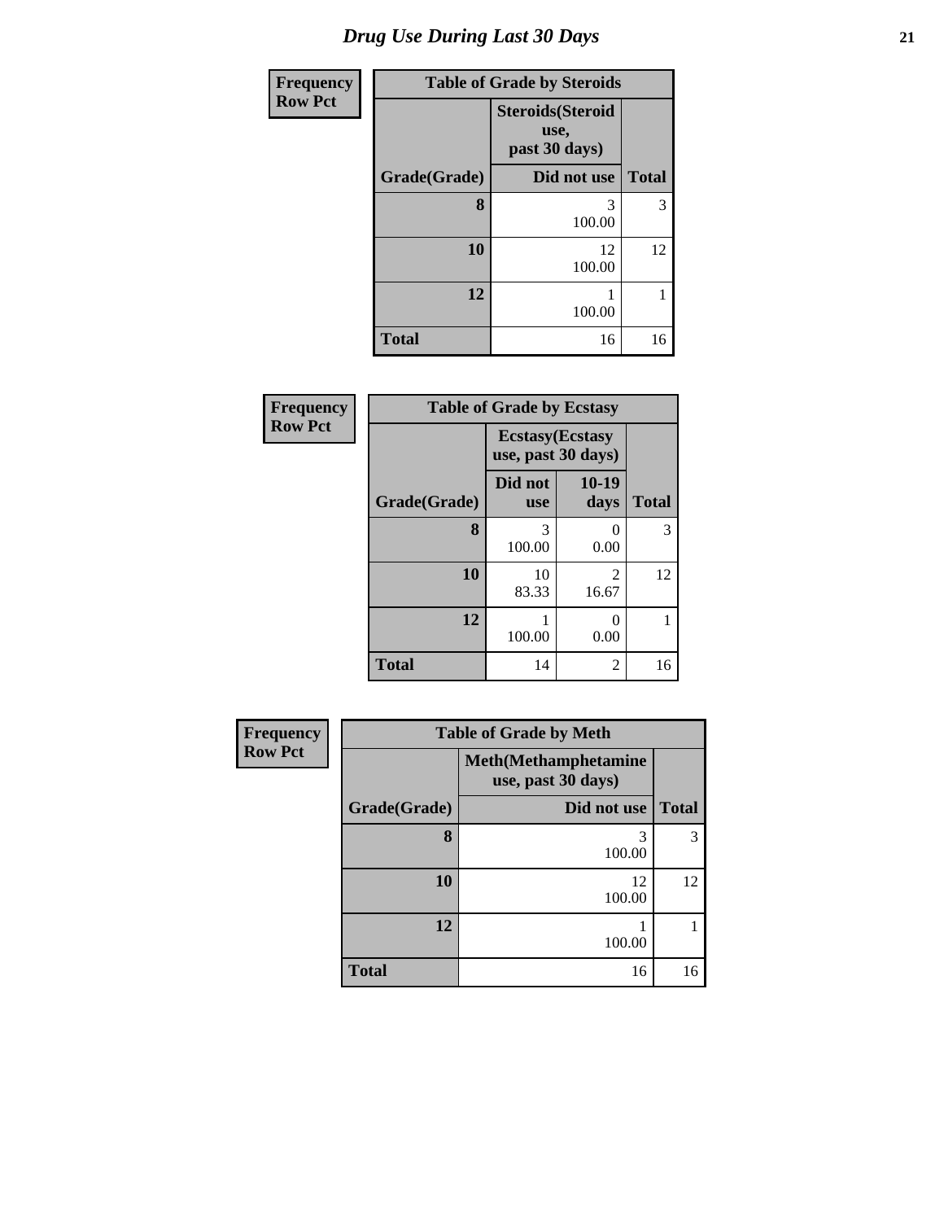# Drug Use During Last 30 Days

Frequency
Row Pct

| Table of Grade by Steroids | | |
|---|---|---|
| | Steroids(Steroid use, past 30 days) | |
| Grade(Grade) | Did not use | Total |
| 8 | 3<br>100.00 | 3 |
| 10 | 12<br>100.00 | 12 |
| 12 | 1<br>100.00 | 1 |
| Total | 16 | 16 |

Frequency
Row Pct

| Table of Grade by Ecstasy | | | |
|---|---|---|---|
| | Ecstasy(Ecstasy use, past 30 days) | | |
| Grade(Grade) | Did not use | 10-19 days | Total |
| 8 | 3<br>100.00 | 0<br>0.00 | 3 |
| 10 | 10<br>83.33 | 2<br>16.67 | 12 |
| 12 | 1<br>100.00 | 0<br>0.00 | 1 |
| Total | 14 | 2 | 16 |

Frequency
Row Pct

| Table of Grade by Meth | | |
|---|---|---|
| | Meth(Methamphetamine use, past 30 days) | |
| Grade(Grade) | Did not use | Total |
| 8 | 3<br>100.00 | 3 |
| 10 | 12<br>100.00 | 12 |
| 12 | 1<br>100.00 | 1 |
| Total | 16 | 16 |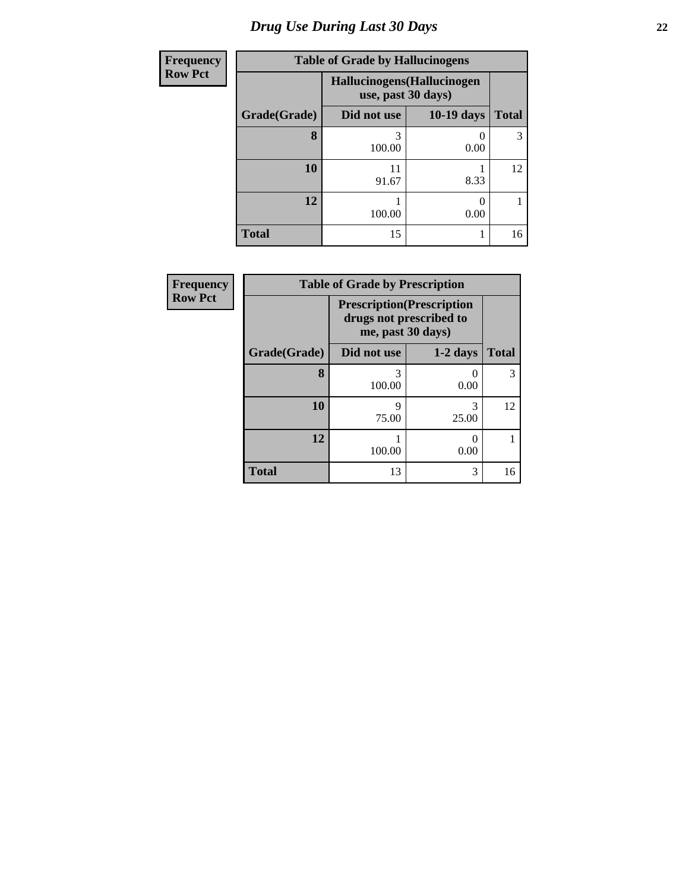# Drug Use During Last 30 Days

| Frequency<br>Row Pct | | | |
|---|---|---|---|
| **Table of Grade by Hallucinogens** | | | |
| | **Hallucinogens(Hallucinogen use, past 30 days)** | | |
| **Grade(Grade)** | **Did not use** | **10-19 days** | **Total** |
| **8** | 3<br>100.00 | 0<br>0.00 | 3 |
| **10** | 11<br>91.67 | 1<br>8.33 | 12 |
| **12** | 1<br>100.00 | 0<br>0.00 | 1 |
| **Total** | 15 | 1 | 16 |

| Frequency<br>Row Pct | | | |
|---|---|---|---|
| **Table of Grade by Prescription** | | | |
| | **Prescription(Prescription drugs not prescribed to me, past 30 days)** | | |
| **Grade(Grade)** | **Did not use** | **1-2 days** | **Total** |
| **8** | 3<br>100.00 | 0<br>0.00 | 3 |
| **10** | 9<br>75.00 | 3<br>25.00 | 12 |
| **12** | 1<br>100.00 | 0<br>0.00 | 1 |
| **Total** | 13 | 3 | 16 |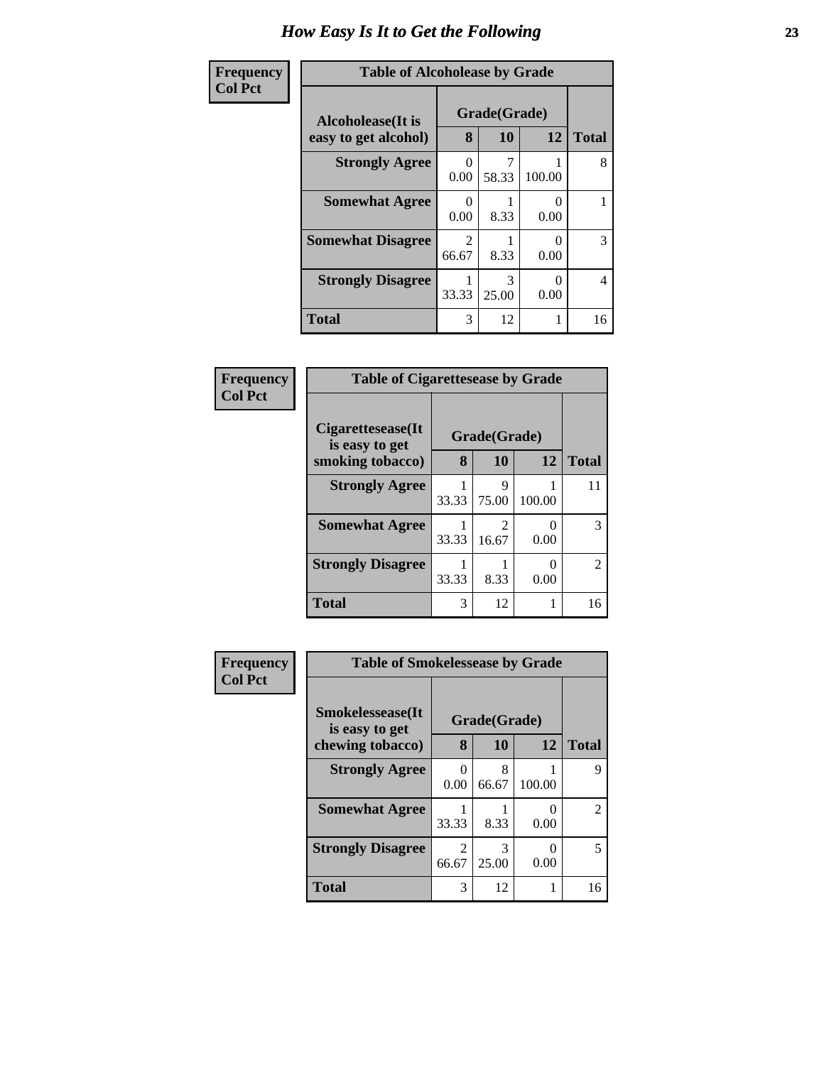# How Easy Is It to Get the Following

| Frequency Col Pct | | | | |
|---|---|---|---|---|

**Table of Alcoholease by Grade**

| Alcoholease(It is easy to get alcohol) | Grade(Grade) | | | Total |
|---|---|---|---|---|
| | 8 | 10 | 12 | |
| **Strongly Agree** | 0<br>0.00 | 7<br>58.33 | 1<br>100.00 | 8 |
| **Somewhat Agree** | 0<br>0.00 | 1<br>8.33 | 0<br>0.00 | 1 |
| **Somewhat Disagree** | 2<br>66.67 | 1<br>8.33 | 0<br>0.00 | 3 |
| **Strongly Disagree** | 1<br>33.33 | 3<br>25.00 | 0<br>0.00 | 4 |
| **Total** | 3 | 12 | 1 | 16 |

| Frequency Col Pct | | | | |
|---|---|---|---|---|

**Table of Cigarettesease by Grade**

| Cigarettesease(It is easy to get smoking tobacco) | Grade(Grade) | | | Total |
|---|---|---|---|---|
| | 8 | 10 | 12 | |
| **Strongly Agree** | 1<br>33.33 | 9<br>75.00 | 1<br>100.00 | 11 |
| **Somewhat Agree** | 1<br>33.33 | 2<br>16.67 | 0<br>0.00 | 3 |
| **Strongly Disagree** | 1<br>33.33 | 1<br>8.33 | 0<br>0.00 | 2 |
| **Total** | 3 | 12 | 1 | 16 |

| Frequency Col Pct | | | | |
|---|---|---|---|---|

**Table of Smokelessease by Grade**

| Smokelessease(It is easy to get chewing tobacco) | Grade(Grade) | | | Total |
|---|---|---|---|---|
| | 8 | 10 | 12 | |
| **Strongly Agree** | 0<br>0.00 | 8<br>66.67 | 1<br>100.00 | 9 |
| **Somewhat Agree** | 1<br>33.33 | 1<br>8.33 | 0<br>0.00 | 2 |
| **Strongly Disagree** | 2<br>66.67 | 3<br>25.00 | 0<br>0.00 | 5 |
| **Total** | 3 | 12 | 1 | 16 |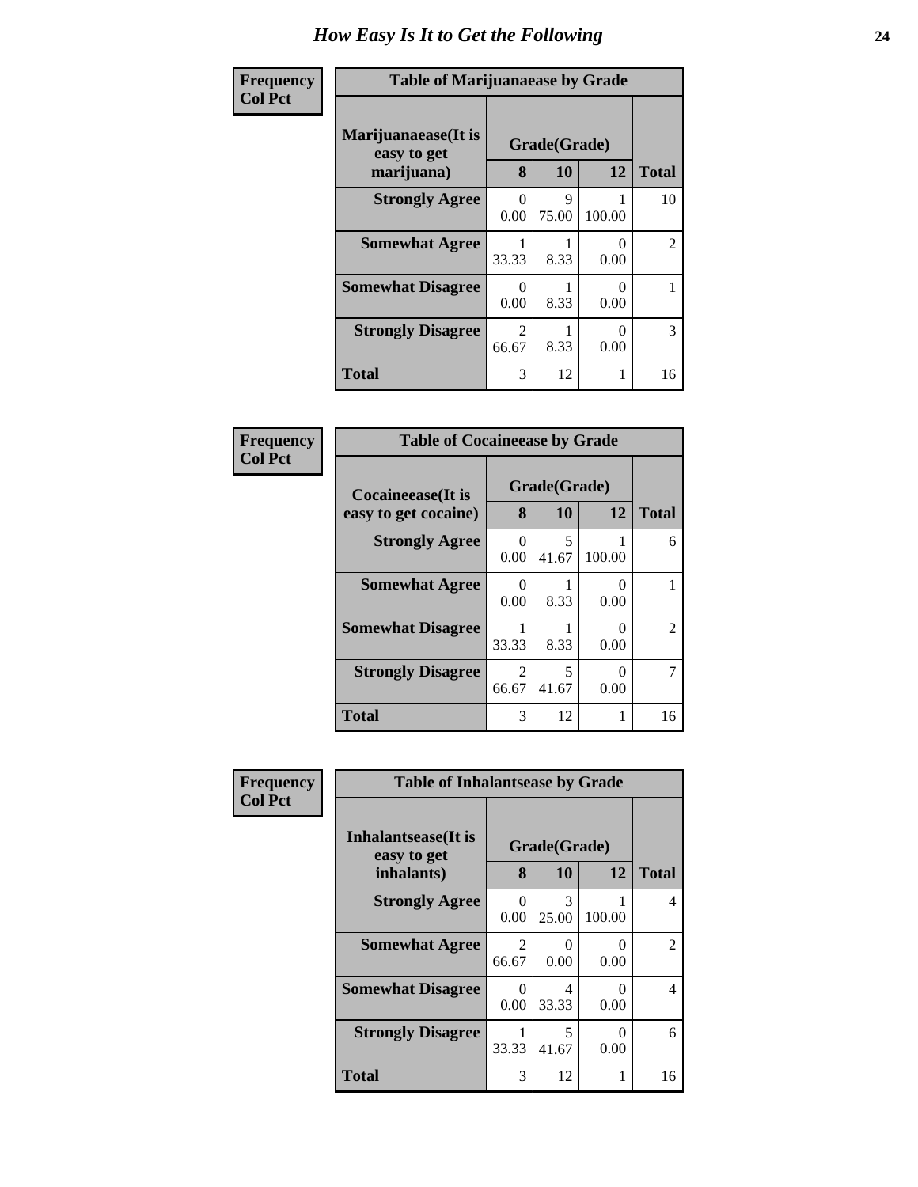# How Easy Is It to Get the Following

**Frequency**
**Col Pct**

**Table of Marijuanaease by Grade**

| Marijuanaease(It is easy to get marijuana) | Grade(Grade) | | | |
|---|---|---|---|---|
| | 8 | 10 | 12 | Total |
| **Strongly Agree** | 0<br>0.00 | 9<br>75.00 | 1<br>100.00 | 10 |
| **Somewhat Agree** | 1<br>33.33 | 1<br>8.33 | 0<br>0.00 | 2 |
| **Somewhat Disagree** | 0<br>0.00 | 1<br>8.33 | 0<br>0.00 | 1 |
| **Strongly Disagree** | 2<br>66.67 | 1<br>8.33 | 0<br>0.00 | 3 |
| **Total** | 3 | 12 | 1 | 16 |

**Frequency**
**Col Pct**

**Table of Cocaineease by Grade**

| Cocaineease(It is easy to get cocaine) | Grade(Grade) | | | |
|---|---|---|---|---|
| | 8 | 10 | 12 | Total |
| **Strongly Agree** | 0<br>0.00 | 5<br>41.67 | 1<br>100.00 | 6 |
| **Somewhat Agree** | 0<br>0.00 | 1<br>8.33 | 0<br>0.00 | 1 |
| **Somewhat Disagree** | 1<br>33.33 | 1<br>8.33 | 0<br>0.00 | 2 |
| **Strongly Disagree** | 2<br>66.67 | 5<br>41.67 | 0<br>0.00 | 7 |
| **Total** | 3 | 12 | 1 | 16 |

**Frequency**
**Col Pct**

**Table of Inhalantsease by Grade**

| Inhalantsease(It is easy to get inhalants) | Grade(Grade) | | | |
|---|---|---|---|---|
| | 8 | 10 | 12 | Total |
| **Strongly Agree** | 0<br>0.00 | 3<br>25.00 | 1<br>100.00 | 4 |
| **Somewhat Agree** | 2<br>66.67 | 0<br>0.00 | 0<br>0.00 | 2 |
| **Somewhat Disagree** | 0<br>0.00 | 4<br>33.33 | 0<br>0.00 | 4 |
| **Strongly Disagree** | 1<br>33.33 | 5<br>41.67 | 0<br>0.00 | 6 |
| **Total** | 3 | 12 | 1 | 16 |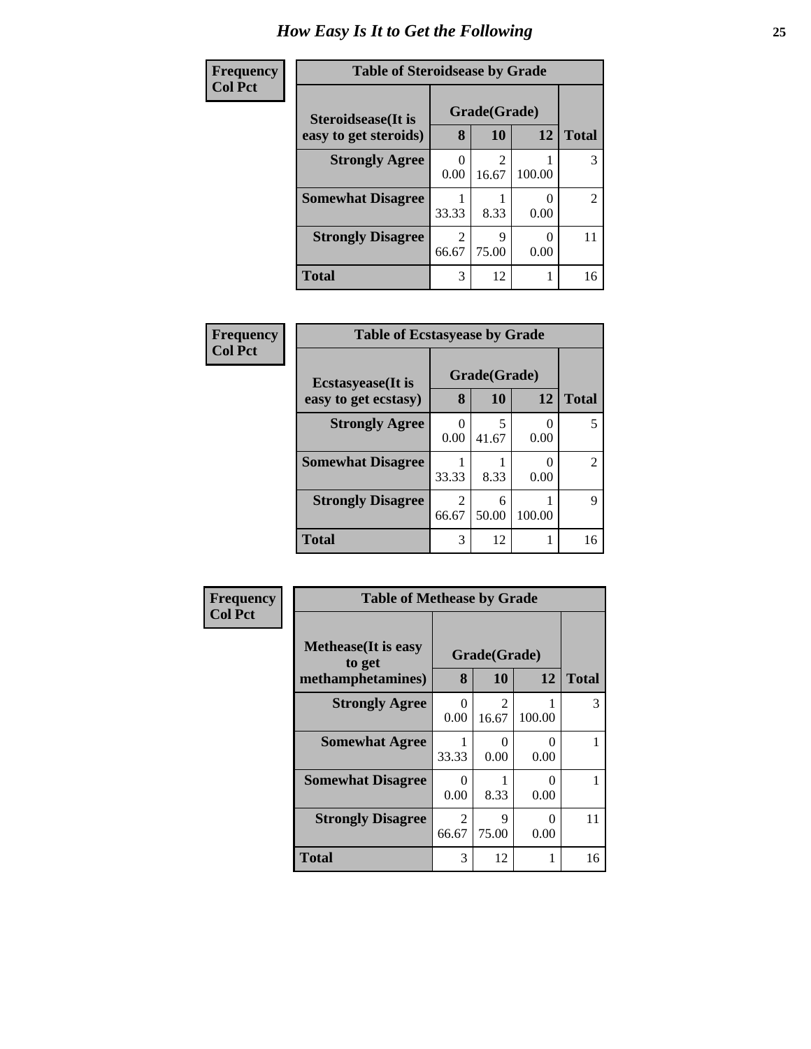# How Easy Is It to Get the Following

**Frequency**
**Col Pct**

| Table of Steroidsease by Grade | | | | |
|---|---|---|---|---|
| **Steroidsease(It is easy to get steroids)** | **Grade(Grade)** | | | |
| | **8** | **10** | **12** | **Total** |
| **Strongly Agree** | 0<br>0.00 | 2<br>16.67 | 1<br>100.00 | 3 |
| **Somewhat Disagree** | 1<br>33.33 | 1<br>8.33 | 0<br>0.00 | 2 |
| **Strongly Disagree** | 2<br>66.67 | 9<br>75.00 | 0<br>0.00 | 11 |
| **Total** | 3 | 12 | 1 | 16 |

**Frequency**
**Col Pct**

| Table of Ecstasyease by Grade | | | | |
|---|---|---|---|---|
| **Ecstasyease(It is easy to get ecstasy)** | **Grade(Grade)** | | | |
| | **8** | **10** | **12** | **Total** |
| **Strongly Agree** | 0<br>0.00 | 5<br>41.67 | 0<br>0.00 | 5 |
| **Somewhat Disagree** | 1<br>33.33 | 1<br>8.33 | 0<br>0.00 | 2 |
| **Strongly Disagree** | 2<br>66.67 | 6<br>50.00 | 1<br>100.00 | 9 |
| **Total** | 3 | 12 | 1 | 16 |

**Frequency**
**Col Pct**

| Table of Methease by Grade | | | | |
|---|---|---|---|---|
| **Methease(It is easy to get methamphetamines)** | **Grade(Grade)** | | | |
| | **8** | **10** | **12** | **Total** |
| **Strongly Agree** | 0<br>0.00 | 2<br>16.67 | 1<br>100.00 | 3 |
| **Somewhat Agree** | 1<br>33.33 | 0<br>0.00 | 0<br>0.00 | 1 |
| **Somewhat Disagree** | 0<br>0.00 | 1<br>8.33 | 0<br>0.00 | 1 |
| **Strongly Disagree** | 2<br>66.67 | 9<br>75.00 | 0<br>0.00 | 11 |
| **Total** | 3 | 12 | 1 | 16 |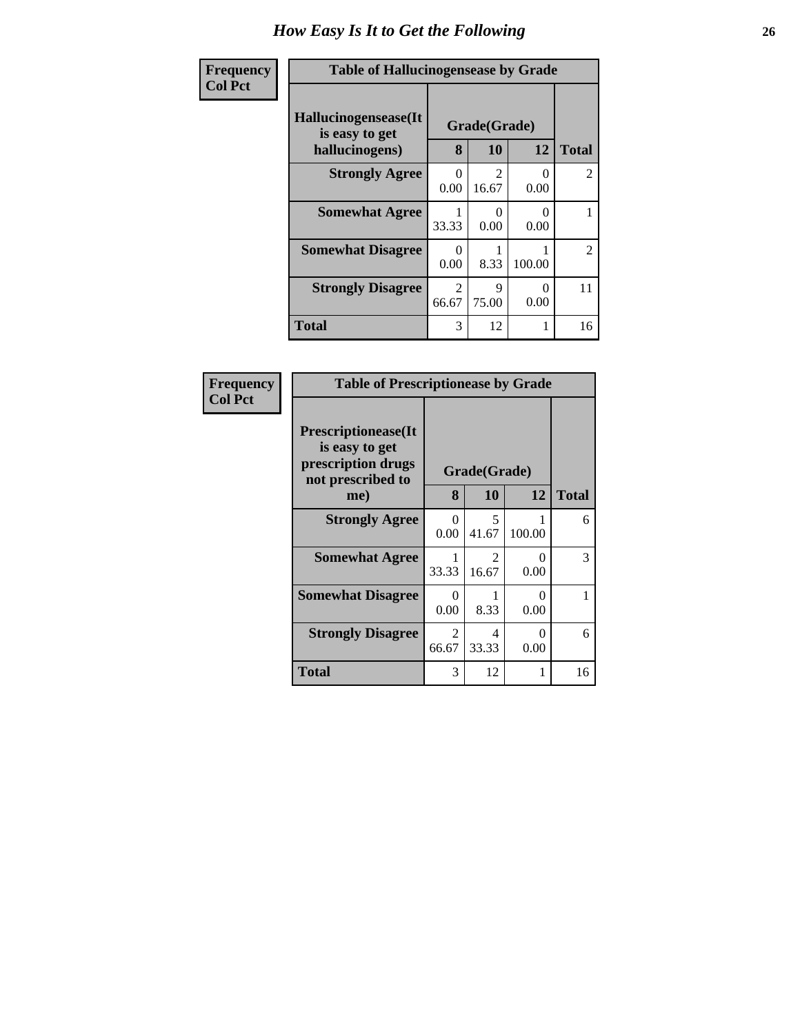# How Easy Is It to Get the Following

**Frequency**
**Col Pct**

**Table of Hallucinogensease by Grade**

| Hallucinogensease(It is easy to get hallucinogens) | Grade(Grade) | | | |
|---|---|---|---|---|
| | 8 | 10 | 12 | Total |
| **Strongly Agree** | 0<br>0.00 | 2<br>16.67 | 0<br>0.00 | 2 |
| **Somewhat Agree** | 1<br>33.33 | 0<br>0.00 | 0<br>0.00 | 1 |
| **Somewhat Disagree** | 0<br>0.00 | 1<br>8.33 | 1<br>100.00 | 2 |
| **Strongly Disagree** | 2<br>66.67 | 9<br>75.00 | 0<br>0.00 | 11 |
| **Total** | 3 | 12 | 1 | 16 |

**Frequency**
**Col Pct**

**Table of Prescriptionease by Grade**

| Prescriptionease(It is easy to get prescription drugs not prescribed to me) | Grade(Grade) | | | |
|---|---|---|---|---|
| | 8 | 10 | 12 | Total |
| **Strongly Agree** | 0<br>0.00 | 5<br>41.67 | 1<br>100.00 | 6 |
| **Somewhat Agree** | 1<br>33.33 | 2<br>16.67 | 0<br>0.00 | 3 |
| **Somewhat Disagree** | 0<br>0.00 | 1<br>8.33 | 0<br>0.00 | 1 |
| **Strongly Disagree** | 2<br>66.67 | 4<br>33.33 | 0<br>0.00 | 6 |
| **Total** | 3 | 12 | 1 | 16 |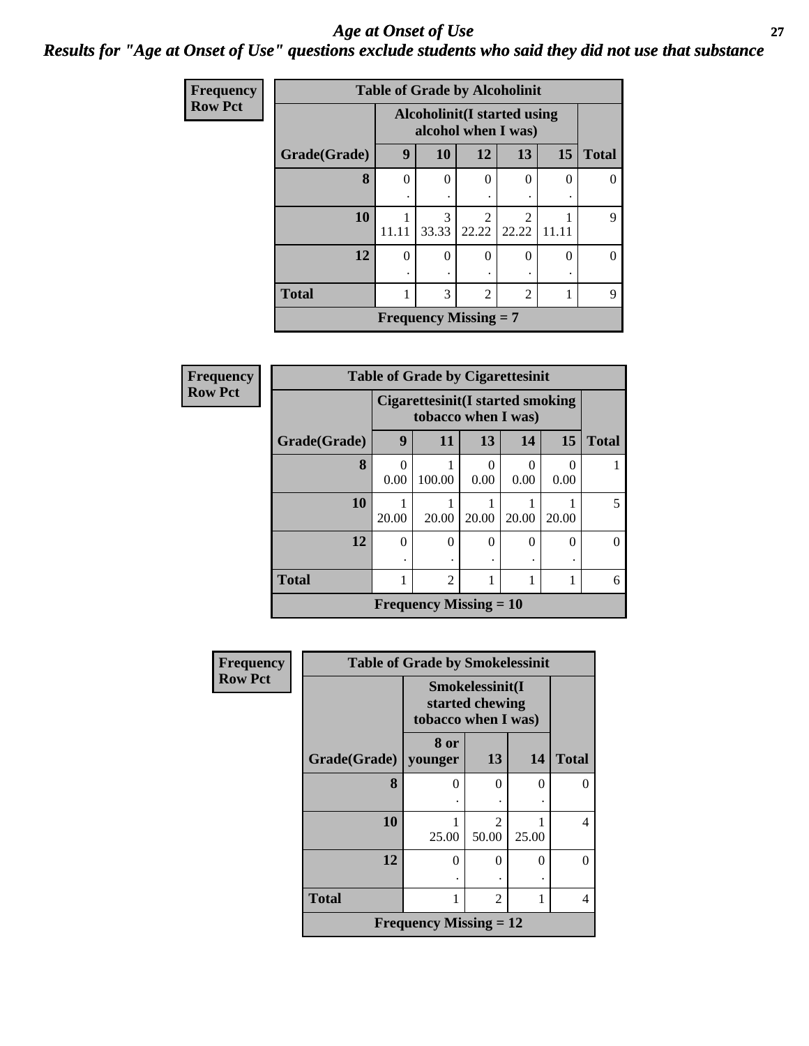## *Age at Onset of Use*

### *Results for "Age at Onset of Use" questions exclude students who said they did not use that substance*

**Frequency**
**Row Pct**

| Table of Grade by Alcoholinit | | | | | | |
|---|---|---|---|---|---|---|
| | Alcoholinit(I started using alcohol when I was) | | | | | |
| Grade(Grade) | 9 | 10 | 12 | 13 | 15 | Total |
| 8 | 0<br>. | 0<br>. | 0<br>. | 0<br>. | 0<br>. | 0 |
| 10 | 1<br>11.11 | 3<br>33.33 | 2<br>22.22 | 2<br>22.22 | 1<br>11.11 | 9 |
| 12 | 0<br>. | 0<br>. | 0<br>. | 0<br>. | 0<br>. | 0 |
| Total | 1 | 3 | 2 | 2 | 1 | 9 |
| Frequency Missing = 7 | | | | | | |

**Frequency**
**Row Pct**

| Table of Grade by Cigarettesinit | | | | | | |
|---|---|---|---|---|---|---|
| | Cigarettesinit(I started smoking tobacco when I was) | | | | | |
| Grade(Grade) | 9 | 11 | 13 | 14 | 15 | Total |
| 8 | 0<br>0.00 | 1<br>100.00 | 0<br>0.00 | 0<br>0.00 | 0<br>0.00 | 1 |
| 10 | 1<br>20.00 | 1<br>20.00 | 1<br>20.00 | 1<br>20.00 | 1<br>20.00 | 5 |
| 12 | 0<br>. | 0<br>. | 0<br>. | 0<br>. | 0<br>. | 0 |
| Total | 1 | 2 | 1 | 1 | 1 | 6 |
| Frequency Missing = 10 | | | | | | |

**Frequency**
**Row Pct**

| Table of Grade by Smokelessinit | | | | |
|---|---|---|---|---|
| | Smokelessinit(I started chewing tobacco when I was) | | | |
| Grade(Grade) | 8 or younger | 13 | 14 | Total |
| 8 | 0<br>. | 0<br>. | 0<br>. | 0 |
| 10 | 1<br>25.00 | 2<br>50.00 | 1<br>25.00 | 4 |
| 12 | 0<br>. | 0<br>. | 0<br>. | 0 |
| Total | 1 | 2 | 1 | 4 |
| Frequency Missing = 12 | | | | |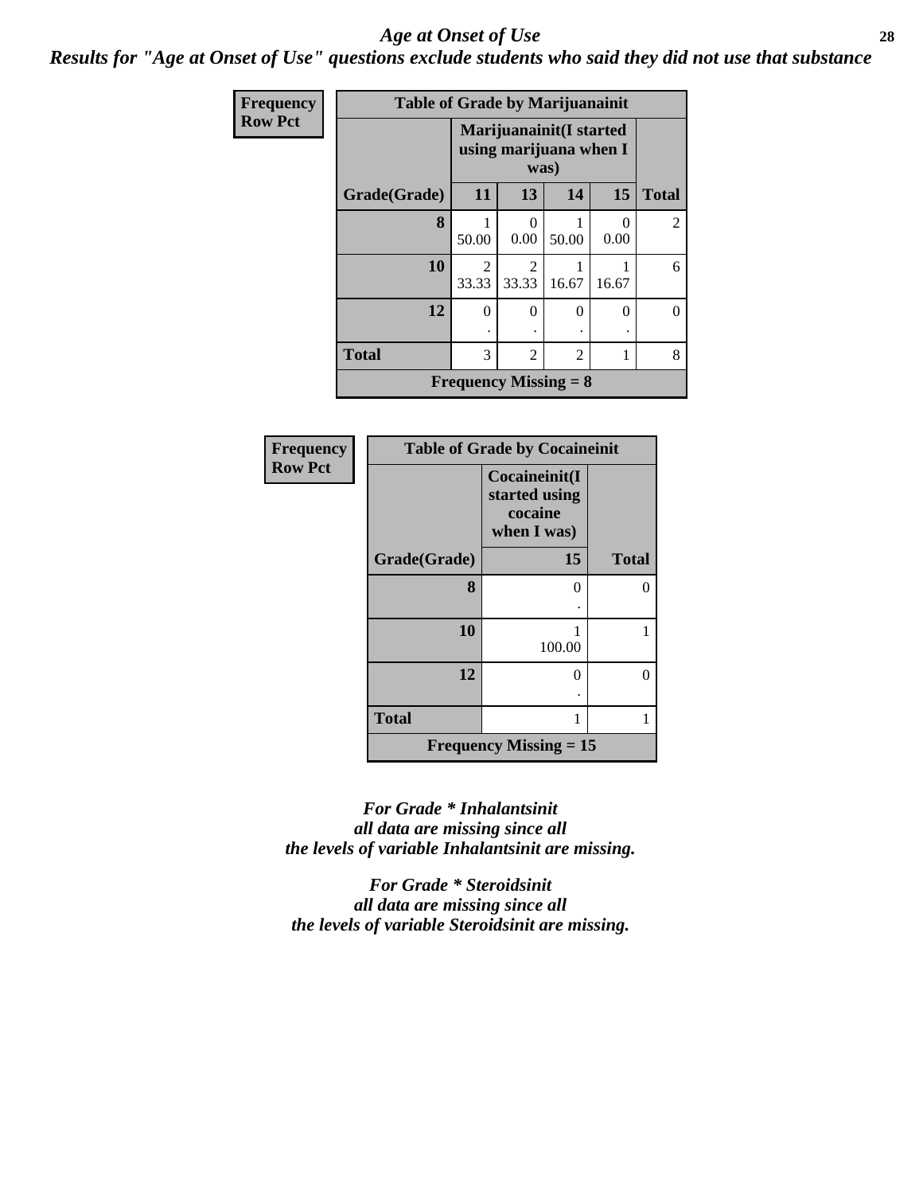# *Age at Onset of Use*

***Results for "Age at Onset of Use" questions exclude students who said they did not use that substance***

**Frequency**
**Row Pct**

| Table of Grade by Marijuanainit | | | | | |
|---|---|---|---|---|---|
| | Marijuanainit(I started using marijuana when I was) | | | | |
| Grade(Grade) | 11 | 13 | 14 | 15 | Total |
| 8 | 1<br>50.00 | 0<br>0.00 | 1<br>50.00 | 0<br>0.00 | 2 |
| 10 | 2<br>33.33 | 2<br>33.33 | 1<br>16.67 | 1<br>16.67 | 6 |
| 12 | 0<br>. | 0<br>. | 0<br>. | 0<br>. | 0 |
| Total | 3 | 2 | 2 | 1 | 8 |
| Frequency Missing = 8 | | | | | |

**Frequency**
**Row Pct**

| Table of Grade by Cocaineinit | | |
|---|---|---|
| | Cocaineinit(I started using cocaine when I was) | |
| Grade(Grade) | 15 | Total |
| 8 | 0<br>. | 0 |
| 10 | 1<br>100.00 | 1 |
| 12 | 0<br>. | 0 |
| Total | 1 | 1 |
| Frequency Missing = 15 | | |

*For Grade * Inhalantsinit*
*all data are missing since all*
*the levels of variable Inhalantsinit are missing.*

*For Grade * Steroidsinit*
*all data are missing since all*
*the levels of variable Steroidsinit are missing.*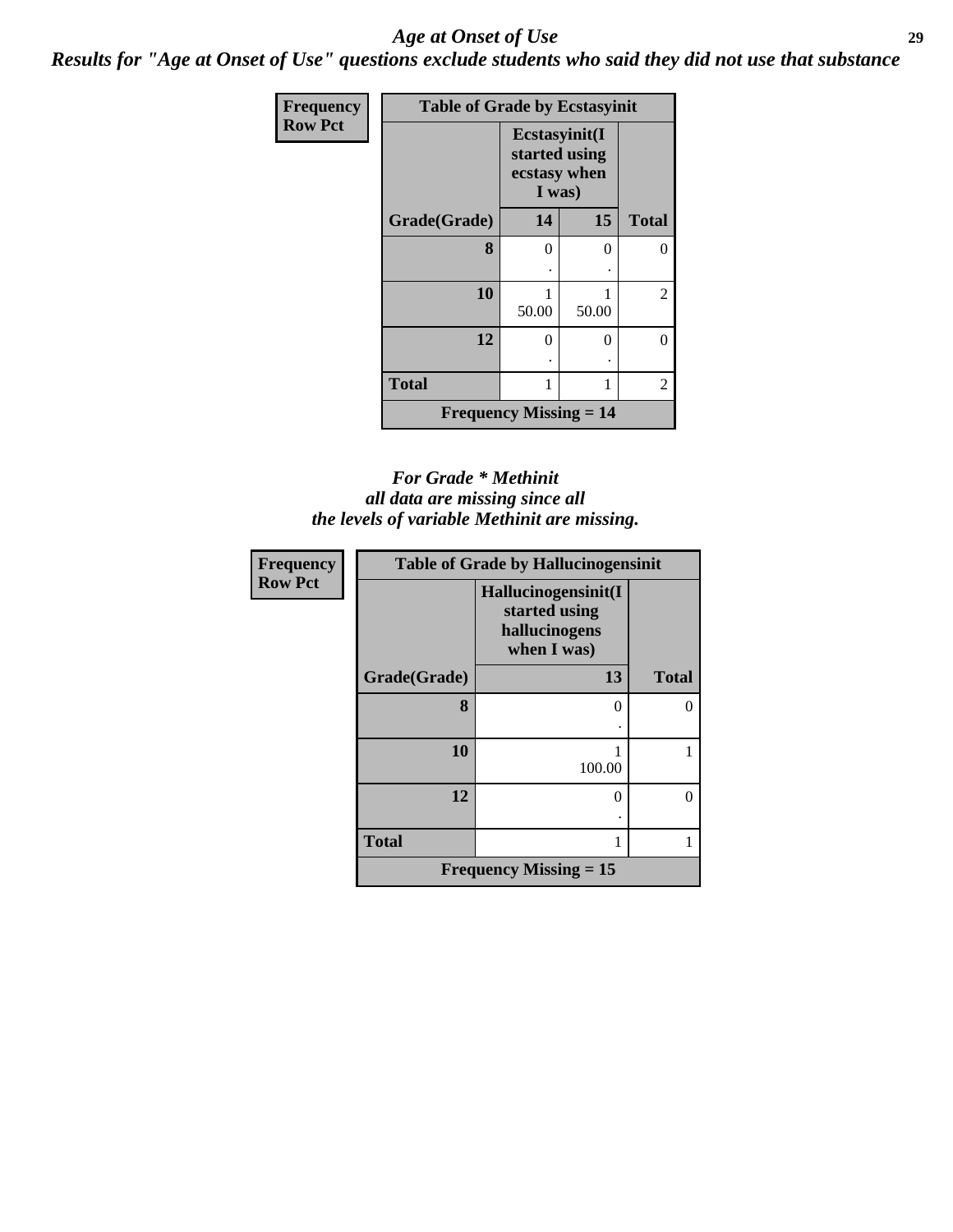# *Age at Onset of Use*

***Results for "Age at Onset of Use" questions exclude students who said they did not use that substance***

**Frequency**
**Row Pct**

| Table of Grade by Ecstasyinit | | | |
|---|---|---|---|
| | Ecstasyinit(I started using ecstasy when I was) | | |
| Grade(Grade) | 14 | 15 | Total |
| 8 | 0<br>. | 0<br>. | 0 |
| 10 | 1<br>50.00 | 1<br>50.00 | 2 |
| 12 | 0<br>. | 0<br>. | 0 |
| Total | 1 | 1 | 2 |
| Frequency Missing = 14 | | | |

*For Grade \* Methinit*
*all data are missing since all*
*the levels of variable Methinit are missing.*

**Frequency**
**Row Pct**

| Table of Grade by Hallucinogensinit | | |
|---|---|---|
| | Hallucinogensinit(I started using hallucinogens when I was) | |
| Grade(Grade) | 13 | Total |
| 8 | 0<br>. | 0 |
| 10 | 1<br>100.00 | 1 |
| 12 | 0<br>. | 0 |
| Total | 1 | 1 |
| Frequency Missing = 15 | | |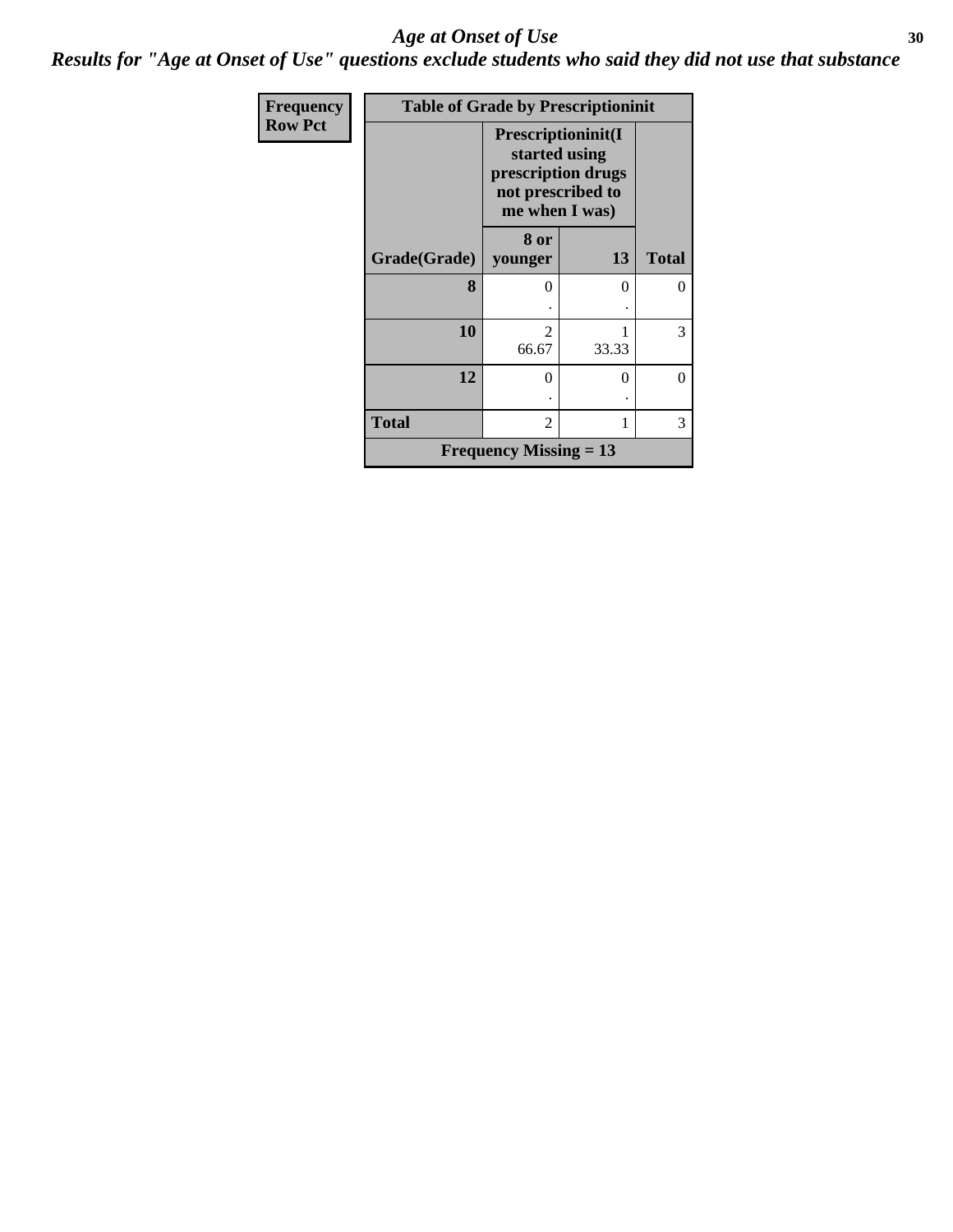# Age at Onset of Use

## Results for "Age at Onset of Use" questions exclude students who said they did not use that substance

| Frequency Row Pct | Table of Grade by Prescriptioninit | | |
|---|---|---|---|
| | Prescriptioninit(I started using prescription drugs not prescribed to me when I was) | | |
| Grade(Grade) | 8 or younger | 13 | Total |
| 8 | 0<br>. | 0<br>. | 0 |
| 10 | 2<br>66.67 | 1<br>33.33 | 3 |
| 12 | 0<br>. | 0<br>. | 0 |
| Total | 2 | 1 | 3 |
| Frequency Missing = 13 | | | |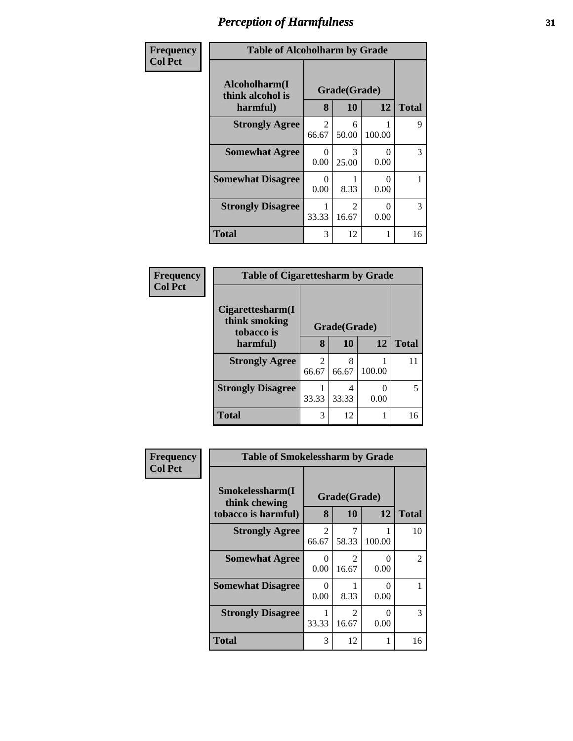# Perception of Harmfulness

**Frequency**
**Col Pct**

| Table of Alcoholharm by Grade | | | | |
|---|---|---|---|---|
| Alcoholharm(I think alcohol is harmful) | Grade(Grade) | | | |
| | 8 | 10 | 12 | Total |
| **Strongly Agree** | 2<br>66.67 | 6<br>50.00 | 1<br>100.00 | 9 |
| **Somewhat Agree** | 0<br>0.00 | 3<br>25.00 | 0<br>0.00 | 3 |
| **Somewhat Disagree** | 0<br>0.00 | 1<br>8.33 | 0<br>0.00 | 1 |
| **Strongly Disagree** | 1<br>33.33 | 2<br>16.67 | 0<br>0.00 | 3 |
| **Total** | 3 | 12 | 1 | 16 |

**Frequency**
**Col Pct**

| Table of Cigarettesharm by Grade | | | | |
|---|---|---|---|---|
| Cigarettesharm(I think smoking tobacco is harmful) | Grade(Grade) | | | |
| | 8 | 10 | 12 | Total |
| **Strongly Agree** | 2<br>66.67 | 8<br>66.67 | 1<br>100.00 | 11 |
| **Strongly Disagree** | 1<br>33.33 | 4<br>33.33 | 0<br>0.00 | 5 |
| **Total** | 3 | 12 | 1 | 16 |

**Frequency**
**Col Pct**

| Table of Smokelessharm by Grade | | | | |
|---|---|---|---|---|
| Smokelessharm(I think chewing tobacco is harmful) | Grade(Grade) | | | |
| | 8 | 10 | 12 | Total |
| **Strongly Agree** | 2<br>66.67 | 7<br>58.33 | 1<br>100.00 | 10 |
| **Somewhat Agree** | 0<br>0.00 | 2<br>16.67 | 0<br>0.00 | 2 |
| **Somewhat Disagree** | 0<br>0.00 | 1<br>8.33 | 0<br>0.00 | 1 |
| **Strongly Disagree** | 1<br>33.33 | 2<br>16.67 | 0<br>0.00 | 3 |
| **Total** | 3 | 12 | 1 | 16 |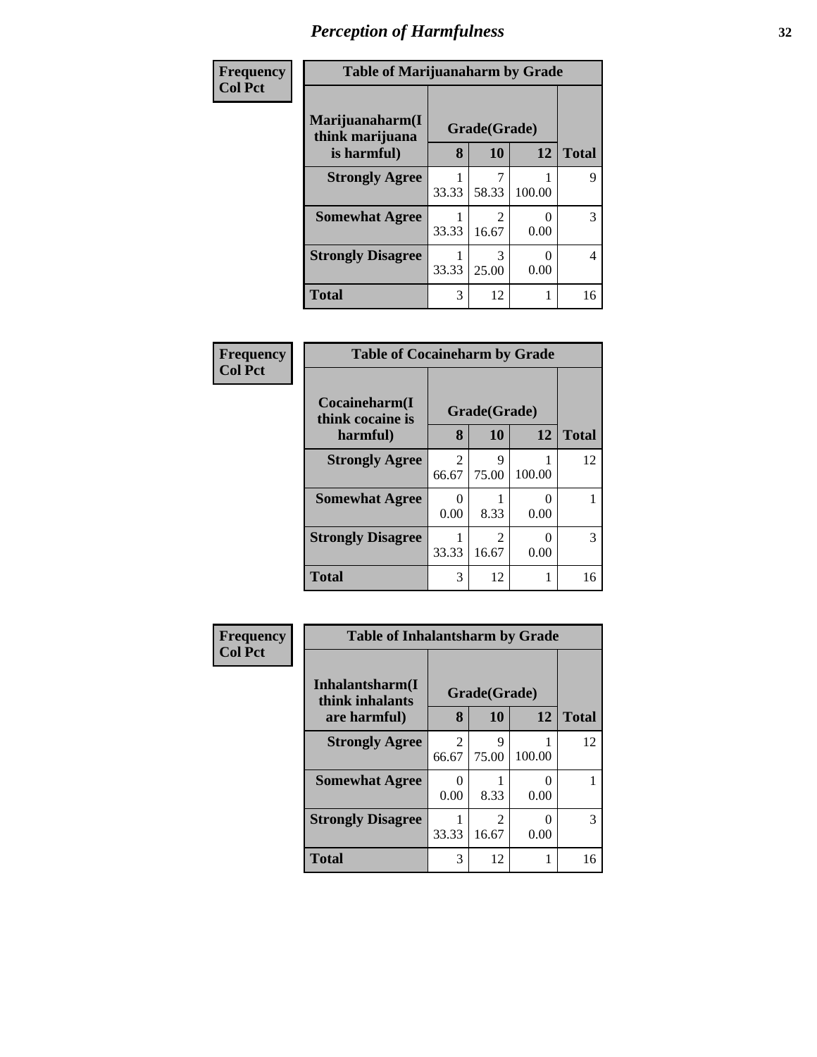# *Perception of Harmfulness*

**Frequency**
**Col Pct**

| Table of Marijuanaharm by Grade | | | | |
|---|---|---|---|---|
| **Marijuanaharm(I think marijuana is harmful)** | **Grade(Grade)** | | | **Total** |
| | **8** | **10** | **12** | |
| **Strongly Agree** | 1<br>33.33 | 7<br>58.33 | 1<br>100.00 | 9 |
| **Somewhat Agree** | 1<br>33.33 | 2<br>16.67 | 0<br>0.00 | 3 |
| **Strongly Disagree** | 1<br>33.33 | 3<br>25.00 | 0<br>0.00 | 4 |
| **Total** | 3 | 12 | 1 | 16 |

**Frequency**
**Col Pct**

| Table of Cocaineharm by Grade | | | | |
|---|---|---|---|---|
| **Cocaineharm(I think cocaine is harmful)** | **Grade(Grade)** | | | **Total** |
| | **8** | **10** | **12** | |
| **Strongly Agree** | 2<br>66.67 | 9<br>75.00 | 1<br>100.00 | 12 |
| **Somewhat Agree** | 0<br>0.00 | 1<br>8.33 | 0<br>0.00 | 1 |
| **Strongly Disagree** | 1<br>33.33 | 2<br>16.67 | 0<br>0.00 | 3 |
| **Total** | 3 | 12 | 1 | 16 |

**Frequency**
**Col Pct**

| Table of Inhalantsharm by Grade | | | | |
|---|---|---|---|---|
| **Inhalantsharm(I think inhalants are harmful)** | **Grade(Grade)** | | | **Total** |
| | **8** | **10** | **12** | |
| **Strongly Agree** | 2<br>66.67 | 9<br>75.00 | 1<br>100.00 | 12 |
| **Somewhat Agree** | 0<br>0.00 | 1<br>8.33 | 0<br>0.00 | 1 |
| **Strongly Disagree** | 1<br>33.33 | 2<br>16.67 | 0<br>0.00 | 3 |
| **Total** | 3 | 12 | 1 | 16 |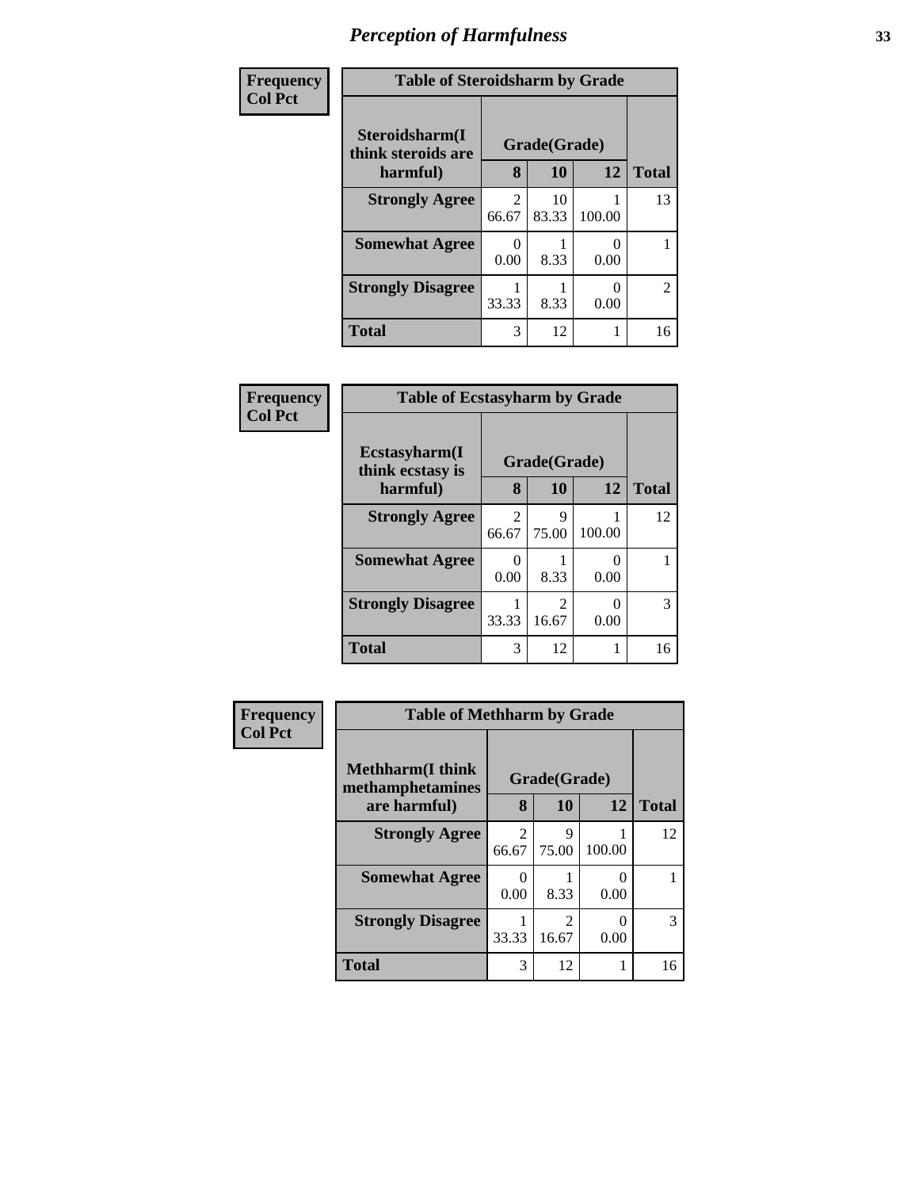# Perception of Harmfulness

**Frequency**
**Col Pct**

| Table of Steroidsharm by Grade | | | | |
|---|---|---|---|---|
| Steroidsharm(I think steroids are harmful) | Grade(Grade) | | | Total |
| | 8 | 10 | 12 | |
| **Strongly Agree** | 2<br>66.67 | 10<br>83.33 | 1<br>100.00 | 13 |
| **Somewhat Agree** | 0<br>0.00 | 1<br>8.33 | 0<br>0.00 | 1 |
| **Strongly Disagree** | 1<br>33.33 | 1<br>8.33 | 0<br>0.00 | 2 |
| **Total** | 3 | 12 | 1 | 16 |

**Frequency**
**Col Pct**

| Table of Ecstasyharm by Grade | | | | |
|---|---|---|---|---|
| Ecstasyharm(I think ecstasy is harmful) | Grade(Grade) | | | Total |
| | 8 | 10 | 12 | |
| **Strongly Agree** | 2<br>66.67 | 9<br>75.00 | 1<br>100.00 | 12 |
| **Somewhat Agree** | 0<br>0.00 | 1<br>8.33 | 0<br>0.00 | 1 |
| **Strongly Disagree** | 1<br>33.33 | 2<br>16.67 | 0<br>0.00 | 3 |
| **Total** | 3 | 12 | 1 | 16 |

**Frequency**
**Col Pct**

| Table of Methharm by Grade | | | | |
|---|---|---|---|---|
| Methharm(I think methamphetamines are harmful) | Grade(Grade) | | | Total |
| | 8 | 10 | 12 | |
| **Strongly Agree** | 2<br>66.67 | 9<br>75.00 | 1<br>100.00 | 12 |
| **Somewhat Agree** | 0<br>0.00 | 1<br>8.33 | 0<br>0.00 | 1 |
| **Strongly Disagree** | 1<br>33.33 | 2<br>16.67 | 0<br>0.00 | 3 |
| **Total** | 3 | 12 | 1 | 16 |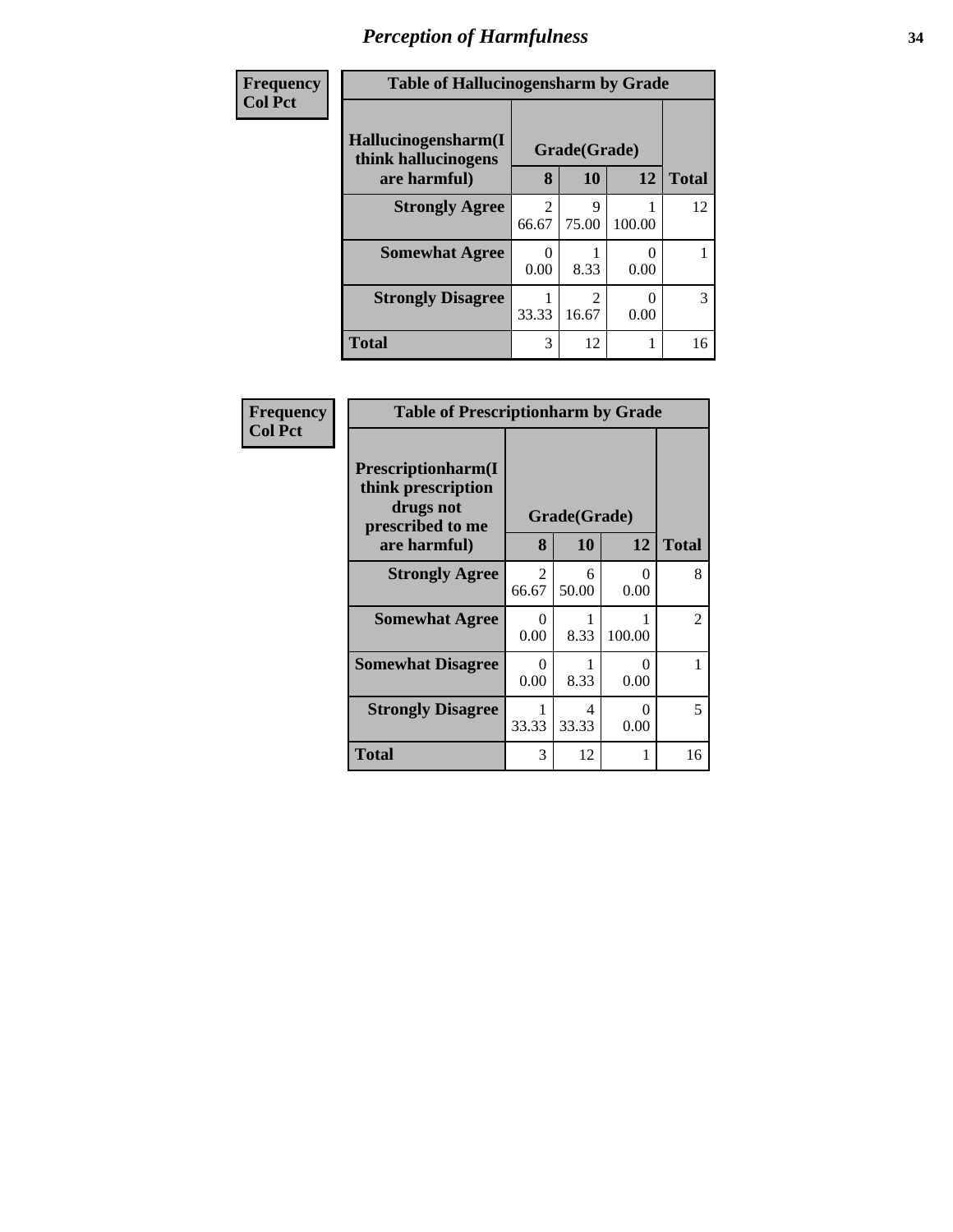# Perception of Harmfulness

| Frequency Col Pct | Table of Hallucinogensharm by Grade | | | |
|---|---|---|---|---|
| **Hallucinogensharm(I think hallucinogens are harmful)** | **Grade(Grade)** | | | |
| | **8** | **10** | **12** | **Total** |
| **Strongly Agree** | 2<br>66.67 | 9<br>75.00 | 1<br>100.00 | 12 |
| **Somewhat Agree** | 0<br>0.00 | 1<br>8.33 | 0<br>0.00 | 1 |
| **Strongly Disagree** | 1<br>33.33 | 2<br>16.67 | 0<br>0.00 | 3 |
| **Total** | 3 | 12 | 1 | 16 |

| Frequency Col Pct | Table of Prescriptionharm by Grade | | | |
|---|---|---|---|---|
| **Prescriptionharm(I think prescription drugs not prescribed to me are harmful)** | **Grade(Grade)** | | | |
| | **8** | **10** | **12** | **Total** |
| **Strongly Agree** | 2<br>66.67 | 6<br>50.00 | 0<br>0.00 | 8 |
| **Somewhat Agree** | 0<br>0.00 | 1<br>8.33 | 1<br>100.00 | 2 |
| **Somewhat Disagree** | 0<br>0.00 | 1<br>8.33 | 0<br>0.00 | 1 |
| **Strongly Disagree** | 1<br>33.33 | 4<br>33.33 | 0<br>0.00 | 5 |
| **Total** | 3 | 12 | 1 | 16 |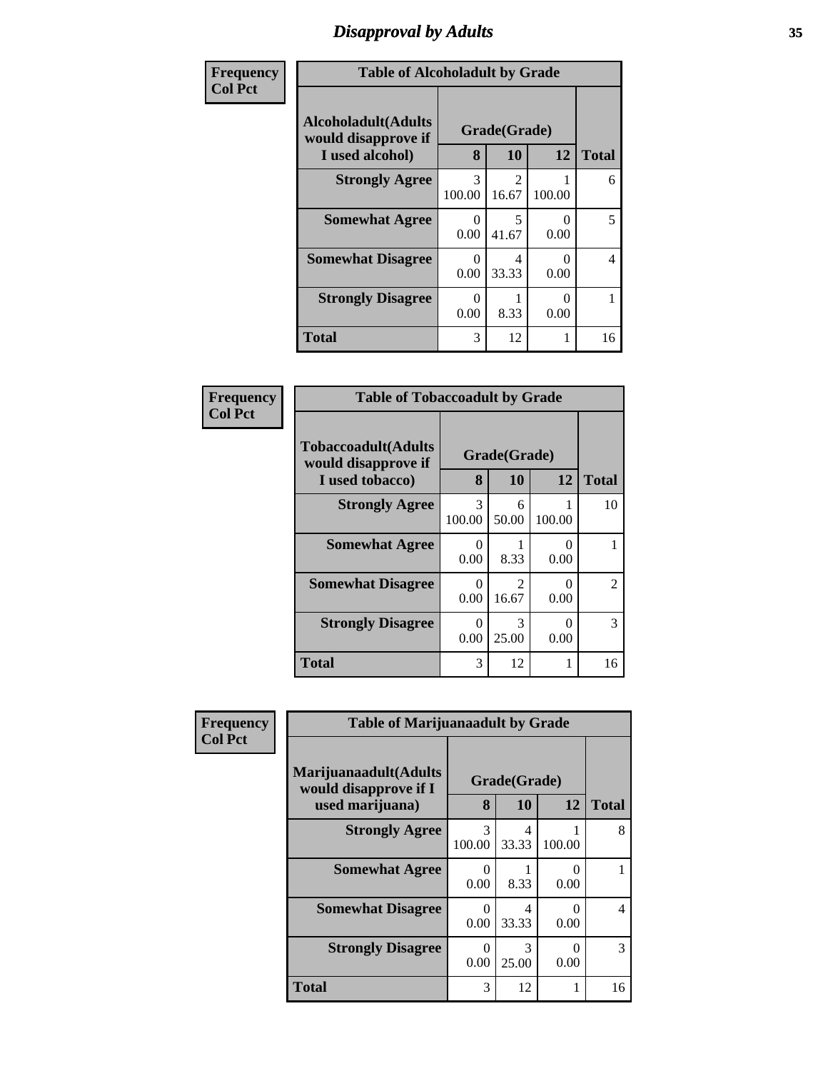# Disapproval by Adults

| Frequency<br>Col Pct |
|---|

**Table of Alcoholadult by Grade**

| Alcoholadult(Adults would disapprove if I used alcohol) | Grade(Grade) 8 | 10 | 12 | Total |
|---|---|---|---|---|
| Strongly Agree | 3<br>100.00 | 2<br>16.67 | 1<br>100.00 | 6 |
| Somewhat Agree | 0<br>0.00 | 5<br>41.67 | 0<br>0.00 | 5 |
| Somewhat Disagree | 0<br>0.00 | 4<br>33.33 | 0<br>0.00 | 4 |
| Strongly Disagree | 0<br>0.00 | 1<br>8.33 | 0<br>0.00 | 1 |
| Total | 3 | 12 | 1 | 16 |

| Frequency<br>Col Pct |
|---|

**Table of Tobaccoadult by Grade**

| Tobaccoadult(Adults would disapprove if I used tobacco) | Grade(Grade) 8 | 10 | 12 | Total |
|---|---|---|---|---|
| Strongly Agree | 3<br>100.00 | 6<br>50.00 | 1<br>100.00 | 10 |
| Somewhat Agree | 0<br>0.00 | 1<br>8.33 | 0<br>0.00 | 1 |
| Somewhat Disagree | 0<br>0.00 | 2<br>16.67 | 0<br>0.00 | 2 |
| Strongly Disagree | 0<br>0.00 | 3<br>25.00 | 0<br>0.00 | 3 |
| Total | 3 | 12 | 1 | 16 |

| Frequency<br>Col Pct |
|---|

**Table of Marijuanaadult by Grade**

| Marijuanaadult(Adults would disapprove if I used marijuana) | Grade(Grade) 8 | 10 | 12 | Total |
|---|---|---|---|---|
| Strongly Agree | 3<br>100.00 | 4<br>33.33 | 1<br>100.00 | 8 |
| Somewhat Agree | 0<br>0.00 | 1<br>8.33 | 0<br>0.00 | 1 |
| Somewhat Disagree | 0<br>0.00 | 4<br>33.33 | 0<br>0.00 | 4 |
| Strongly Disagree | 0<br>0.00 | 3<br>25.00 | 0<br>0.00 | 3 |
| Total | 3 | 12 | 1 | 16 |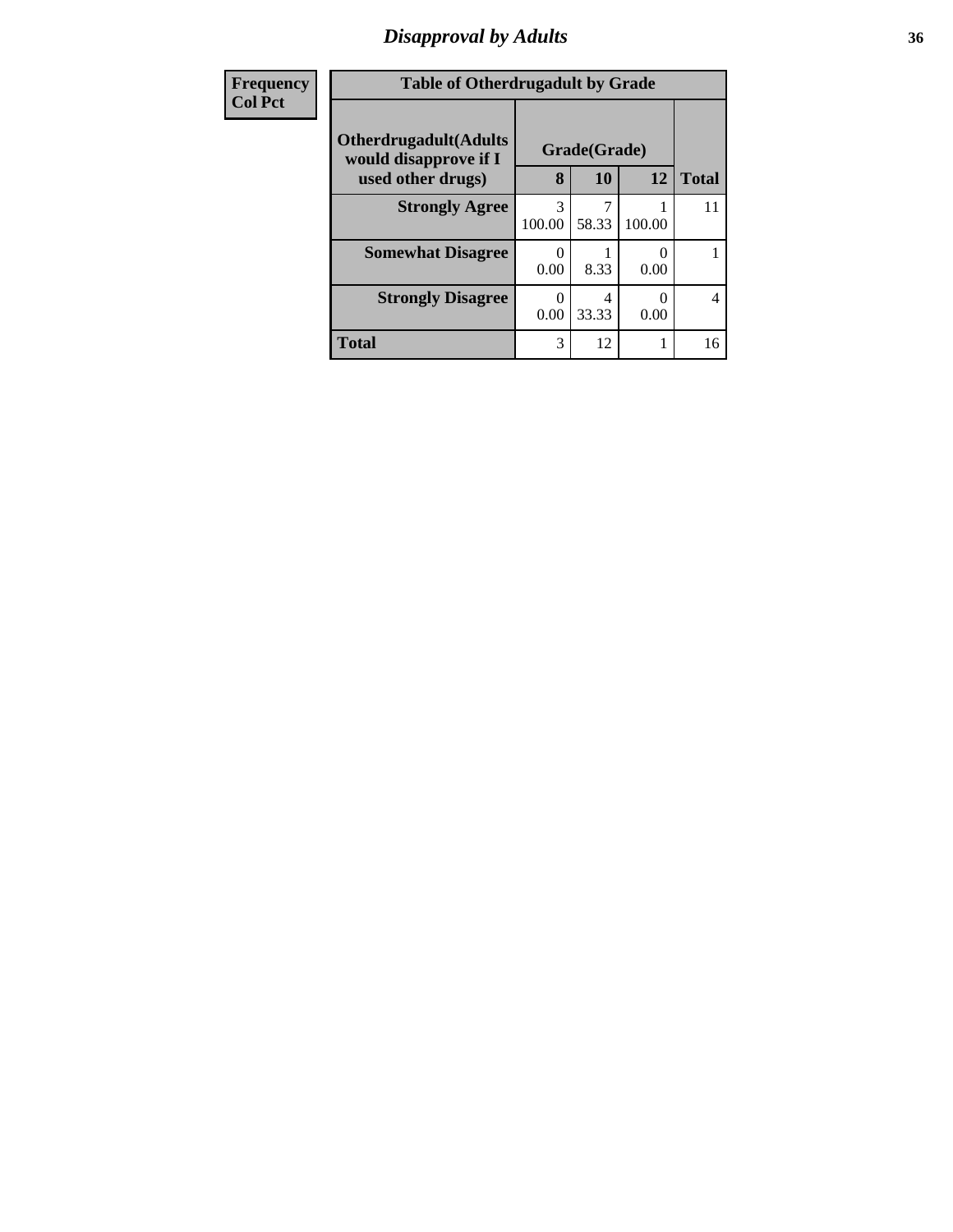## Disapproval by Adults

| Frequency<br>Col Pct |
|---|

**Table of Otherdrugadult by Grade**

| Otherdrugadult(Adults would disapprove if I used other drugs) | Grade(Grade) 8 | 10 | 12 | Total |
|---|---|---|---|---|
| **Strongly Agree** | 3<br>100.00 | 7<br>58.33 | 1<br>100.00 | 11 |
| **Somewhat Disagree** | 0<br>0.00 | 1<br>8.33 | 0<br>0.00 | 1 |
| **Strongly Disagree** | 0<br>0.00 | 4<br>33.33 | 0<br>0.00 | 4 |
| **Total** | 3 | 12 | 1 | 16 |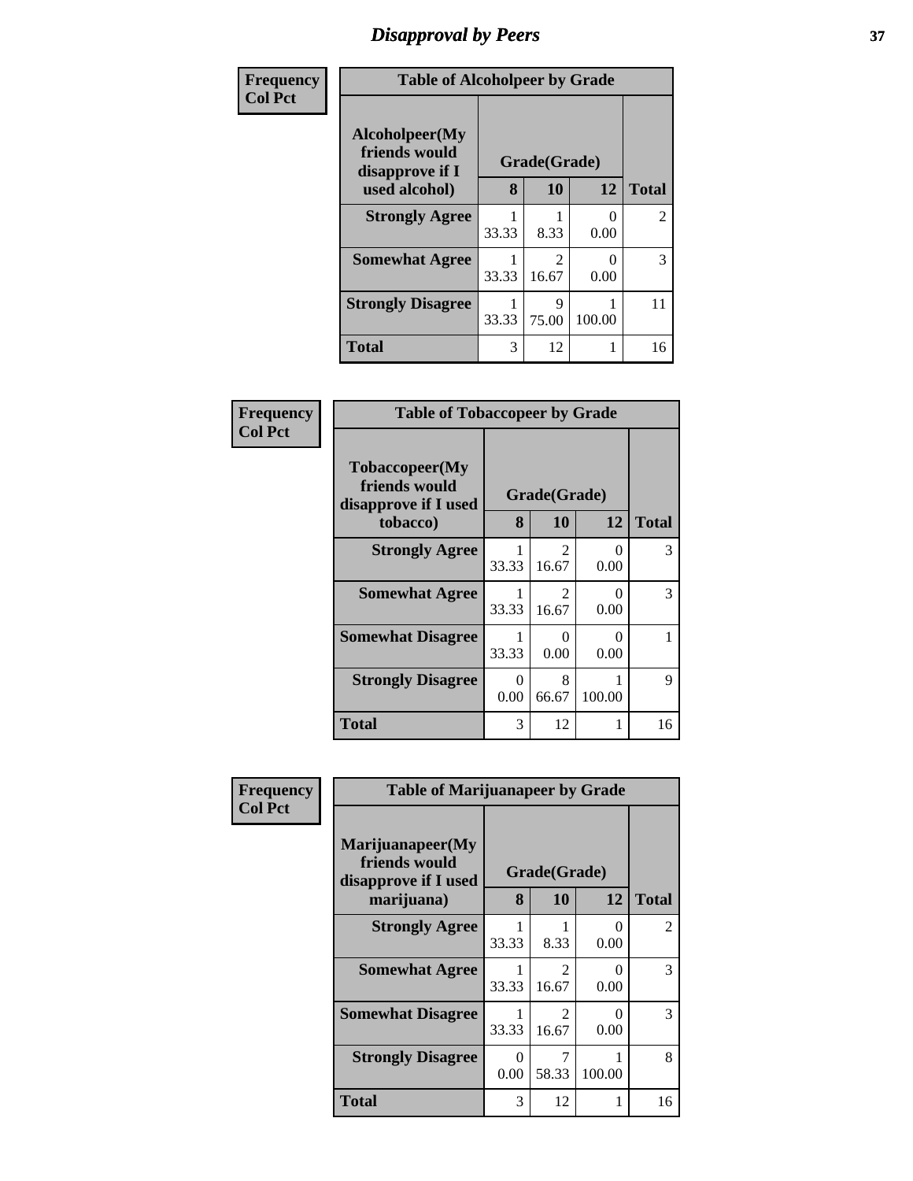# Disapproval by Peers

| Frequency Col Pct | Table of Alcoholpeer by Grade | | | |
|---|---|---|---|---|
| Alcoholpeer(My friends would disapprove if I used alcohol) | Grade(Grade) | | | Total |
| | 8 | 10 | 12 | |
| Strongly Agree | 1<br>33.33 | 1<br>8.33 | 0<br>0.00 | 2 |
| Somewhat Agree | 1<br>33.33 | 2<br>16.67 | 0<br>0.00 | 3 |
| Strongly Disagree | 1<br>33.33 | 9<br>75.00 | 1<br>100.00 | 11 |
| Total | 3 | 12 | 1 | 16 |

| Frequency Col Pct | Table of Tobaccopeer by Grade | | | |
|---|---|---|---|---|
| Tobaccopeer(My friends would disapprove if I used tobacco) | Grade(Grade) | | | Total |
| | 8 | 10 | 12 | |
| Strongly Agree | 1<br>33.33 | 2<br>16.67 | 0<br>0.00 | 3 |
| Somewhat Agree | 1<br>33.33 | 2<br>16.67 | 0<br>0.00 | 3 |
| Somewhat Disagree | 1<br>33.33 | 0<br>0.00 | 0<br>0.00 | 1 |
| Strongly Disagree | 0<br>0.00 | 8<br>66.67 | 1<br>100.00 | 9 |
| Total | 3 | 12 | 1 | 16 |

| Frequency Col Pct | Table of Marijuanapeer by Grade | | | |
|---|---|---|---|---|
| Marijuanapeer(My friends would disapprove if I used marijuana) | Grade(Grade) | | | Total |
| | 8 | 10 | 12 | |
| Strongly Agree | 1<br>33.33 | 1<br>8.33 | 0<br>0.00 | 2 |
| Somewhat Agree | 1<br>33.33 | 2<br>16.67 | 0<br>0.00 | 3 |
| Somewhat Disagree | 1<br>33.33 | 2<br>16.67 | 0<br>0.00 | 3 |
| Strongly Disagree | 0<br>0.00 | 7<br>58.33 | 1<br>100.00 | 8 |
| Total | 3 | 12 | 1 | 16 |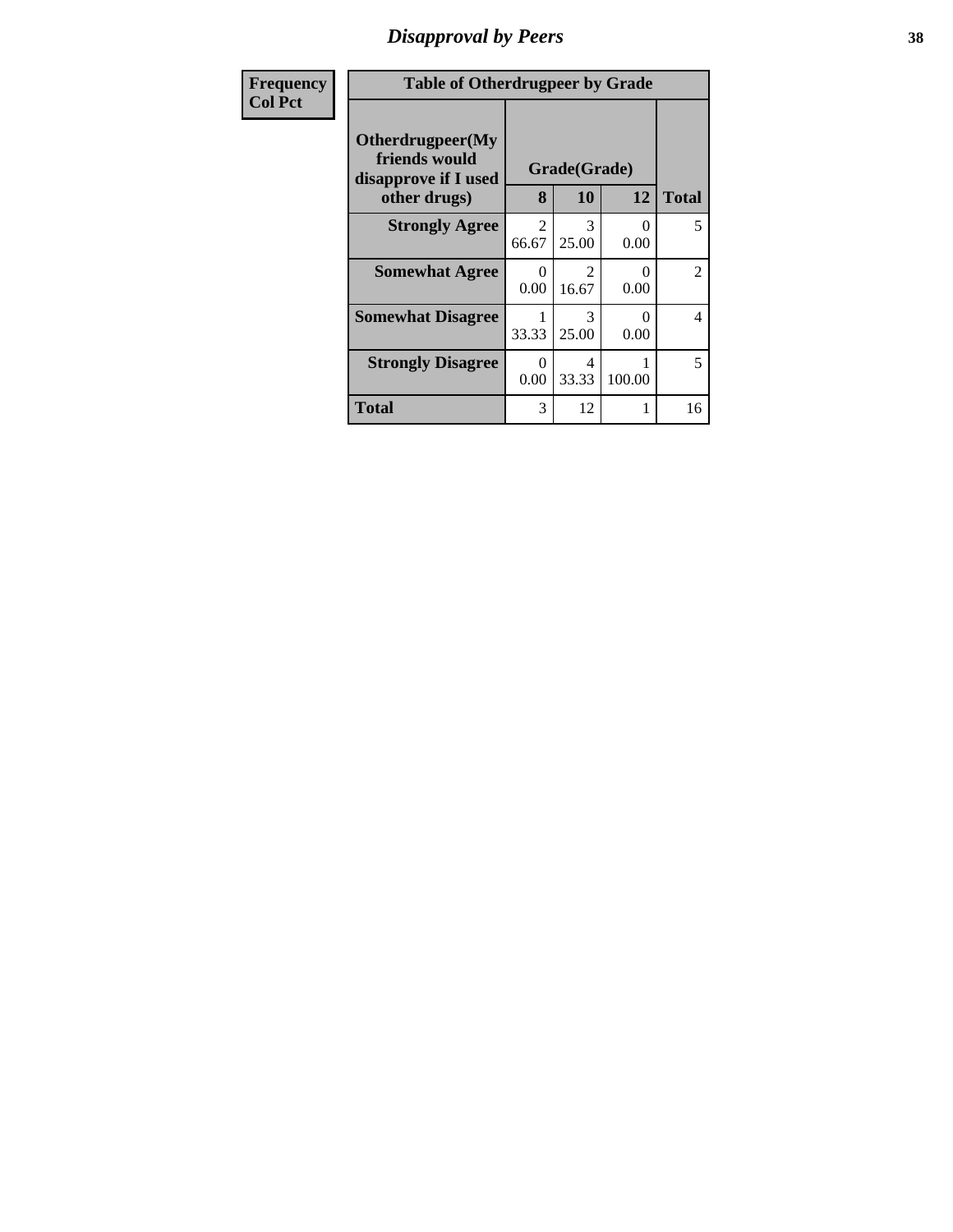# Disapproval by Peers

| Frequency<br>Col Pct | Table of Otherdrugpeer by Grade | | | |
|---|---|---|---|---|
| **Otherdrugpeer(My friends would disapprove if I used other drugs)** | **Grade(Grade)** | | | |
| | **8** | **10** | **12** | **Total** |
| **Strongly Agree** | 2<br>66.67 | 3<br>25.00 | 0<br>0.00 | 5 |
| **Somewhat Agree** | 0<br>0.00 | 2<br>16.67 | 0<br>0.00 | 2 |
| **Somewhat Disagree** | 1<br>33.33 | 3<br>25.00 | 0<br>0.00 | 4 |
| **Strongly Disagree** | 0<br>0.00 | 4<br>33.33 | 1<br>100.00 | 5 |
| **Total** | 3 | 12 | 1 | 16 |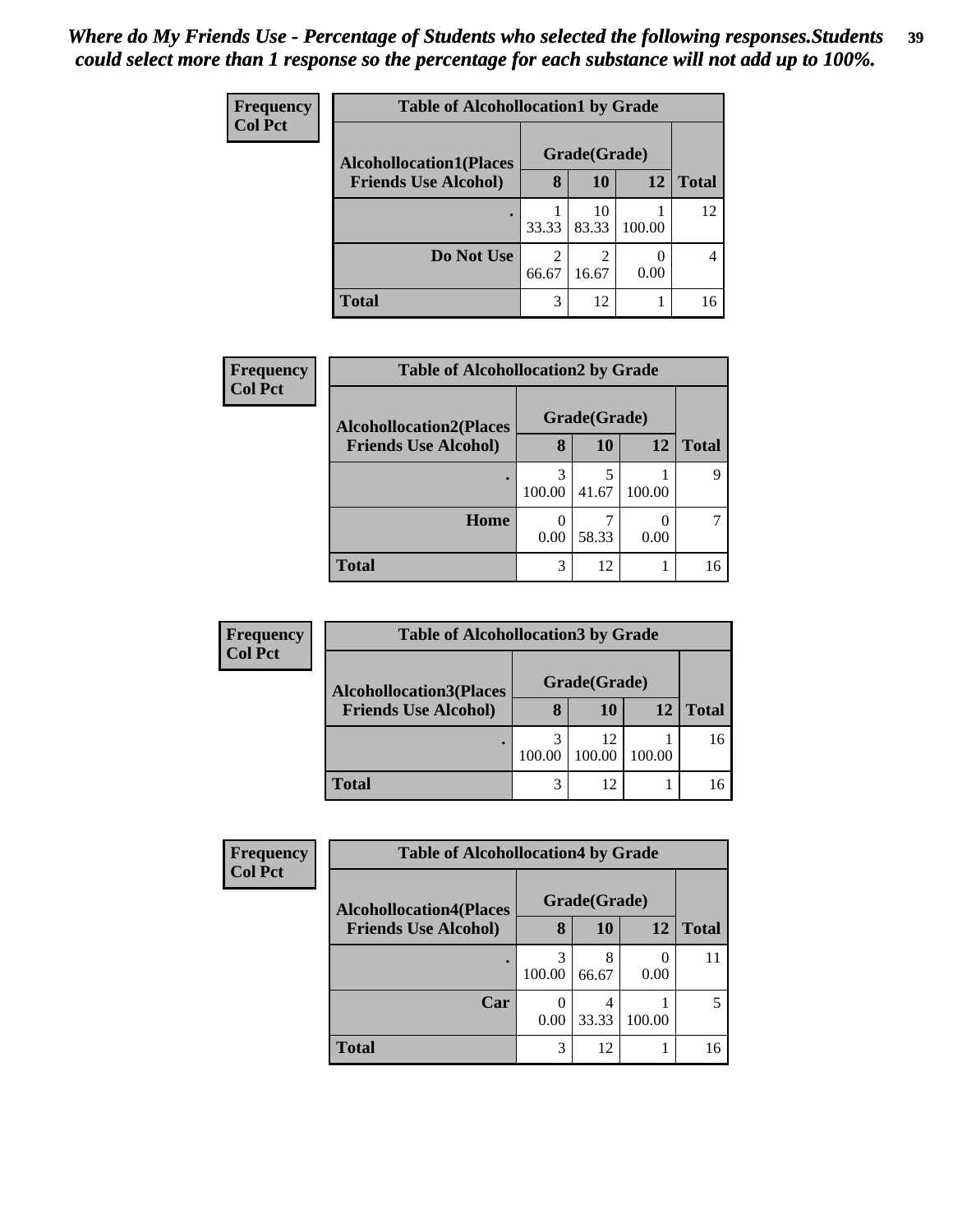*Where do My Friends Use - Percentage of Students who selected the following responses.Students could select more than 1 response so the percentage for each substance will not add up to 100%.*

Frequency
Col Pct

**Table of Alcohollocation1 by Grade**

| Alcohollocation1(Places Friends Use Alcohol) | Grade(Grade) 8 | 10 | 12 | Total |
|---|---|---|---|---|
| . | 1<br>33.33 | 10<br>83.33 | 1<br>100.00 | 12 |
| Do Not Use | 2<br>66.67 | 2<br>16.67 | 0<br>0.00 | 4 |
| Total | 3 | 12 | 1 | 16 |

Frequency
Col Pct

**Table of Alcohollocation2 by Grade**

| Alcohollocation2(Places Friends Use Alcohol) | Grade(Grade) 8 | 10 | 12 | Total |
|---|---|---|---|---|
| . | 3<br>100.00 | 5<br>41.67 | 1<br>100.00 | 9 |
| Home | 0<br>0.00 | 7<br>58.33 | 0<br>0.00 | 7 |
| Total | 3 | 12 | 1 | 16 |

Frequency
Col Pct

**Table of Alcohollocation3 by Grade**

| Alcohollocation3(Places Friends Use Alcohol) | Grade(Grade) 8 | 10 | 12 | Total |
|---|---|---|---|---|
| . | 3<br>100.00 | 12<br>100.00 | 1<br>100.00 | 16 |
| Total | 3 | 12 | 1 | 16 |

Frequency
Col Pct

**Table of Alcohollocation4 by Grade**

| Alcohollocation4(Places Friends Use Alcohol) | Grade(Grade) 8 | 10 | 12 | Total |
|---|---|---|---|---|
| . | 3<br>100.00 | 8<br>66.67 | 0<br>0.00 | 11 |
| Car | 0<br>0.00 | 4<br>33.33 | 1<br>100.00 | 5 |
| Total | 3 | 12 | 1 | 16 |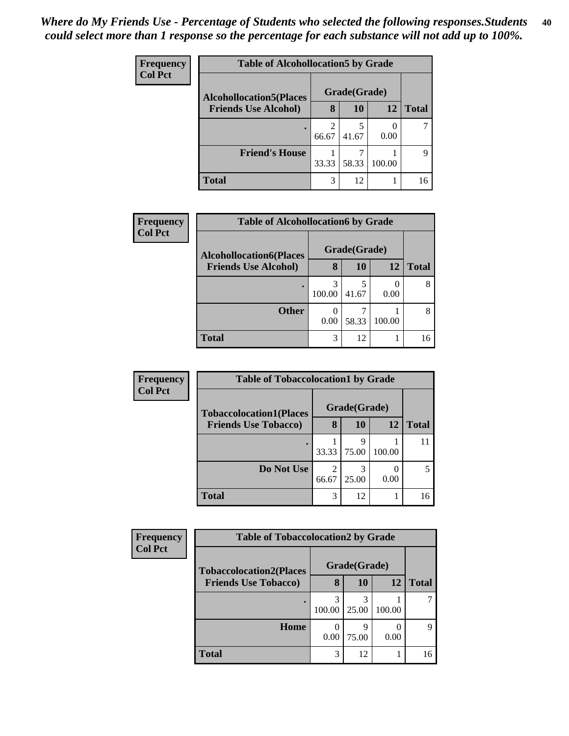*Where do My Friends Use - Percentage of Students who selected the following responses.Students could select more than 1 response so the percentage for each substance will not add up to 100%.*

**Frequency**
**Col Pct**

| Table of Alcohollocation5 by Grade | | | | |
|---|---|---|---|---|
| **Alcohollocation5(Places Friends Use Alcohol)** | **Grade(Grade)** | | | **Total** |
| | **8** | **10** | **12** | |
| **.** | 2<br>66.67 | 5<br>41.67 | 0<br>0.00 | 7 |
| **Friend's House** | 1<br>33.33 | 7<br>58.33 | 1<br>100.00 | 9 |
| **Total** | 3 | 12 | 1 | 16 |

**Frequency**
**Col Pct**

| Table of Alcohollocation6 by Grade | | | | |
|---|---|---|---|---|
| **Alcohollocation6(Places Friends Use Alcohol)** | **Grade(Grade)** | | | **Total** |
| | **8** | **10** | **12** | |
| **.** | 3<br>100.00 | 5<br>41.67 | 0<br>0.00 | 8 |
| **Other** | 0<br>0.00 | 7<br>58.33 | 1<br>100.00 | 8 |
| **Total** | 3 | 12 | 1 | 16 |

**Frequency**
**Col Pct**

| Table of Tobaccolocation1 by Grade | | | | |
|---|---|---|---|---|
| **Tobaccolocation1(Places Friends Use Tobacco)** | **Grade(Grade)** | | | **Total** |
| | **8** | **10** | **12** | |
| **.** | 1<br>33.33 | 9<br>75.00 | 1<br>100.00 | 11 |
| **Do Not Use** | 2<br>66.67 | 3<br>25.00 | 0<br>0.00 | 5 |
| **Total** | 3 | 12 | 1 | 16 |

**Frequency**
**Col Pct**

| Table of Tobaccolocation2 by Grade | | | | |
|---|---|---|---|---|
| **Tobaccolocation2(Places Friends Use Tobacco)** | **Grade(Grade)** | | | **Total** |
| | **8** | **10** | **12** | |
| **.** | 3<br>100.00 | 3<br>25.00 | 1<br>100.00 | 7 |
| **Home** | 0<br>0.00 | 9<br>75.00 | 0<br>0.00 | 9 |
| **Total** | 3 | 12 | 1 | 16 |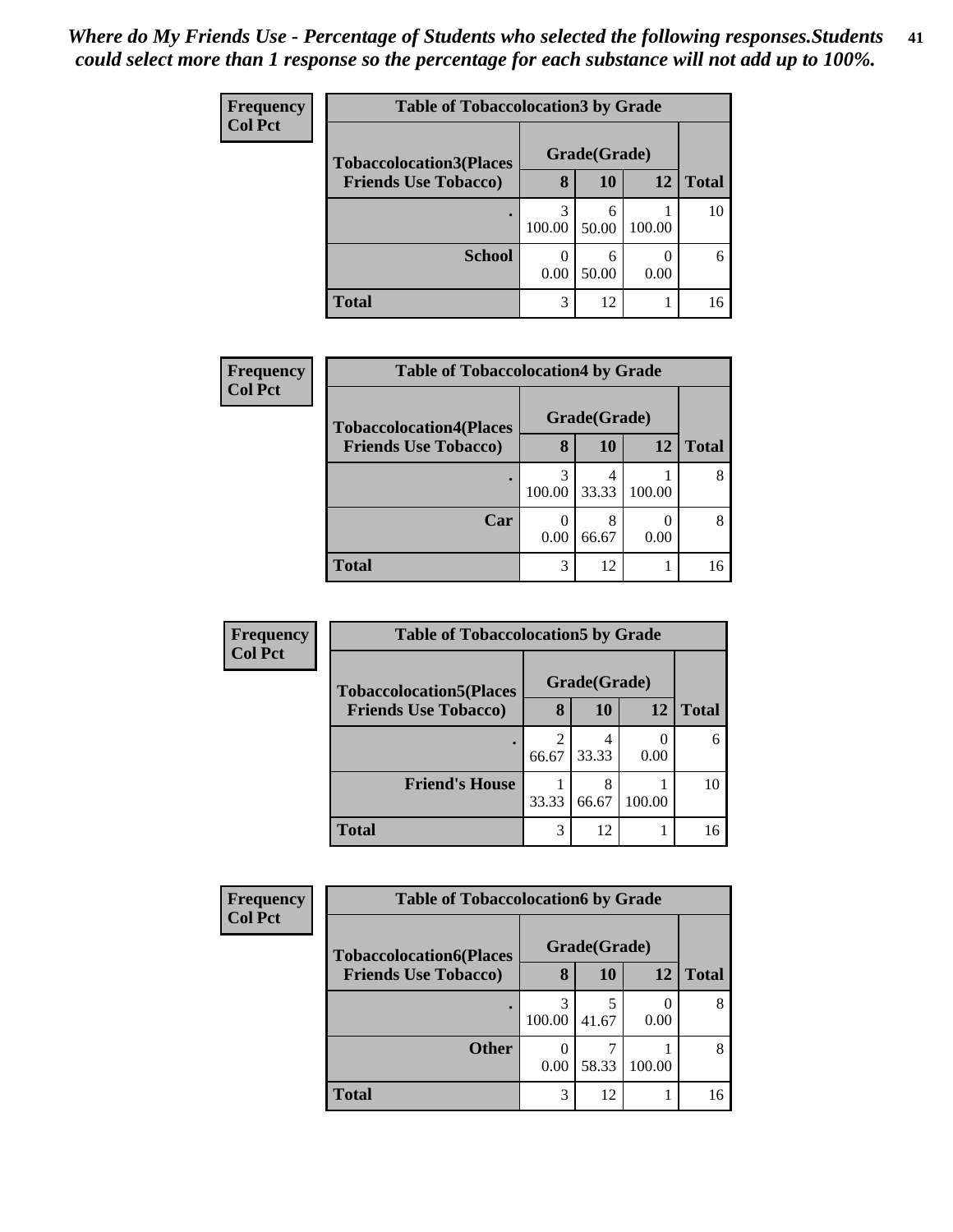*Where do My Friends Use - Percentage of Students who selected the following responses.Students could select more than 1 response so the percentage for each substance will not add up to 100%.*

**Frequency**
**Col Pct**

| Table of Tobaccolocation3 by Grade | | | | |
|---|---|---|---|---|
| **Tobaccolocation3(Places Friends Use Tobacco)** | **Grade(Grade)** | | | |
| | **8** | **10** | **12** | **Total** |
| **.** | 3<br>100.00 | 6<br>50.00 | 1<br>100.00 | 10 |
| **School** | 0<br>0.00 | 6<br>50.00 | 0<br>0.00 | 6 |
| **Total** | 3 | 12 | 1 | 16 |

**Frequency**
**Col Pct**

| Table of Tobaccolocation4 by Grade | | | | |
|---|---|---|---|---|
| **Tobaccolocation4(Places Friends Use Tobacco)** | **Grade(Grade)** | | | |
| | **8** | **10** | **12** | **Total** |
| **.** | 3<br>100.00 | 4<br>33.33 | 1<br>100.00 | 8 |
| **Car** | 0<br>0.00 | 8<br>66.67 | 0<br>0.00 | 8 |
| **Total** | 3 | 12 | 1 | 16 |

**Frequency**
**Col Pct**

| Table of Tobaccolocation5 by Grade | | | | |
|---|---|---|---|---|
| **Tobaccolocation5(Places Friends Use Tobacco)** | **Grade(Grade)** | | | |
| | **8** | **10** | **12** | **Total** |
| **.** | 2<br>66.67 | 4<br>33.33 | 0<br>0.00 | 6 |
| **Friend's House** | 1<br>33.33 | 8<br>66.67 | 1<br>100.00 | 10 |
| **Total** | 3 | 12 | 1 | 16 |

**Frequency**
**Col Pct**

| Table of Tobaccolocation6 by Grade | | | | |
|---|---|---|---|---|
| **Tobaccolocation6(Places Friends Use Tobacco)** | **Grade(Grade)** | | | |
| | **8** | **10** | **12** | **Total** |
| **.** | 3<br>100.00 | 5<br>41.67 | 0<br>0.00 | 8 |
| **Other** | 0<br>0.00 | 7<br>58.33 | 1<br>100.00 | 8 |
| **Total** | 3 | 12 | 1 | 16 |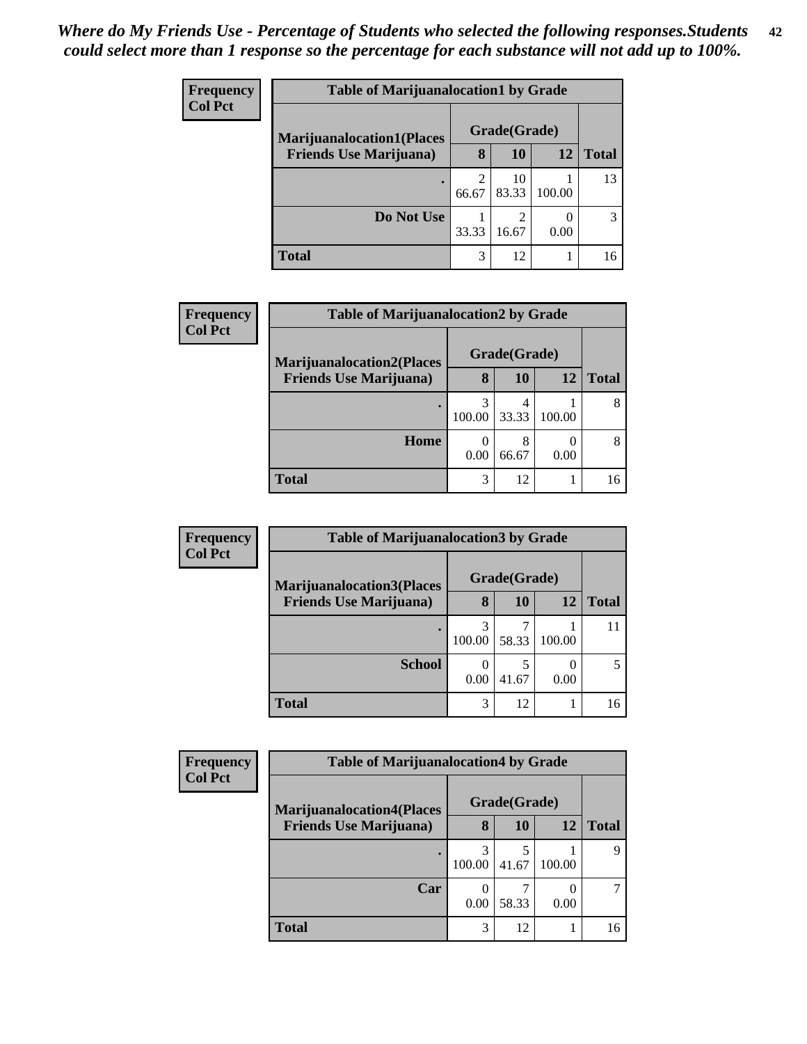*Where do My Friends Use - Percentage of Students who selected the following responses.Students could select more than 1 response so the percentage for each substance will not add up to 100%.*

**Frequency**
**Col Pct**

| Table of Marijuanalocation1 by Grade | | | | |
|---|---|---|---|---|
| **Marijuanalocation1(Places Friends Use Marijuana)** | **Grade(Grade)** | | | |
| | **8** | **10** | **12** | **Total** |
| . | 2<br>66.67 | 10<br>83.33 | 1<br>100.00 | 13 |
| **Do Not Use** | 1<br>33.33 | 2<br>16.67 | 0<br>0.00 | 3 |
| **Total** | 3 | 12 | 1 | 16 |

**Frequency**
**Col Pct**

| Table of Marijuanalocation2 by Grade | | | | |
|---|---|---|---|---|
| **Marijuanalocation2(Places Friends Use Marijuana)** | **Grade(Grade)** | | | |
| | **8** | **10** | **12** | **Total** |
| . | 3<br>100.00 | 4<br>33.33 | 1<br>100.00 | 8 |
| **Home** | 0<br>0.00 | 8<br>66.67 | 0<br>0.00 | 8 |
| **Total** | 3 | 12 | 1 | 16 |

**Frequency**
**Col Pct**

| Table of Marijuanalocation3 by Grade | | | | |
|---|---|---|---|---|
| **Marijuanalocation3(Places Friends Use Marijuana)** | **Grade(Grade)** | | | |
| | **8** | **10** | **12** | **Total** |
| . | 3<br>100.00 | 7<br>58.33 | 1<br>100.00 | 11 |
| **School** | 0<br>0.00 | 5<br>41.67 | 0<br>0.00 | 5 |
| **Total** | 3 | 12 | 1 | 16 |

**Frequency**
**Col Pct**

| Table of Marijuanalocation4 by Grade | | | | |
|---|---|---|---|---|
| **Marijuanalocation4(Places Friends Use Marijuana)** | **Grade(Grade)** | | | |
| | **8** | **10** | **12** | **Total** |
| . | 3<br>100.00 | 5<br>41.67 | 1<br>100.00 | 9 |
| **Car** | 0<br>0.00 | 7<br>58.33 | 0<br>0.00 | 7 |
| **Total** | 3 | 12 | 1 | 16 |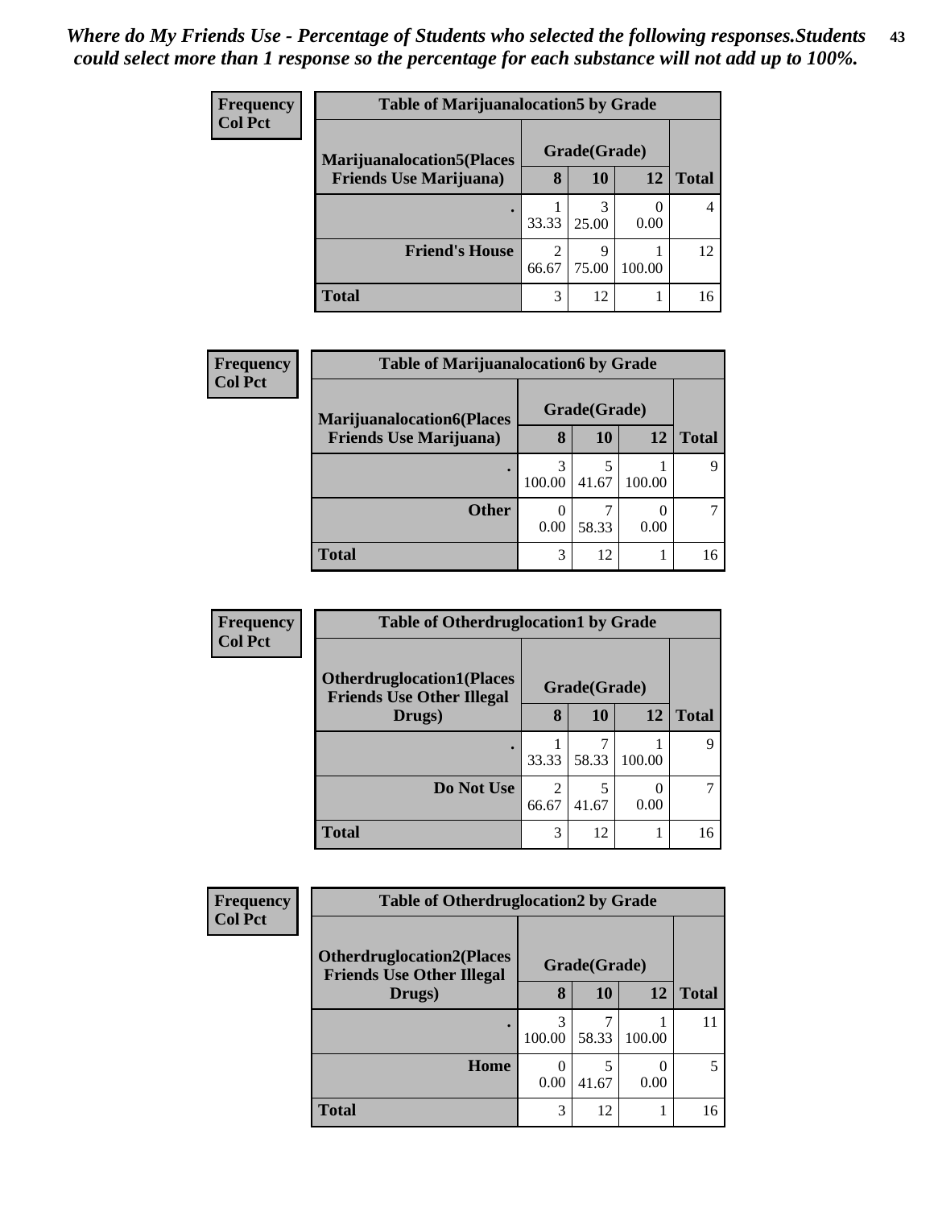*Where do My Friends Use - Percentage of Students who selected the following responses.Students could select more than 1 response so the percentage for each substance will not add up to 100%.*

**Frequency**
**Col Pct**

| Table of Marijuanalocation5 by Grade | | | | |
|---|---|---|---|---|
| **Marijuanalocation5(Places Friends Use Marijuana)** | **Grade(Grade)** | | | |
| | **8** | **10** | **12** | **Total** |
| **.** | 1<br>33.33 | 3<br>25.00 | 0<br>0.00 | 4 |
| **Friend's House** | 2<br>66.67 | 9<br>75.00 | 1<br>100.00 | 12 |
| **Total** | 3 | 12 | 1 | 16 |

**Frequency**
**Col Pct**

| Table of Marijuanalocation6 by Grade | | | | |
|---|---|---|---|---|
| **Marijuanalocation6(Places Friends Use Marijuana)** | **Grade(Grade)** | | | |
| | **8** | **10** | **12** | **Total** |
| **.** | 3<br>100.00 | 5<br>41.67 | 1<br>100.00 | 9 |
| **Other** | 0<br>0.00 | 7<br>58.33 | 0<br>0.00 | 7 |
| **Total** | 3 | 12 | 1 | 16 |

**Frequency**
**Col Pct**

| Table of Otherdruglocation1 by Grade | | | | |
|---|---|---|---|---|
| **Otherdruglocation1(Places Friends Use Other Illegal Drugs)** | **Grade(Grade)** | | | |
| | **8** | **10** | **12** | **Total** |
| **.** | 1<br>33.33 | 7<br>58.33 | 1<br>100.00 | 9 |
| **Do Not Use** | 2<br>66.67 | 5<br>41.67 | 0<br>0.00 | 7 |
| **Total** | 3 | 12 | 1 | 16 |

**Frequency**
**Col Pct**

| Table of Otherdruglocation2 by Grade | | | | |
|---|---|---|---|---|
| **Otherdruglocation2(Places Friends Use Other Illegal Drugs)** | **Grade(Grade)** | | | |
| | **8** | **10** | **12** | **Total** |
| **.** | 3<br>100.00 | 7<br>58.33 | 1<br>100.00 | 11 |
| **Home** | 0<br>0.00 | 5<br>41.67 | 0<br>0.00 | 5 |
| **Total** | 3 | 12 | 1 | 16 |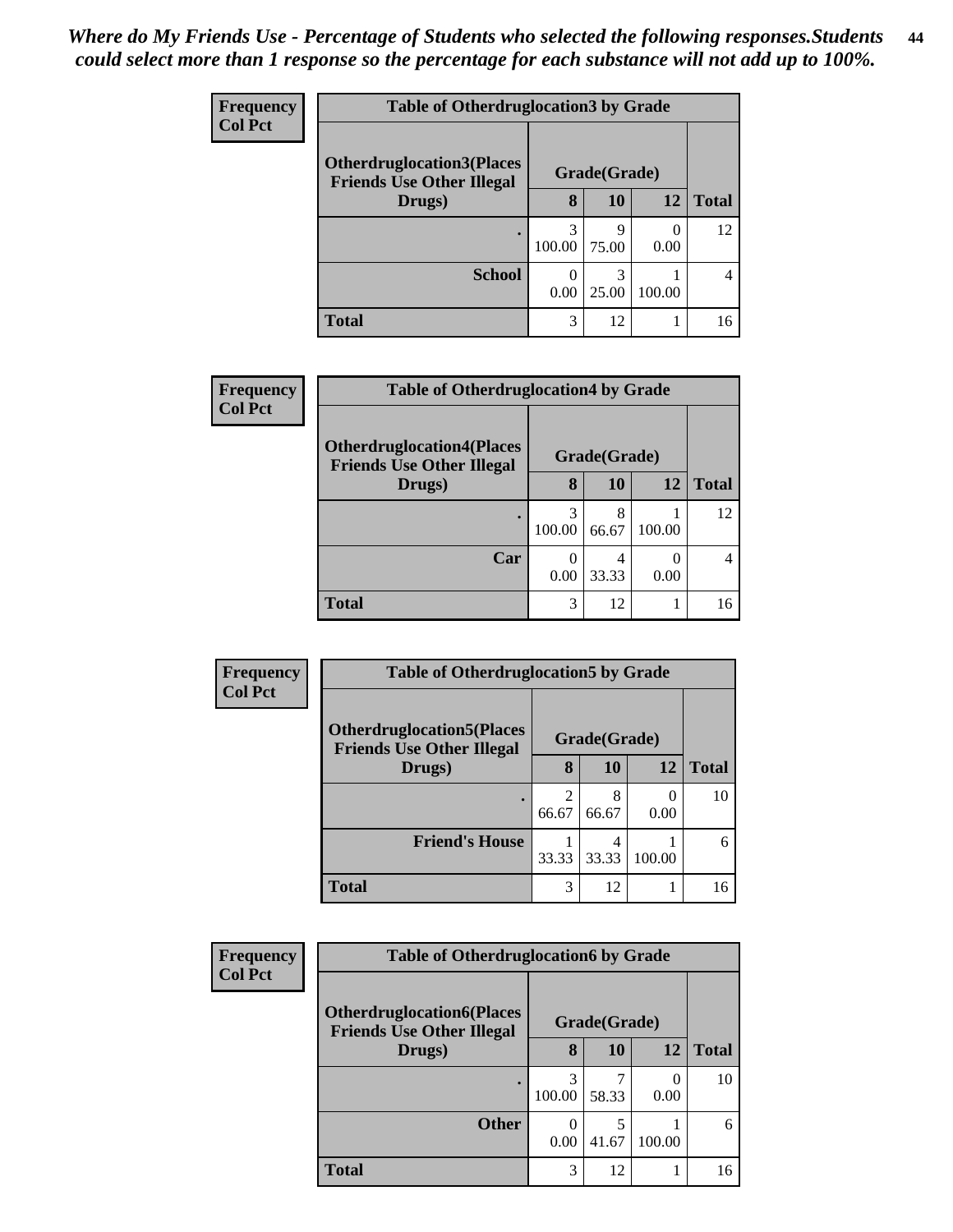*Where do My Friends Use - Percentage of Students who selected the following responses.Students could select more than 1 response so the percentage for each substance will not add up to 100%.*

**Frequency Col Pct**

| Table of Otherdruglocation3 by Grade | | | | |
|---|---|---|---|---|
| Otherdruglocation3(Places Friends Use Other Illegal Drugs) | Grade(Grade) | | | Total |
| | 8 | 10 | 12 | |
| . | 3<br>100.00 | 9<br>75.00 | 0<br>0.00 | 12 |
| School | 0<br>0.00 | 3<br>25.00 | 1<br>100.00 | 4 |
| Total | 3 | 12 | 1 | 16 |

**Frequency Col Pct**

| Table of Otherdruglocation4 by Grade | | | | |
|---|---|---|---|---|
| Otherdruglocation4(Places Friends Use Other Illegal Drugs) | Grade(Grade) | | | Total |
| | 8 | 10 | 12 | |
| . | 3<br>100.00 | 8<br>66.67 | 1<br>100.00 | 12 |
| Car | 0<br>0.00 | 4<br>33.33 | 0<br>0.00 | 4 |
| Total | 3 | 12 | 1 | 16 |

**Frequency Col Pct**

| Table of Otherdruglocation5 by Grade | | | | |
|---|---|---|---|---|
| Otherdruglocation5(Places Friends Use Other Illegal Drugs) | Grade(Grade) | | | Total |
| | 8 | 10 | 12 | |
| . | 2<br>66.67 | 8<br>66.67 | 0<br>0.00 | 10 |
| Friend's House | 1<br>33.33 | 4<br>33.33 | 1<br>100.00 | 6 |
| Total | 3 | 12 | 1 | 16 |

**Frequency Col Pct**

| Table of Otherdruglocation6 by Grade | | | | |
|---|---|---|---|---|
| Otherdruglocation6(Places Friends Use Other Illegal Drugs) | Grade(Grade) | | | Total |
| | 8 | 10 | 12 | |
| . | 3<br>100.00 | 7<br>58.33 | 0<br>0.00 | 10 |
| Other | 0<br>0.00 | 5<br>41.67 | 1<br>100.00 | 6 |
| Total | 3 | 12 | 1 | 16 |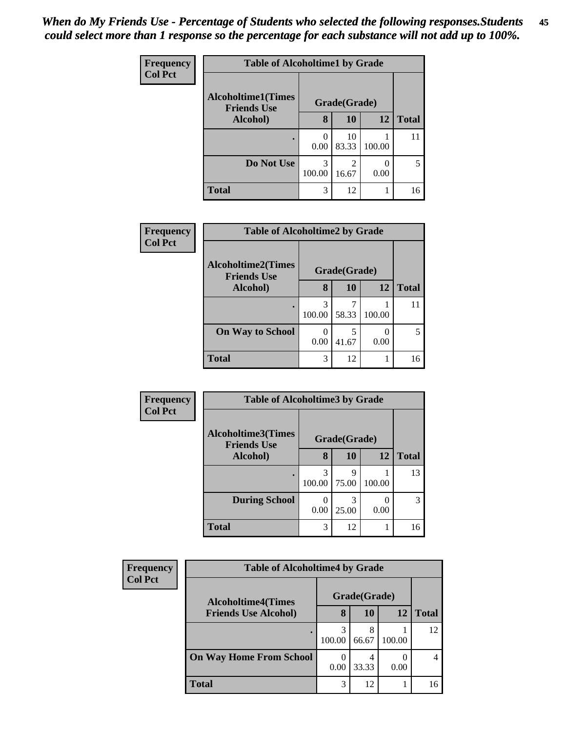*When do My Friends Use - Percentage of Students who selected the following responses.Students could select more than 1 response so the percentage for each substance will not add up to 100%.*

**Frequency**
**Col Pct**

**Table of Alcoholtime1 by Grade**

| Alcoholtime1(Times Friends Use Alcohol) | Grade(Grade) | | | |
|---|---|---|---|---|
| | 8 | 10 | 12 | Total |
| . | 0<br>0.00 | 10<br>83.33 | 1<br>100.00 | 11 |
| Do Not Use | 3<br>100.00 | 2<br>16.67 | 0<br>0.00 | 5 |
| Total | 3 | 12 | 1 | 16 |

**Frequency**
**Col Pct**

**Table of Alcoholtime2 by Grade**

| Alcoholtime2(Times Friends Use Alcohol) | Grade(Grade) | | | |
|---|---|---|---|---|
| | 8 | 10 | 12 | Total |
| . | 3<br>100.00 | 7<br>58.33 | 1<br>100.00 | 11 |
| On Way to School | 0<br>0.00 | 5<br>41.67 | 0<br>0.00 | 5 |
| Total | 3 | 12 | 1 | 16 |

**Frequency**
**Col Pct**

**Table of Alcoholtime3 by Grade**

| Alcoholtime3(Times Friends Use Alcohol) | Grade(Grade) | | | |
|---|---|---|---|---|
| | 8 | 10 | 12 | Total |
| . | 3<br>100.00 | 9<br>75.00 | 1<br>100.00 | 13 |
| During School | 0<br>0.00 | 3<br>25.00 | 0<br>0.00 | 3 |
| Total | 3 | 12 | 1 | 16 |

**Frequency**
**Col Pct**

**Table of Alcoholtime4 by Grade**

| Alcoholtime4(Times Friends Use Alcohol) | Grade(Grade) | | | |
|---|---|---|---|---|
| | 8 | 10 | 12 | Total |
| . | 3<br>100.00 | 8<br>66.67 | 1<br>100.00 | 12 |
| On Way Home From School | 0<br>0.00 | 4<br>33.33 | 0<br>0.00 | 4 |
| Total | 3 | 12 | 1 | 16 |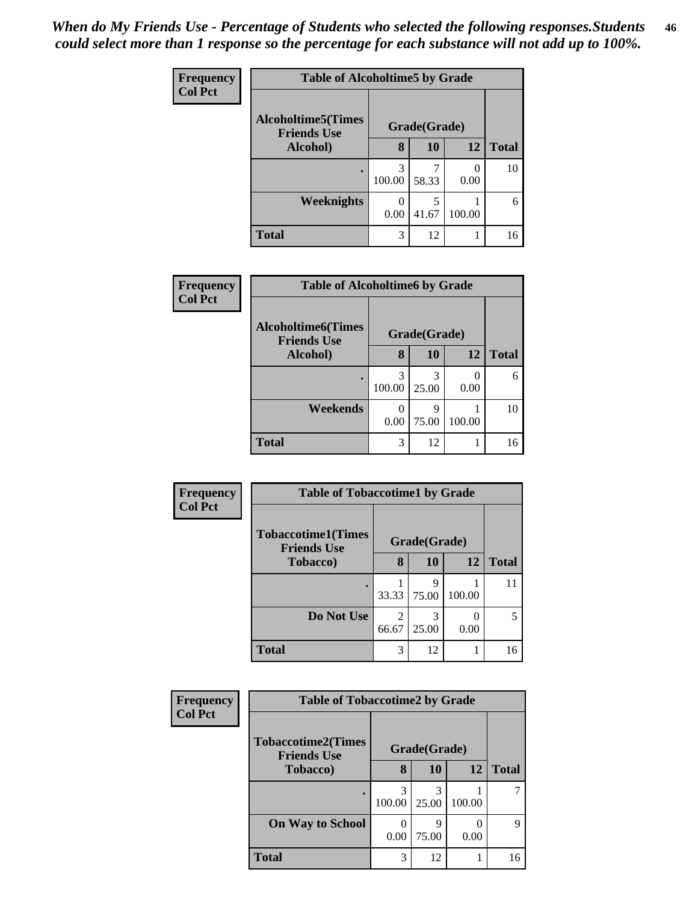*When do My Friends Use - Percentage of Students who selected the following responses.Students could select more than 1 response so the percentage for each substance will not add up to 100%.*

**Frequency**
**Col Pct**

| Table of Alcoholtime5 by Grade | | | | |
|---|---|---|---|---|
| Alcoholtime5(Times Friends Use Alcohol) | Grade(Grade) | | | |
| | 8 | 10 | 12 | Total |
| . | 3<br>100.00 | 7<br>58.33 | 0<br>0.00 | 10 |
| Weeknights | 0<br>0.00 | 5<br>41.67 | 1<br>100.00 | 6 |
| Total | 3 | 12 | 1 | 16 |

**Frequency**
**Col Pct**

| Table of Alcoholtime6 by Grade | | | | |
|---|---|---|---|---|
| Alcoholtime6(Times Friends Use Alcohol) | Grade(Grade) | | | |
| | 8 | 10 | 12 | Total |
| . | 3<br>100.00 | 3<br>25.00 | 0<br>0.00 | 6 |
| Weekends | 0<br>0.00 | 9<br>75.00 | 1<br>100.00 | 10 |
| Total | 3 | 12 | 1 | 16 |

**Frequency**
**Col Pct**

| Table of Tobaccotime1 by Grade | | | | |
|---|---|---|---|---|
| Tobaccotime1(Times Friends Use Tobacco) | Grade(Grade) | | | |
| | 8 | 10 | 12 | Total |
| . | 1<br>33.33 | 9<br>75.00 | 1<br>100.00 | 11 |
| Do Not Use | 2<br>66.67 | 3<br>25.00 | 0<br>0.00 | 5 |
| Total | 3 | 12 | 1 | 16 |

**Frequency**
**Col Pct**

| Table of Tobaccotime2 by Grade | | | | |
|---|---|---|---|---|
| Tobaccotime2(Times Friends Use Tobacco) | Grade(Grade) | | | |
| | 8 | 10 | 12 | Total |
| . | 3<br>100.00 | 3<br>25.00 | 1<br>100.00 | 7 |
| On Way to School | 0<br>0.00 | 9<br>75.00 | 0<br>0.00 | 9 |
| Total | 3 | 12 | 1 | 16 |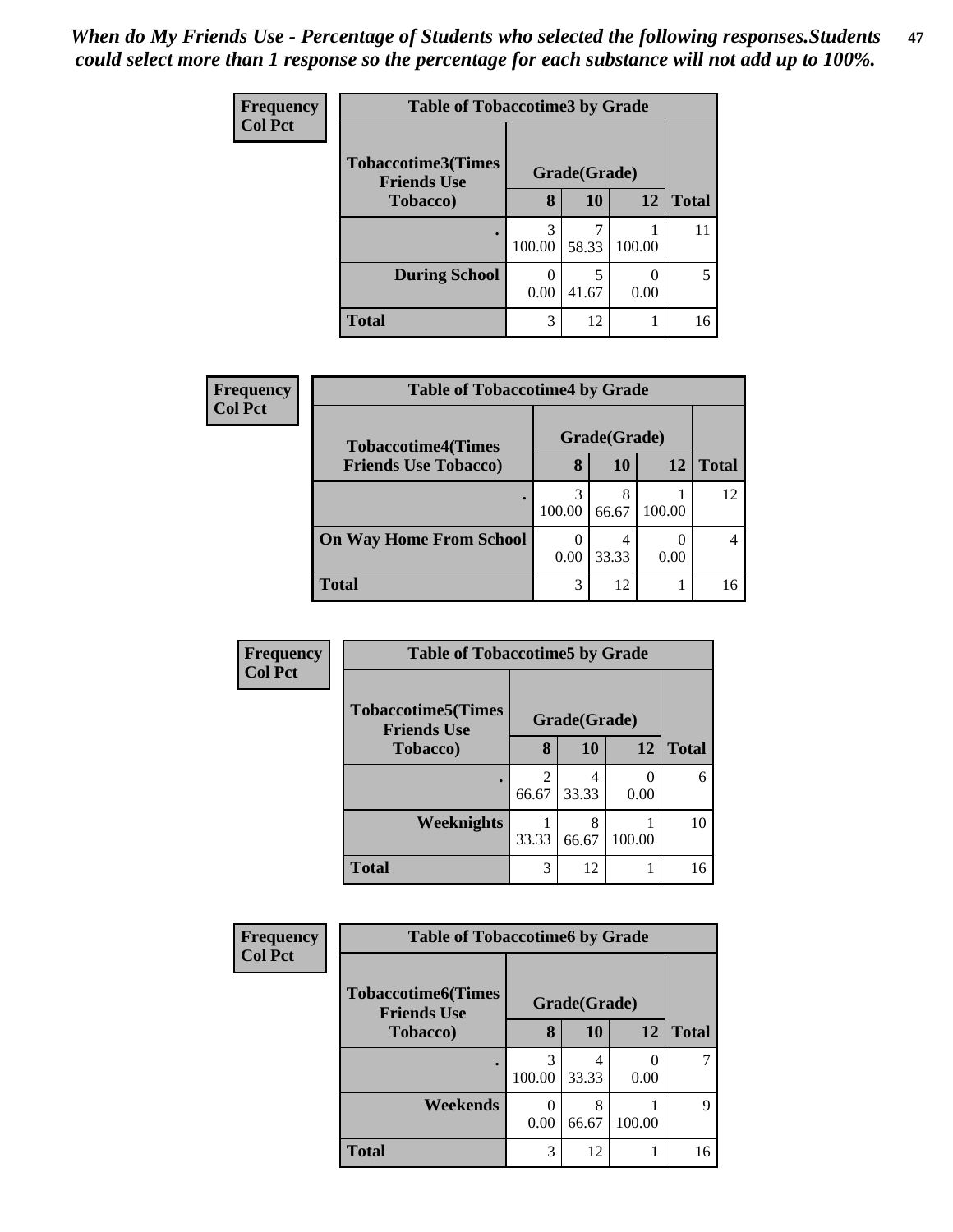*When do My Friends Use - Percentage of Students who selected the following responses.Students could select more than 1 response so the percentage for each substance will not add up to 100%.*

| Frequency<br>Col Pct | Table of Tobaccotime3 by Grade | | | |
|---|---|---|---|---|
| Tobaccotime3(Times Friends Use Tobacco) | Grade(Grade) | | | |
| | 8 | 10 | 12 | Total |
| . | 3<br>100.00 | 7<br>58.33 | 1<br>100.00 | 11 |
| During School | 0<br>0.00 | 5<br>41.67 | 0<br>0.00 | 5 |
| Total | 3 | 12 | 1 | 16 |

| Frequency<br>Col Pct | Table of Tobaccotime4 by Grade | | | |
|---|---|---|---|---|
| Tobaccotime4(Times Friends Use Tobacco) | Grade(Grade) | | | |
| | 8 | 10 | 12 | Total |
| . | 3<br>100.00 | 8<br>66.67 | 1<br>100.00 | 12 |
| On Way Home From School | 0<br>0.00 | 4<br>33.33 | 0<br>0.00 | 4 |
| Total | 3 | 12 | 1 | 16 |

| Frequency<br>Col Pct | Table of Tobaccotime5 by Grade | | | |
|---|---|---|---|---|
| Tobaccotime5(Times Friends Use Tobacco) | Grade(Grade) | | | |
| | 8 | 10 | 12 | Total |
| . | 2<br>66.67 | 4<br>33.33 | 0<br>0.00 | 6 |
| Weeknights | 1<br>33.33 | 8<br>66.67 | 1<br>100.00 | 10 |
| Total | 3 | 12 | 1 | 16 |

| Frequency<br>Col Pct | Table of Tobaccotime6 by Grade | | | |
|---|---|---|---|---|
| Tobaccotime6(Times Friends Use Tobacco) | Grade(Grade) | | | |
| | 8 | 10 | 12 | Total |
| . | 3<br>100.00 | 4<br>33.33 | 0<br>0.00 | 7 |
| Weekends | 0<br>0.00 | 8<br>66.67 | 1<br>100.00 | 9 |
| Total | 3 | 12 | 1 | 16 |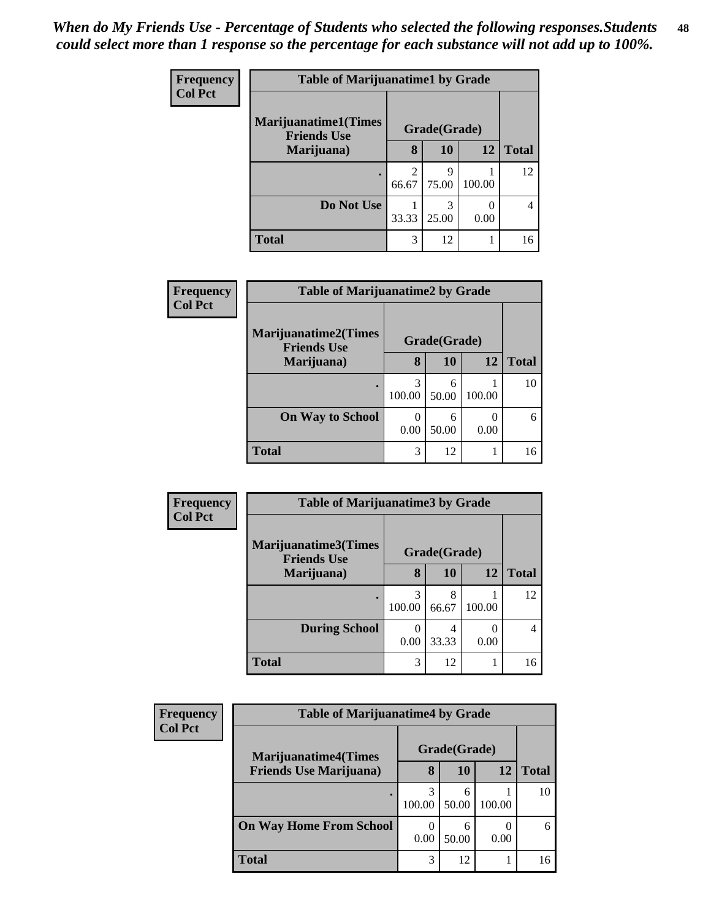*When do My Friends Use - Percentage of Students who selected the following responses.Students could select more than 1 response so the percentage for each substance will not add up to 100%.*

**Frequency**
**Col Pct**

| Table of Marijuanatime1 by Grade | | | | |
|---|---|---|---|---|
| Marijuanatime1(Times Friends Use Marijuana) | Grade(Grade) | | | |
| | 8 | 10 | 12 | Total |
| . | 2<br>66.67 | 9<br>75.00 | 1<br>100.00 | 12 |
| Do Not Use | 1<br>33.33 | 3<br>25.00 | 0<br>0.00 | 4 |
| Total | 3 | 12 | 1 | 16 |

**Frequency**
**Col Pct**

| Table of Marijuanatime2 by Grade | | | | |
|---|---|---|---|---|
| Marijuanatime2(Times Friends Use Marijuana) | Grade(Grade) | | | |
| | 8 | 10 | 12 | Total |
| . | 3<br>100.00 | 6<br>50.00 | 1<br>100.00 | 10 |
| On Way to School | 0<br>0.00 | 6<br>50.00 | 0<br>0.00 | 6 |
| Total | 3 | 12 | 1 | 16 |

**Frequency**
**Col Pct**

| Table of Marijuanatime3 by Grade | | | | |
|---|---|---|---|---|
| Marijuanatime3(Times Friends Use Marijuana) | Grade(Grade) | | | |
| | 8 | 10 | 12 | Total |
| . | 3<br>100.00 | 8<br>66.67 | 1<br>100.00 | 12 |
| During School | 0<br>0.00 | 4<br>33.33 | 0<br>0.00 | 4 |
| Total | 3 | 12 | 1 | 16 |

**Frequency**
**Col Pct**

| Table of Marijuanatime4 by Grade | | | | |
|---|---|---|---|---|
| Marijuanatime4(Times Friends Use Marijuana) | Grade(Grade) | | | |
| | 8 | 10 | 12 | Total |
| . | 3<br>100.00 | 6<br>50.00 | 1<br>100.00 | 10 |
| On Way Home From School | 0<br>0.00 | 6<br>50.00 | 0<br>0.00 | 6 |
| Total | 3 | 12 | 1 | 16 |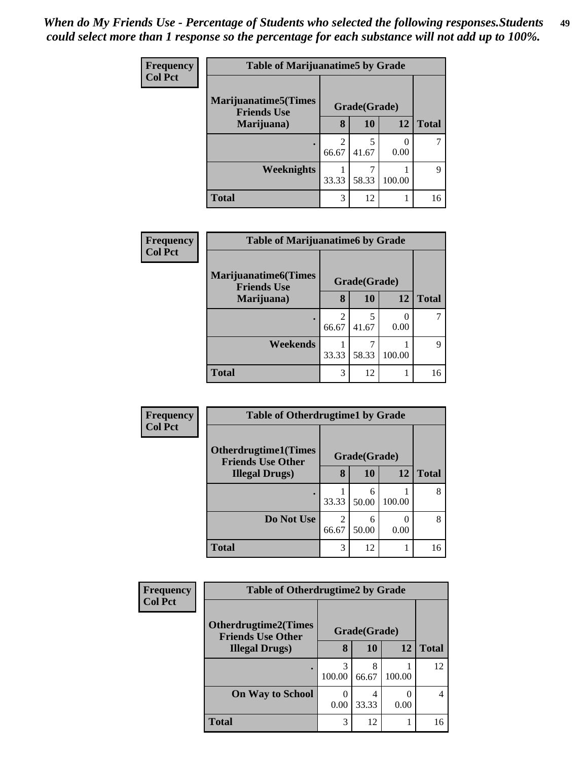*When do My Friends Use - Percentage of Students who selected the following responses.Students could select more than 1 response so the percentage for each substance will not add up to 100%.*

**Frequency**
**Col Pct**

| Table of Marijuanatime5 by Grade | | | | |
|---|---|---|---|---|
| Marijuanatime5(Times Friends Use Marijuana) | Grade(Grade) | | | Total |
| | 8 | 10 | 12 | |
| . | 2<br>66.67 | 5<br>41.67 | 0<br>0.00 | 7 |
| Weeknights | 1<br>33.33 | 7<br>58.33 | 1<br>100.00 | 9 |
| Total | 3 | 12 | 1 | 16 |

**Frequency**
**Col Pct**

| Table of Marijuanatime6 by Grade | | | | |
|---|---|---|---|---|
| Marijuanatime6(Times Friends Use Marijuana) | Grade(Grade) | | | Total |
| | 8 | 10 | 12 | |
| . | 2<br>66.67 | 5<br>41.67 | 0<br>0.00 | 7 |
| Weekends | 1<br>33.33 | 7<br>58.33 | 1<br>100.00 | 9 |
| Total | 3 | 12 | 1 | 16 |

**Frequency**
**Col Pct**

| Table of Otherdrugtime1 by Grade | | | | |
|---|---|---|---|---|
| Otherdrugtime1(Times Friends Use Other Illegal Drugs) | Grade(Grade) | | | Total |
| | 8 | 10 | 12 | |
| . | 1<br>33.33 | 6<br>50.00 | 1<br>100.00 | 8 |
| Do Not Use | 2<br>66.67 | 6<br>50.00 | 0<br>0.00 | 8 |
| Total | 3 | 12 | 1 | 16 |

**Frequency**
**Col Pct**

| Table of Otherdrugtime2 by Grade | | | | |
|---|---|---|---|---|
| Otherdrugtime2(Times Friends Use Other Illegal Drugs) | Grade(Grade) | | | Total |
| | 8 | 10 | 12 | |
| . | 3<br>100.00 | 8<br>66.67 | 1<br>100.00 | 12 |
| On Way to School | 0<br>0.00 | 4<br>33.33 | 0<br>0.00 | 4 |
| Total | 3 | 12 | 1 | 16 |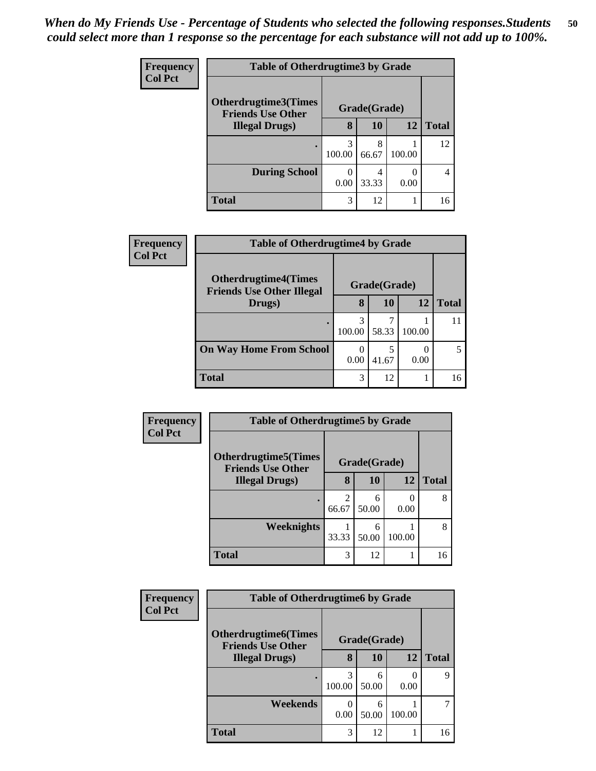*When do My Friends Use - Percentage of Students who selected the following responses.Students could select more than 1 response so the percentage for each substance will not add up to 100%.*

Frequency
Col Pct

| Table of Otherdrugtime3 by Grade | | | | |
|---|---|---|---|---|
| Otherdrugtime3(Times Friends Use Other Illegal Drugs) | Grade(Grade) | | | Total |
| | 8 | 10 | 12 | |
| . | 3<br>100.00 | 8<br>66.67 | 1<br>100.00 | 12 |
| During School | 0<br>0.00 | 4<br>33.33 | 0<br>0.00 | 4 |
| Total | 3 | 12 | 1 | 16 |

Frequency
Col Pct

| Table of Otherdrugtime4 by Grade | | | | |
|---|---|---|---|---|
| Otherdrugtime4(Times Friends Use Other Illegal Drugs) | Grade(Grade) | | | Total |
| | 8 | 10 | 12 | |
| . | 3<br>100.00 | 7<br>58.33 | 1<br>100.00 | 11 |
| On Way Home From School | 0<br>0.00 | 5<br>41.67 | 0<br>0.00 | 5 |
| Total | 3 | 12 | 1 | 16 |

Frequency
Col Pct

| Table of Otherdrugtime5 by Grade | | | | |
|---|---|---|---|---|
| Otherdrugtime5(Times Friends Use Other Illegal Drugs) | Grade(Grade) | | | Total |
| | 8 | 10 | 12 | |
| . | 2<br>66.67 | 6<br>50.00 | 0<br>0.00 | 8 |
| Weeknights | 1<br>33.33 | 6<br>50.00 | 1<br>100.00 | 8 |
| Total | 3 | 12 | 1 | 16 |

Frequency
Col Pct

| Table of Otherdrugtime6 by Grade | | | | |
|---|---|---|---|---|
| Otherdrugtime6(Times Friends Use Other Illegal Drugs) | Grade(Grade) | | | Total |
| | 8 | 10 | 12 | |
| . | 3<br>100.00 | 6<br>50.00 | 0<br>0.00 | 9 |
| Weekends | 0<br>0.00 | 6<br>50.00 | 1<br>100.00 | 7 |
| Total | 3 | 12 | 1 | 16 |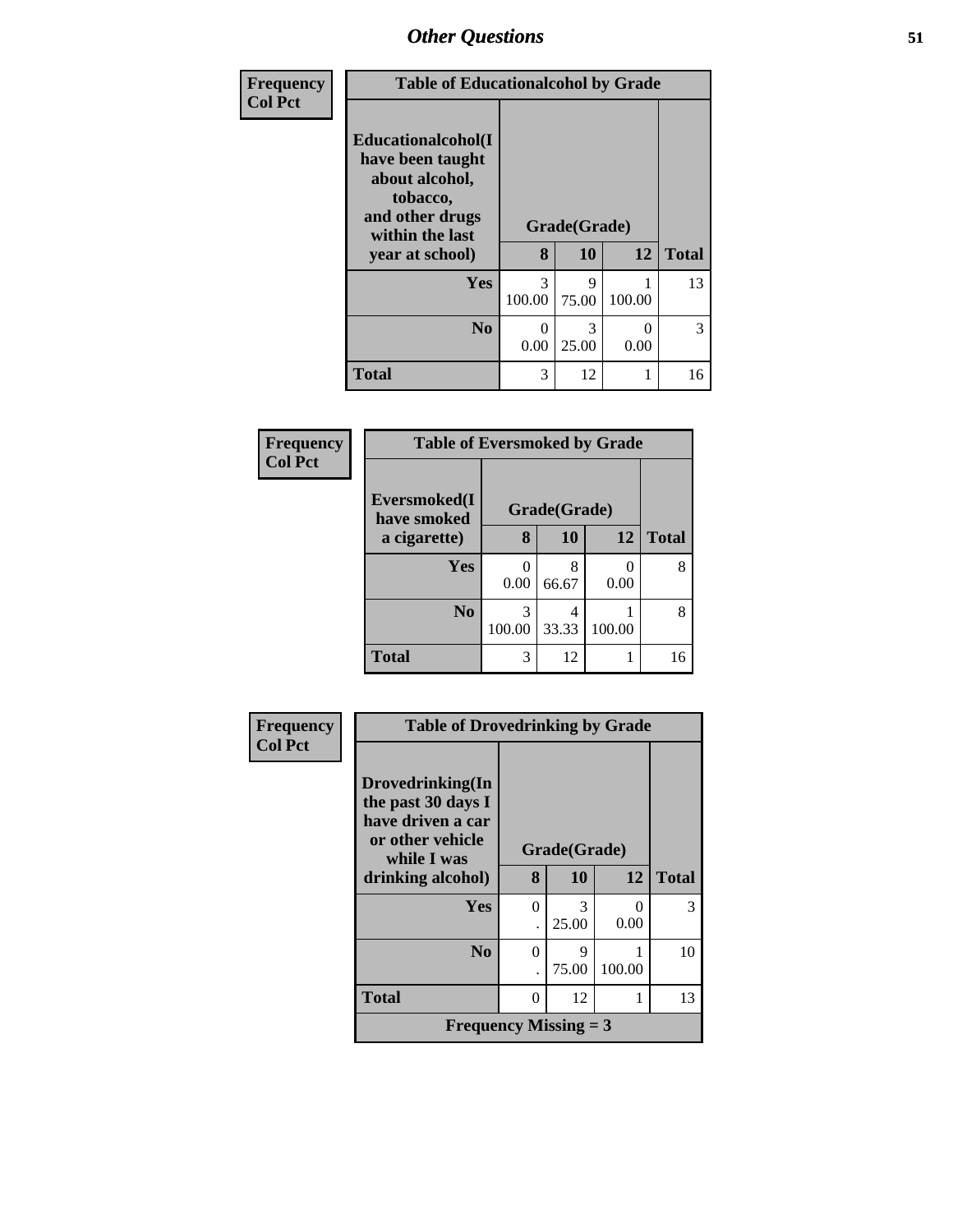| Frequency<br>Col Pct | Table of Educationalcohol by Grade | | | |
|---|---|---|---|---|
| Educationalcohol(I have been taught about alcohol, tobacco, and other drugs within the last year at school) | Grade(Grade) | | | |
| | 8 | 10 | 12 | Total |
| Yes | 3<br>100.00 | 9<br>75.00 | 1<br>100.00 | 13 |
| No | 0<br>0.00 | 3<br>25.00 | 0<br>0.00 | 3 |
| Total | 3 | 12 | 1 | 16 |

| Frequency<br>Col Pct | Table of Eversmoked by Grade | | | |
|---|---|---|---|---|
| Eversmoked(I have smoked a cigarette) | Grade(Grade) | | | |
| | 8 | 10 | 12 | Total |
| Yes | 0<br>0.00 | 8<br>66.67 | 0<br>0.00 | 8 |
| No | 3<br>100.00 | 4<br>33.33 | 1<br>100.00 | 8 |
| Total | 3 | 12 | 1 | 16 |

| Frequency<br>Col Pct | Table of Drovedrinking by Grade | | | |
|---|---|---|---|---|
| Drovedrinking(In the past 30 days I have driven a car or other vehicle while I was drinking alcohol) | Grade(Grade) | | | |
| | 8 | 10 | 12 | Total |
| Yes | 0<br>. | 3<br>25.00 | 0<br>0.00 | 3 |
| No | 0<br>. | 9<br>75.00 | 1<br>100.00 | 10 |
| Total | 0 | 12 | 1 | 13 |
| Frequency Missing = 3 | | | | |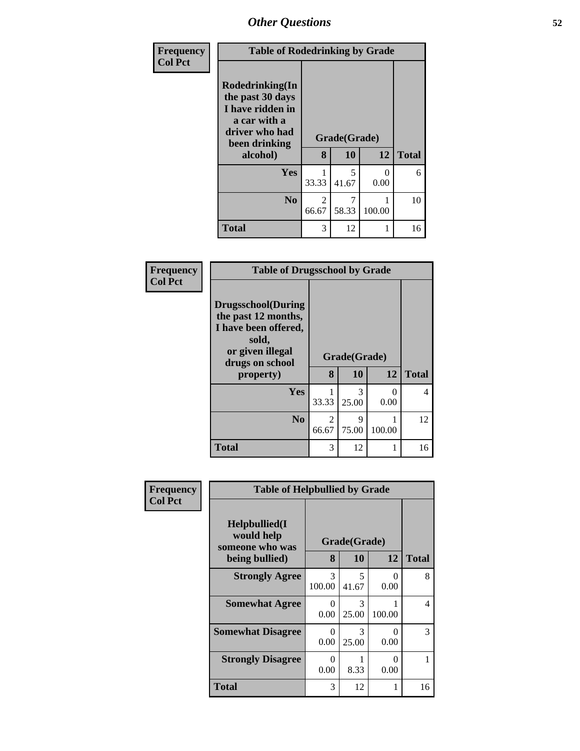| Frequency<br>Col Pct | Table of Rodedrinking by Grade | | | |
|---|---|---|---|---|
| Rodedrinking(In the past 30 days I have ridden in a car with a driver who had been drinking alcohol) | Grade(Grade) | | | |
| | 8 | 10 | 12 | Total |
| Yes | 1<br>33.33 | 5<br>41.67 | 0<br>0.00 | 6 |
| No | 2<br>66.67 | 7<br>58.33 | 1<br>100.00 | 10 |
| Total | 3 | 12 | 1 | 16 |

| Frequency<br>Col Pct | Table of Drugsschool by Grade | | | |
|---|---|---|---|---|
| Drugsschool(During the past 12 months, I have been offered, sold, or given illegal drugs on school property) | Grade(Grade) | | | |
| | 8 | 10 | 12 | Total |
| Yes | 1<br>33.33 | 3<br>25.00 | 0<br>0.00 | 4 |
| No | 2<br>66.67 | 9<br>75.00 | 1<br>100.00 | 12 |
| Total | 3 | 12 | 1 | 16 |

| Frequency<br>Col Pct | Table of Helpbullied by Grade | | | |
|---|---|---|---|---|
| Helpbullied(I would help someone who was being bullied) | Grade(Grade) | | | |
| | 8 | 10 | 12 | Total |
| Strongly Agree | 3<br>100.00 | 5<br>41.67 | 0<br>0.00 | 8 |
| Somewhat Agree | 0<br>0.00 | 3<br>25.00 | 1<br>100.00 | 4 |
| Somewhat Disagree | 0<br>0.00 | 3<br>25.00 | 0<br>0.00 | 3 |
| Strongly Disagree | 0<br>0.00 | 1<br>8.33 | 0<br>0.00 | 1 |
| Total | 3 | 12 | 1 | 16 |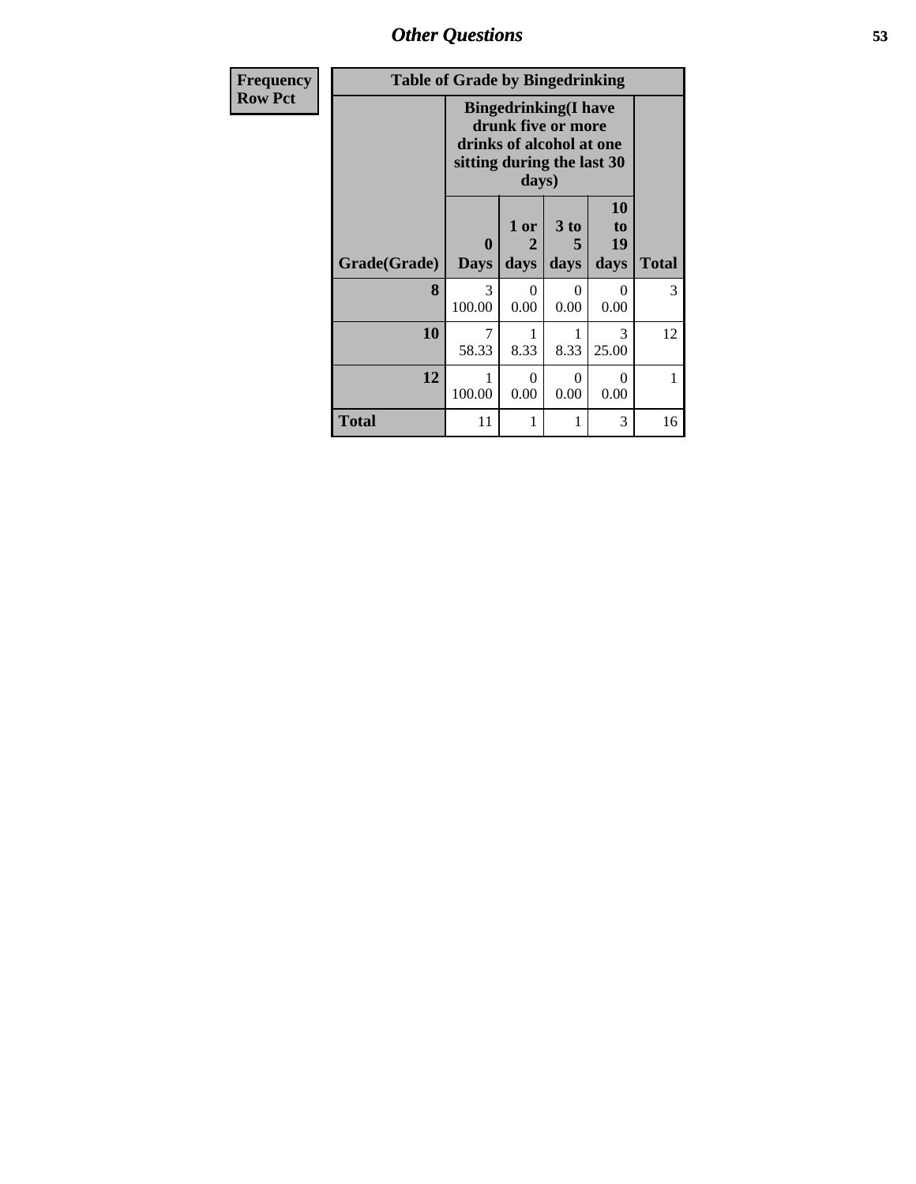| Frequency Row Pct |
| --- |

| Table of Grade by Bingedrinking | | | | | |
| --- | --- | --- | --- | --- | --- |
| | Bingedrinking(I have drunk five or more drinks of alcohol at one sitting during the last 30 days) | | | | |
| Grade(Grade) | 0 Days | 1 or 2 days | 3 to 5 days | 10 to 19 days | Total |
| 8 | 3 100.00 | 0 0.00 | 0 0.00 | 0 0.00 | 3 |
| 10 | 7 58.33 | 1 8.33 | 1 8.33 | 3 25.00 | 12 |
| 12 | 1 100.00 | 0 0.00 | 0 0.00 | 0 0.00 | 1 |
| Total | 11 | 1 | 1 | 3 | 16 |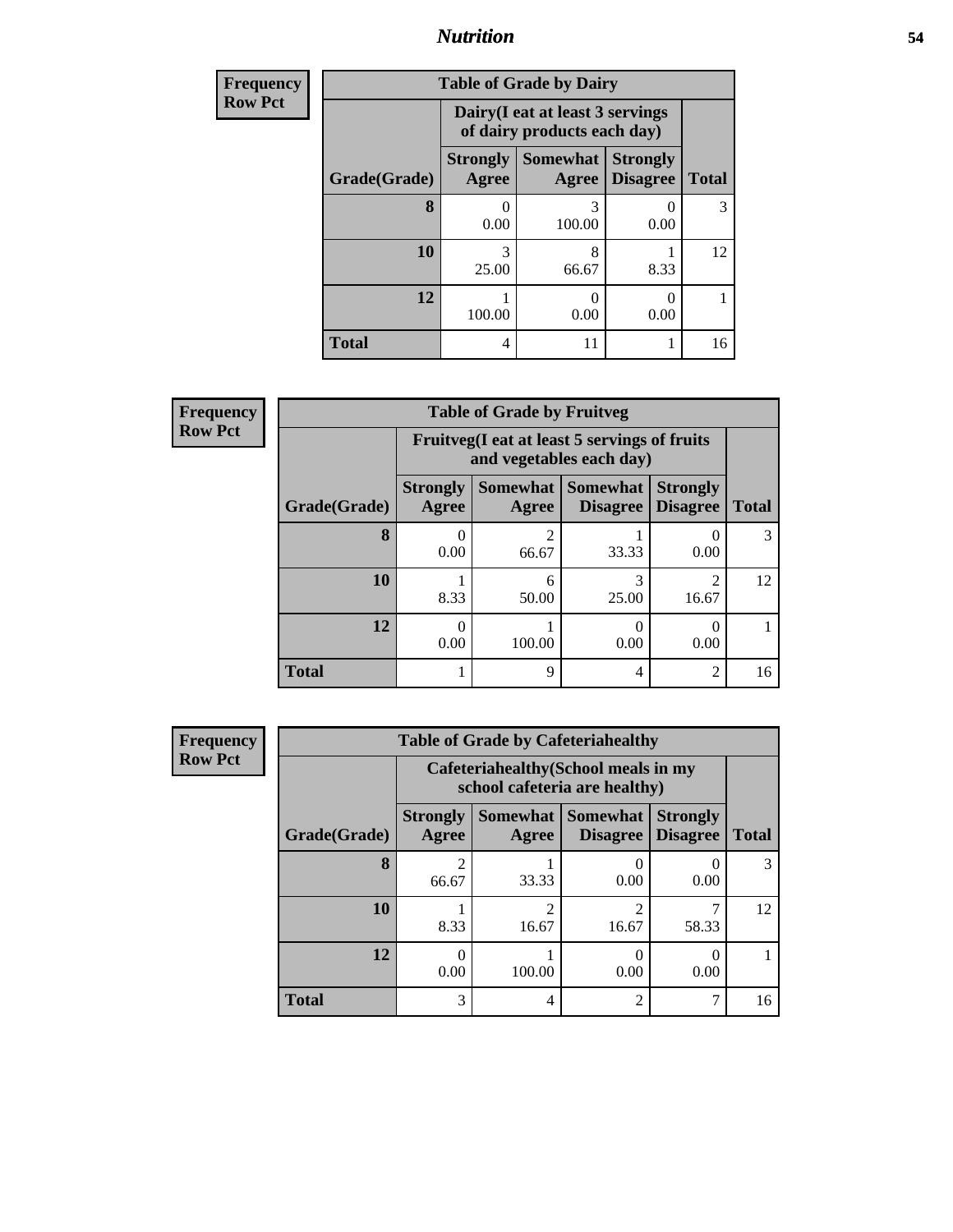| Frequency<br>Row Pct |
|---|

| Table of Grade by Dairy | | | | |
|---|---|---|---|---|
| | Dairy(I eat at least 3 servings of dairy products each day) | | | |
| Grade(Grade) | Strongly Agree | Somewhat Agree | Strongly Disagree | Total |
| 8 | 0<br>0.00 | 3<br>100.00 | 0<br>0.00 | 3 |
| 10 | 3<br>25.00 | 8<br>66.67 | 1<br>8.33 | 12 |
| 12 | 1<br>100.00 | 0<br>0.00 | 0<br>0.00 | 1 |
| Total | 4 | 11 | 1 | 16 |

| Frequency<br>Row Pct |
|---|

| Table of Grade by Fruitveg | | | | | |
|---|---|---|---|---|---|
| | Fruitveg(I eat at least 5 servings of fruits and vegetables each day) | | | | |
| Grade(Grade) | Strongly Agree | Somewhat Agree | Somewhat Disagree | Strongly Disagree | Total |
| 8 | 0<br>0.00 | 2<br>66.67 | 1<br>33.33 | 0<br>0.00 | 3 |
| 10 | 1<br>8.33 | 6<br>50.00 | 3<br>25.00 | 2<br>16.67 | 12 |
| 12 | 0<br>0.00 | 1<br>100.00 | 0<br>0.00 | 0<br>0.00 | 1 |
| Total | 1 | 9 | 4 | 2 | 16 |

| Frequency<br>Row Pct |
|---|

| Table of Grade by Cafeteriahealthy | | | | | |
|---|---|---|---|---|---|
| | Cafeteriahealthy(School meals in my school cafeteria are healthy) | | | | |
| Grade(Grade) | Strongly Agree | Somewhat Agree | Somewhat Disagree | Strongly Disagree | Total |
| 8 | 2<br>66.67 | 1<br>33.33 | 0<br>0.00 | 0<br>0.00 | 3 |
| 10 | 1<br>8.33 | 2<br>16.67 | 2<br>16.67 | 7<br>58.33 | 12 |
| 12 | 0<br>0.00 | 1<br>100.00 | 0<br>0.00 | 0<br>0.00 | 1 |
| Total | 3 | 4 | 2 | 7 | 16 |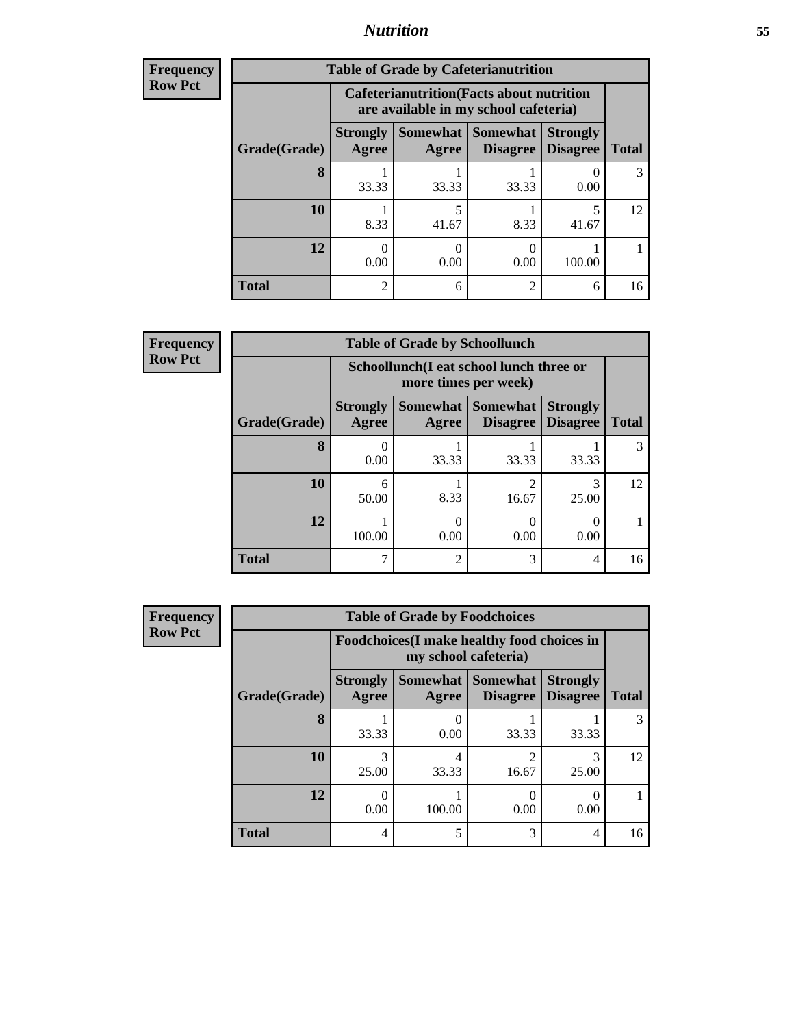**Frequency**
**Row Pct**

| Table of Grade by Cafeterianutrition | | | | | |
|---|---|---|---|---|---|
| | Cafeterianutrition(Facts about nutrition are available in my school cafeteria) | | | | |
| Grade(Grade) | Strongly Agree | Somewhat Agree | Somewhat Disagree | Strongly Disagree | Total |
| **8** | 1<br>33.33 | 1<br>33.33 | 1<br>33.33 | 0<br>0.00 | 3 |
| **10** | 1<br>8.33 | 5<br>41.67 | 1<br>8.33 | 5<br>41.67 | 12 |
| **12** | 0<br>0.00 | 0<br>0.00 | 0<br>0.00 | 1<br>100.00 | 1 |
| **Total** | 2 | 6 | 2 | 6 | 16 |

**Frequency**
**Row Pct**

| Table of Grade by Schoollunch | | | | | |
|---|---|---|---|---|---|
| | Schoollunch(I eat school lunch three or more times per week) | | | | |
| Grade(Grade) | Strongly Agree | Somewhat Agree | Somewhat Disagree | Strongly Disagree | Total |
| **8** | 0<br>0.00 | 1<br>33.33 | 1<br>33.33 | 1<br>33.33 | 3 |
| **10** | 6<br>50.00 | 1<br>8.33 | 2<br>16.67 | 3<br>25.00 | 12 |
| **12** | 1<br>100.00 | 0<br>0.00 | 0<br>0.00 | 0<br>0.00 | 1 |
| **Total** | 7 | 2 | 3 | 4 | 16 |

**Frequency**
**Row Pct**

| Table of Grade by Foodchoices | | | | | |
|---|---|---|---|---|---|
| | Foodchoices(I make healthy food choices in my school cafeteria) | | | | |
| Grade(Grade) | Strongly Agree | Somewhat Agree | Somewhat Disagree | Strongly Disagree | Total |
| **8** | 1<br>33.33 | 0<br>0.00 | 1<br>33.33 | 1<br>33.33 | 3 |
| **10** | 3<br>25.00 | 4<br>33.33 | 2<br>16.67 | 3<br>25.00 | 12 |
| **12** | 0<br>0.00 | 1<br>100.00 | 0<br>0.00 | 0<br>0.00 | 1 |
| **Total** | 4 | 5 | 3 | 4 | 16 |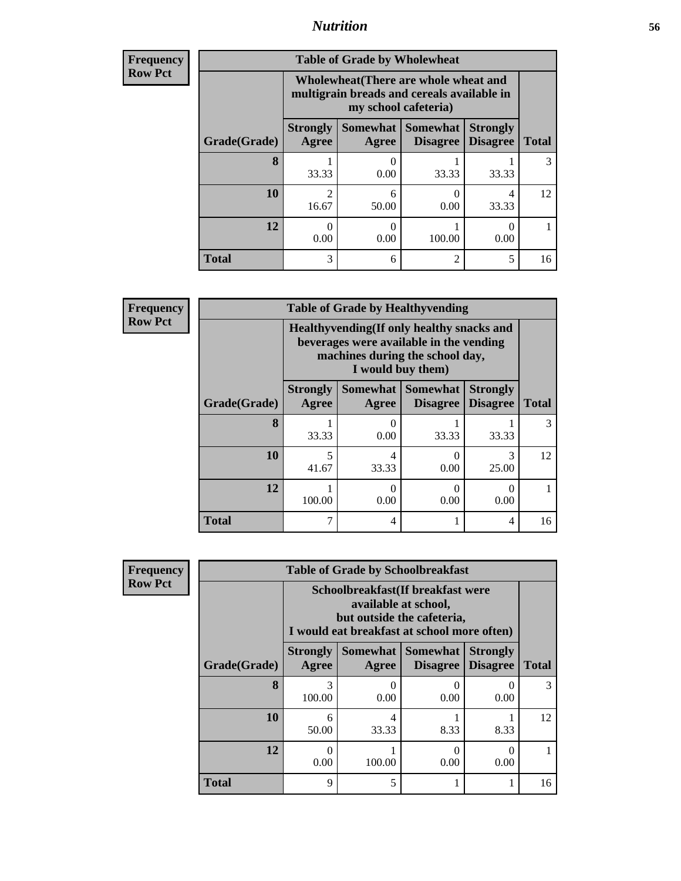# *Nutrition*

**Frequency**
**Row Pct**

**Table of Grade by Wholewheat**

| Grade(Grade) | Wholewheat(There are whole wheat and multigrain breads and cereals available in my school cafeteria) | | | | Total |
|---|---|---|---|---|---|
| | Strongly Agree | Somewhat Agree | Somewhat Disagree | Strongly Disagree | |
| **8** | 1<br>33.33 | 0<br>0.00 | 1<br>33.33 | 1<br>33.33 | 3 |
| **10** | 2<br>16.67 | 6<br>50.00 | 0<br>0.00 | 4<br>33.33 | 12 |
| **12** | 0<br>0.00 | 0<br>0.00 | 1<br>100.00 | 0<br>0.00 | 1 |
| **Total** | 3 | 6 | 2 | 5 | 16 |

**Frequency**
**Row Pct**

**Table of Grade by Healthyvending**

| Grade(Grade) | Healthyvending(If only healthy snacks and beverages were available in the vending machines during the school day, I would buy them) | | | | Total |
|---|---|---|---|---|---|
| | Strongly Agree | Somewhat Agree | Somewhat Disagree | Strongly Disagree | |
| **8** | 1<br>33.33 | 0<br>0.00 | 1<br>33.33 | 1<br>33.33 | 3 |
| **10** | 5<br>41.67 | 4<br>33.33 | 0<br>0.00 | 3<br>25.00 | 12 |
| **12** | 1<br>100.00 | 0<br>0.00 | 0<br>0.00 | 0<br>0.00 | 1 |
| **Total** | 7 | 4 | 1 | 4 | 16 |

**Frequency**
**Row Pct**

**Table of Grade by Schoolbreakfast**

| Grade(Grade) | Schoolbreakfast(If breakfast were available at school, but outside the cafeteria, I would eat breakfast at school more often) | | | | Total |
|---|---|---|---|---|---|
| | Strongly Agree | Somewhat Agree | Somewhat Disagree | Strongly Disagree | |
| **8** | 3<br>100.00 | 0<br>0.00 | 0<br>0.00 | 0<br>0.00 | 3 |
| **10** | 6<br>50.00 | 4<br>33.33 | 1<br>8.33 | 1<br>8.33 | 12 |
| **12** | 0<br>0.00 | 1<br>100.00 | 0<br>0.00 | 0<br>0.00 | 1 |
| **Total** | 9 | 5 | 1 | 1 | 16 |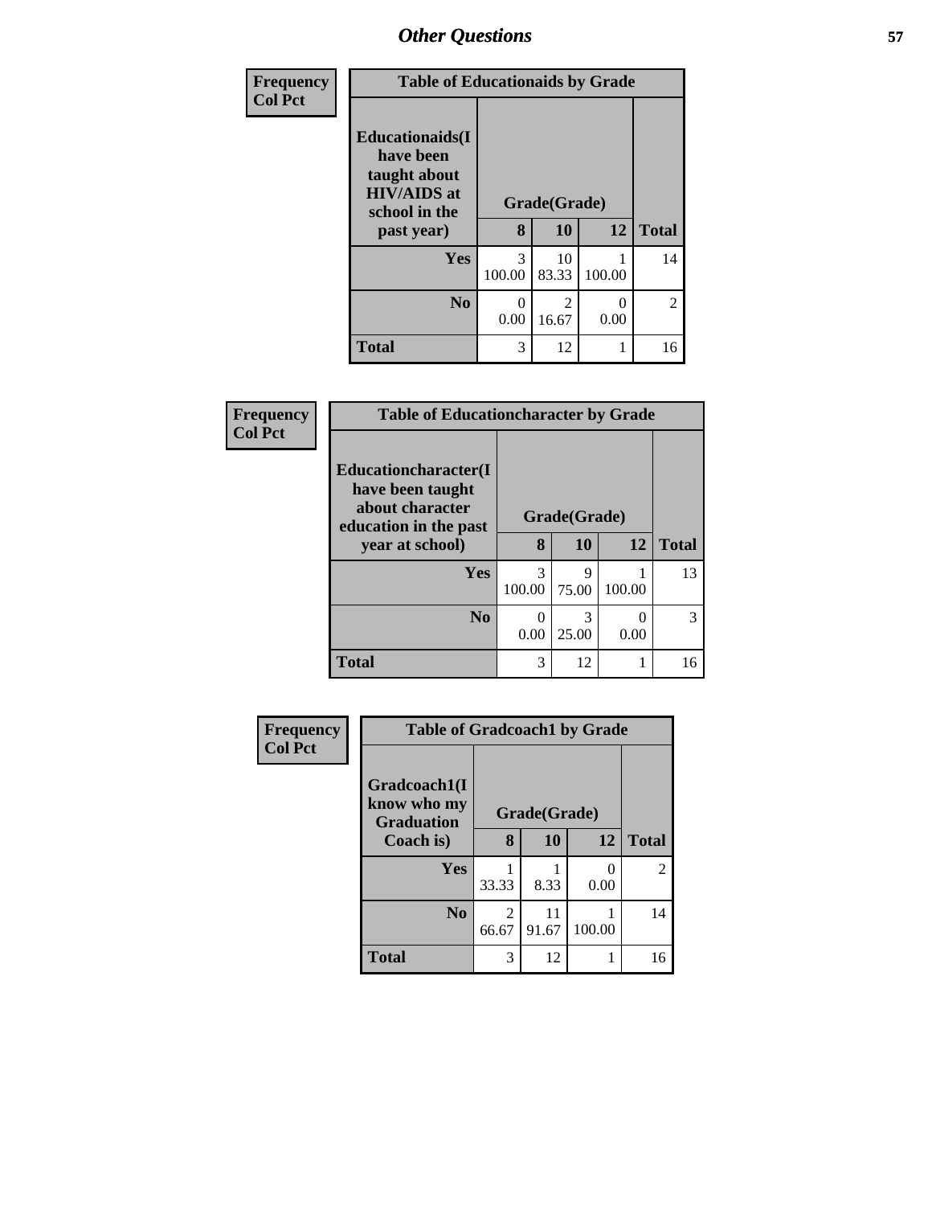| Frequency<br>Col Pct | Table of Educationaids by Grade | | | |
|---|---|---|---|---|
| Educationaids(I have been taught about HIV/AIDS at school in the past year) | Grade(Grade) | | | |
| | 8 | 10 | 12 | Total |
| Yes | 3<br>100.00 | 10<br>83.33 | 1<br>100.00 | 14 |
| No | 0<br>0.00 | 2<br>16.67 | 0<br>0.00 | 2 |
| Total | 3 | 12 | 1 | 16 |

| Frequency<br>Col Pct | Table of Educationcharacter by Grade | | | |
|---|---|---|---|---|
| Educationcharacter(I have been taught about character education in the past year at school) | Grade(Grade) | | | |
| | 8 | 10 | 12 | Total |
| Yes | 3<br>100.00 | 9<br>75.00 | 1<br>100.00 | 13 |
| No | 0<br>0.00 | 3<br>25.00 | 0<br>0.00 | 3 |
| Total | 3 | 12 | 1 | 16 |

| Frequency<br>Col Pct | Table of Gradcoach1 by Grade | | | |
|---|---|---|---|---|
| Gradcoach1(I know who my Graduation Coach is) | Grade(Grade) | | | |
| | 8 | 10 | 12 | Total |
| Yes | 1<br>33.33 | 1<br>8.33 | 0<br>0.00 | 2 |
| No | 2<br>66.67 | 11<br>91.67 | 1<br>100.00 | 14 |
| Total | 3 | 12 | 1 | 16 |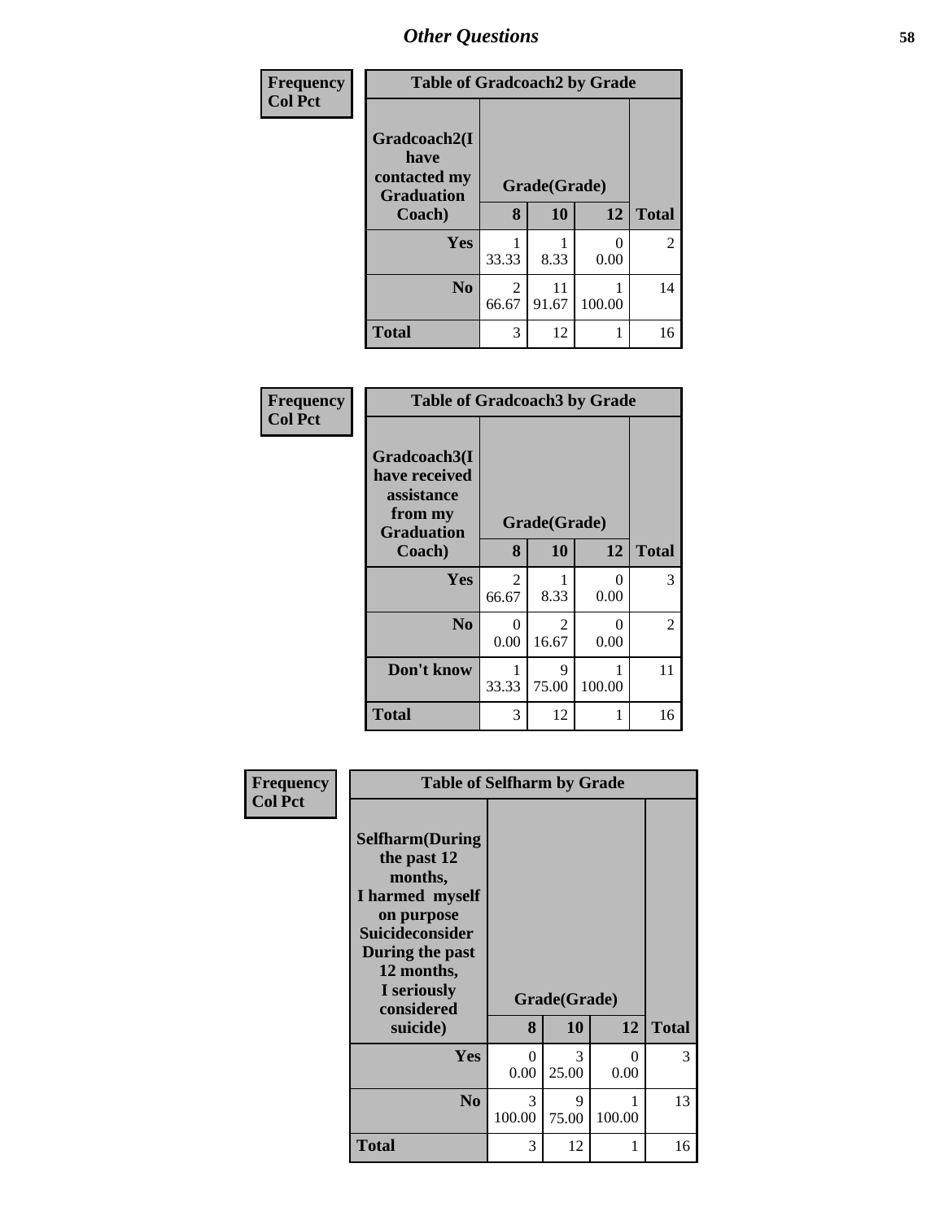## Other Questions

**Frequency**
**Col Pct**

| Table of Gradcoach2 by Grade | | | | |
|---|---|---|---|---|
| Gradcoach2(I have contacted my Graduation Coach) | Grade(Grade) | | | |
| | 8 | 10 | 12 | Total |
| Yes | 1<br>33.33 | 1<br>8.33 | 0<br>0.00 | 2 |
| No | 2<br>66.67 | 11<br>91.67 | 1<br>100.00 | 14 |
| Total | 3 | 12 | 1 | 16 |

**Frequency**
**Col Pct**

| Table of Gradcoach3 by Grade | | | | |
|---|---|---|---|---|
| Gradcoach3(I have received assistance from my Graduation Coach) | Grade(Grade) | | | |
| | 8 | 10 | 12 | Total |
| Yes | 2<br>66.67 | 1<br>8.33 | 0<br>0.00 | 3 |
| No | 0<br>0.00 | 2<br>16.67 | 0<br>0.00 | 2 |
| Don't know | 1<br>33.33 | 9<br>75.00 | 1<br>100.00 | 11 |
| Total | 3 | 12 | 1 | 16 |

**Frequency**
**Col Pct**

| Table of Selfharm by Grade | | | | |
|---|---|---|---|---|
| Selfharm(During the past 12 months, I harmed myself on purpose Suicideconsider During the past 12 months, I seriously considered suicide) | Grade(Grade) | | | |
| | 8 | 10 | 12 | Total |
| Yes | 0<br>0.00 | 3<br>25.00 | 0<br>0.00 | 3 |
| No | 3<br>100.00 | 9<br>75.00 | 1<br>100.00 | 13 |
| Total | 3 | 12 | 1 | 16 |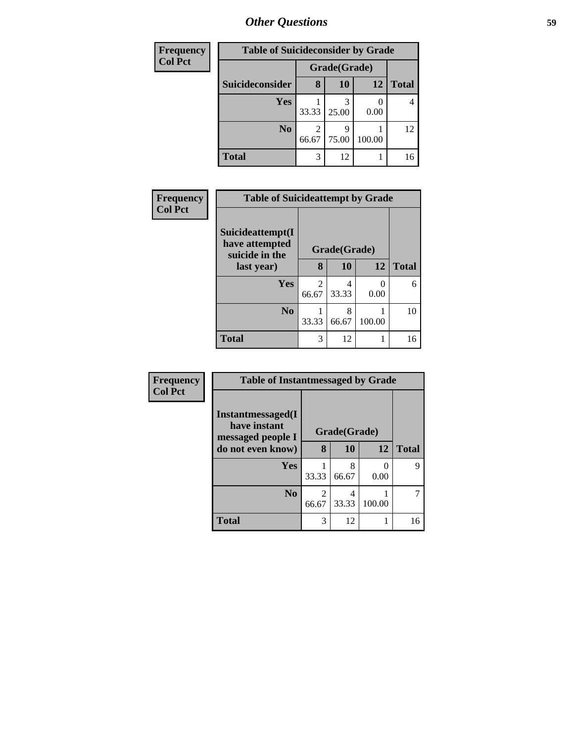## Other Questions

| Frequency<br>Col Pct | | | | |
|---|---|---|---|---|

**Table of Suicideconsider by Grade**

| Suicideconsider | Grade(Grade) | | | Total |
|---|---|---|---|---|
| | 8 | 10 | 12 | |
| Yes | 1<br>33.33 | 3<br>25.00 | 0<br>0.00 | 4 |
| No | 2<br>66.67 | 9<br>75.00 | 1<br>100.00 | 12 |
| Total | 3 | 12 | 1 | 16 |

**Frequency**
**Col Pct**

**Table of Suicideattempt by Grade**

| Suicideattempt(I have attempted suicide in the last year) | Grade(Grade) | | | Total |
|---|---|---|---|---|
| | 8 | 10 | 12 | |
| Yes | 2<br>66.67 | 4<br>33.33 | 0<br>0.00 | 6 |
| No | 1<br>33.33 | 8<br>66.67 | 1<br>100.00 | 10 |
| Total | 3 | 12 | 1 | 16 |

**Frequency**
**Col Pct**

**Table of Instantmessaged by Grade**

| Instantmessaged(I have instant messaged people I do not even know) | Grade(Grade) | | | Total |
|---|---|---|---|---|
| | 8 | 10 | 12 | |
| Yes | 1<br>33.33 | 8<br>66.67 | 0<br>0.00 | 9 |
| No | 2<br>66.67 | 4<br>33.33 | 1<br>100.00 | 7 |
| Total | 3 | 12 | 1 | 16 |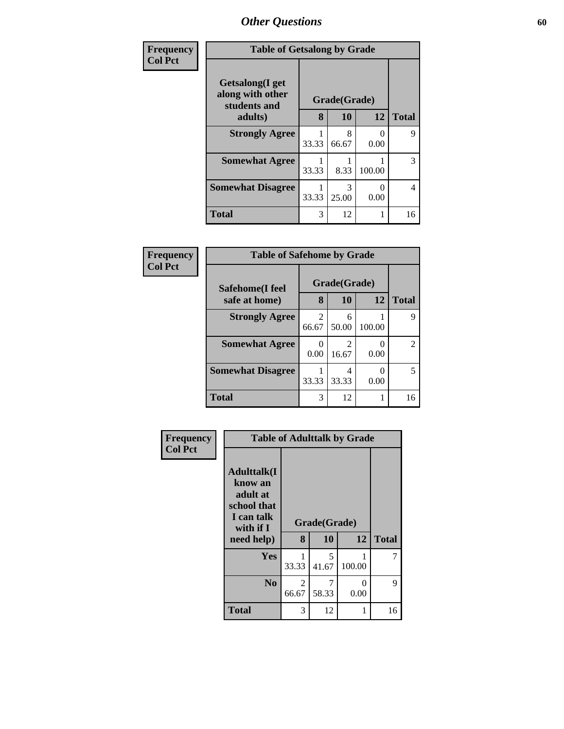| Frequency Col Pct | Table of Getsalong by Grade | | | |
|---|---|---|---|---|
| Getsalong(I get along with other students and adults) | Grade(Grade) | | | Total |
| | 8 | 10 | 12 | |
| Strongly Agree | 1<br>33.33 | 8<br>66.67 | 0<br>0.00 | 9 |
| Somewhat Agree | 1<br>33.33 | 1<br>8.33 | 1<br>100.00 | 3 |
| Somewhat Disagree | 1<br>33.33 | 3<br>25.00 | 0<br>0.00 | 4 |
| Total | 3 | 12 | 1 | 16 |

| Frequency Col Pct | Table of Safehome by Grade | | | |
|---|---|---|---|---|
| Safehome(I feel safe at home) | Grade(Grade) | | | Total |
| | 8 | 10 | 12 | |
| Strongly Agree | 2<br>66.67 | 6<br>50.00 | 1<br>100.00 | 9 |
| Somewhat Agree | 0<br>0.00 | 2<br>16.67 | 0<br>0.00 | 2 |
| Somewhat Disagree | 1<br>33.33 | 4<br>33.33 | 0<br>0.00 | 5 |
| Total | 3 | 12 | 1 | 16 |

| Frequency Col Pct | Table of Adulttalk by Grade | | | |
|---|---|---|---|---|
| Adulttalk(I know an adult at school that I can talk with if I need help) | Grade(Grade) | | | Total |
| | 8 | 10 | 12 | |
| Yes | 1<br>33.33 | 5<br>41.67 | 1<br>100.00 | 7 |
| No | 2<br>66.67 | 7<br>58.33 | 0<br>0.00 | 9 |
| Total | 3 | 12 | 1 | 16 |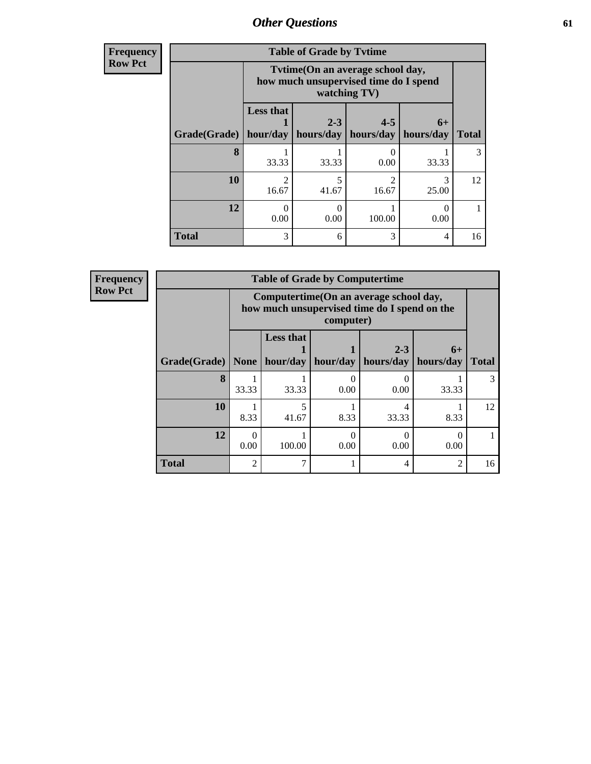| Frequency<br>Row Pct |
|---|

| Table of Grade by Tvtime | | | | | |
|---|---|---|---|---|---|
| | Tvtime(On an average school day, how much unsupervised time do I spend watching TV) | | | | |
| Grade(Grade) | Less that 1 hour/day | 2-3 hours/day | 4-5 hours/day | 6+ hours/day | Total |
| 8 | 1<br>33.33 | 1<br>33.33 | 0<br>0.00 | 1<br>33.33 | 3 |
| 10 | 2<br>16.67 | 5<br>41.67 | 2<br>16.67 | 3<br>25.00 | 12 |
| 12 | 0<br>0.00 | 0<br>0.00 | 1<br>100.00 | 0<br>0.00 | 1 |
| Total | 3 | 6 | 3 | 4 | 16 |

| Frequency<br>Row Pct |
|---|

| Table of Grade by Computertime | | | | | | |
|---|---|---|---|---|---|---|
| | Computertime(On an average school day, how much unsupervised time do I spend on the computer) | | | | | |
| Grade(Grade) | None | Less that 1 hour/day | 1 hour/day | 2-3 hours/day | 6+ hours/day | Total |
| 8 | 1<br>33.33 | 1<br>33.33 | 0<br>0.00 | 0<br>0.00 | 1<br>33.33 | 3 |
| 10 | 1<br>8.33 | 5<br>41.67 | 1<br>8.33 | 4<br>33.33 | 1<br>8.33 | 12 |
| 12 | 0<br>0.00 | 1<br>100.00 | 0<br>0.00 | 0<br>0.00 | 0<br>0.00 | 1 |
| Total | 2 | 7 | 1 | 4 | 2 | 16 |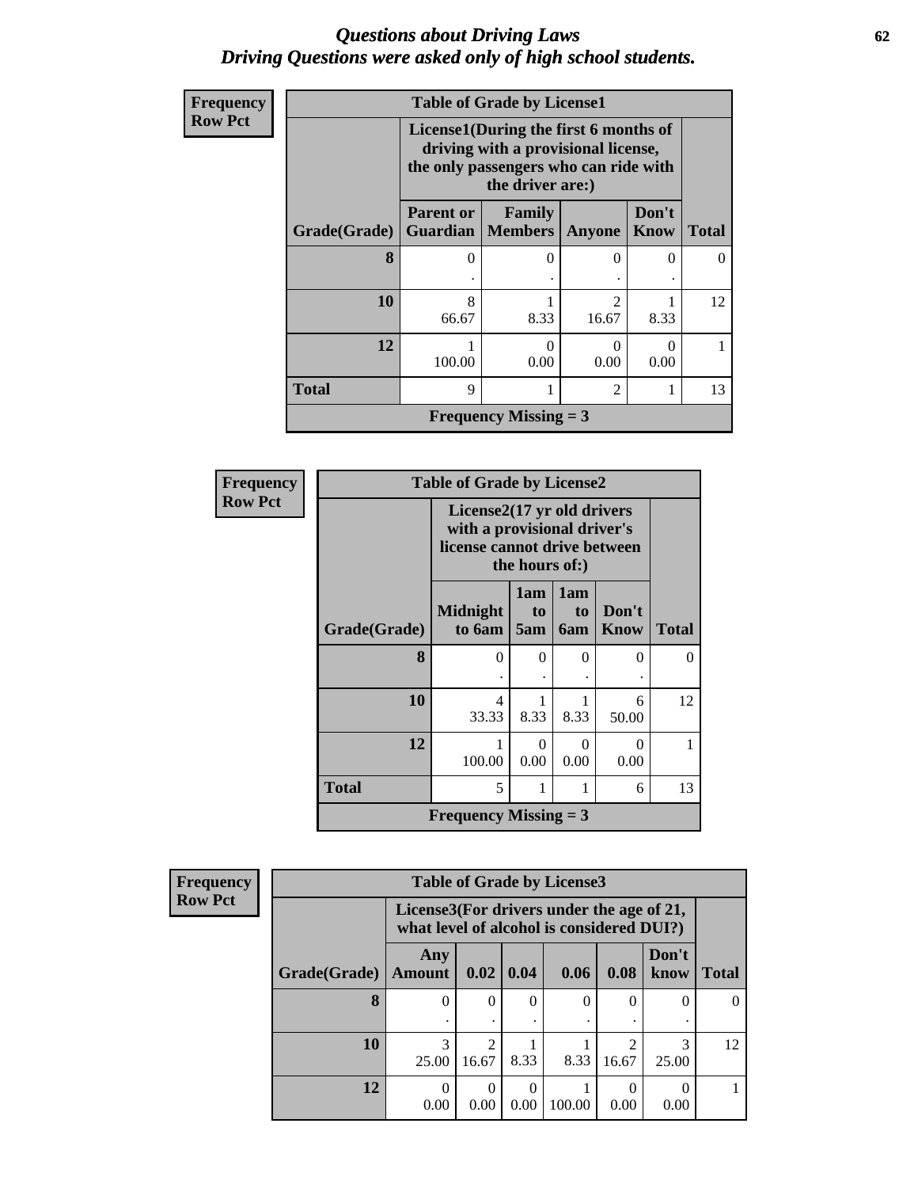# *Questions about Driving Laws*
# *Driving Questions were asked only of high school students.*

**Frequency**
**Row Pct**

**Table of Grade by License1**

| Grade(Grade) | License1(During the first 6 months of driving with a provisional license, the only passengers who can ride with the driver are:) | | | | Total |
|---|---|---|---|---|---|
| | Parent or Guardian | Family Members | Anyone | Don't Know | |
| **8** | 0<br>. | 0<br>. | 0<br>. | 0<br>. | 0 |
| **10** | 8<br>66.67 | 1<br>8.33 | 2<br>16.67 | 1<br>8.33 | 12 |
| **12** | 1<br>100.00 | 0<br>0.00 | 0<br>0.00 | 0<br>0.00 | 1 |
| **Total** | 9 | 1 | 2 | 1 | 13 |
| **Frequency Missing = 3** | | | | | |

**Frequency**
**Row Pct**

**Table of Grade by License2**

| Grade(Grade) | License2(17 yr old drivers with a provisional driver's license cannot drive between the hours of:) | | | | Total |
|---|---|---|---|---|---|
| | Midnight to 6am | 1am to 5am | 1am to 6am | Don't Know | |
| **8** | 0<br>. | 0<br>. | 0<br>. | 0<br>. | 0 |
| **10** | 4<br>33.33 | 1<br>8.33 | 1<br>8.33 | 6<br>50.00 | 12 |
| **12** | 1<br>100.00 | 0<br>0.00 | 0<br>0.00 | 0<br>0.00 | 1 |
| **Total** | 5 | 1 | 1 | 6 | 13 |
| **Frequency Missing = 3** | | | | | |

**Frequency**
**Row Pct**

**Table of Grade by License3**

| Grade(Grade) | License3(For drivers under the age of 21, what level of alcohol is considered DUI?) | | | | | | Total |
|---|---|---|---|---|---|---|---|
| | Any Amount | 0.02 | 0.04 | 0.06 | 0.08 | Don't know | |
| **8** | 0<br>. | 0<br>. | 0<br>. | 0<br>. | 0<br>. | 0<br>. | 0 |
| **10** | 3<br>25.00 | 2<br>16.67 | 1<br>8.33 | 1<br>8.33 | 2<br>16.67 | 3<br>25.00 | 12 |
| **12** | 0<br>0.00 | 0<br>0.00 | 0<br>0.00 | 1<br>100.00 | 0<br>0.00 | 0<br>0.00 | 1 |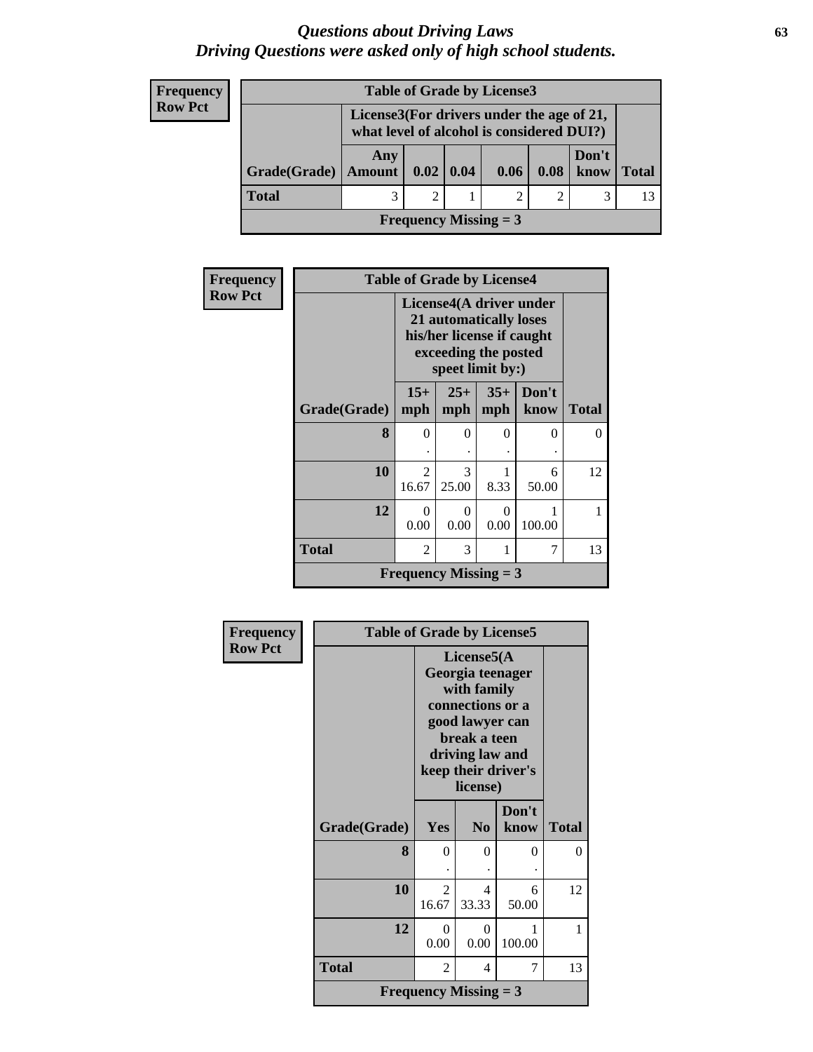# *Questions about Driving Laws*
## *Driving Questions were asked only of high school students.*

| Frequency<br>Row Pct | | | | | | | |
|---|---|---|---|---|---|---|---|
| **Table of Grade by License3** | | | | | | | |
| | **License3(For drivers under the age of 21, what level of alcohol is considered DUI?)** | | | | | | |
| **Grade(Grade)** | **Any Amount** | **0.02** | **0.04** | **0.06** | **0.08** | **Don't know** | **Total** |
| **Total** | 3 | 2 | 1 | 2 | 2 | 3 | 13 |
| **Frequency Missing = 3** | | | | | | | |

| Frequency<br>Row Pct | | | | | |
|---|---|---|---|---|---|
| **Table of Grade by License4** | | | | | |
| | **License4(A driver under 21 automatically loses his/her license if caught exceeding the posted speet limit by:)** | | | | |
| **Grade(Grade)** | **15+ mph** | **25+ mph** | **35+ mph** | **Don't know** | **Total** |
| **8** | 0<br>. | 0<br>. | 0<br>. | 0<br>. | 0 |
| **10** | 2<br>16.67 | 3<br>25.00 | 1<br>8.33 | 6<br>50.00 | 12 |
| **12** | 0<br>0.00 | 0<br>0.00 | 0<br>0.00 | 1<br>100.00 | 1 |
| **Total** | 2 | 3 | 1 | 7 | 13 |
| **Frequency Missing = 3** | | | | | |

| Frequency<br>Row Pct | | | | |
|---|---|---|---|---|
| **Table of Grade by License5** | | | | |
| | **License5(A Georgia teenager with family connections or a good lawyer can break a teen driving law and keep their driver's license)** | | | |
| **Grade(Grade)** | **Yes** | **No** | **Don't know** | **Total** |
| **8** | 0<br>. | 0<br>. | 0<br>. | 0 |
| **10** | 2<br>16.67 | 4<br>33.33 | 6<br>50.00 | 12 |
| **12** | 0<br>0.00 | 0<br>0.00 | 1<br>100.00 | 1 |
| **Total** | 2 | 4 | 7 | 13 |
| **Frequency Missing = 3** | | | | |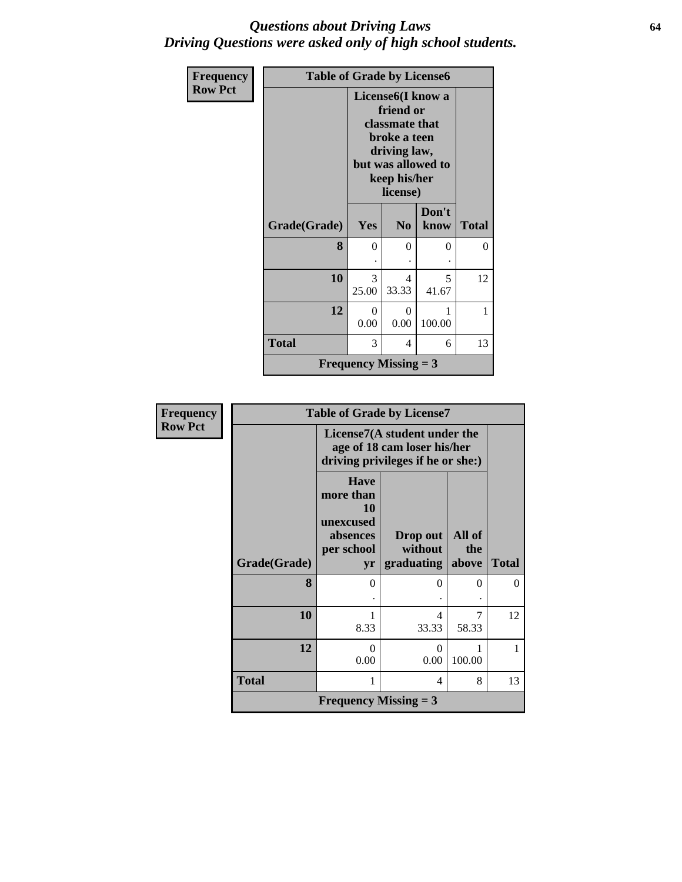# *Questions about Driving Laws*
# *Driving Questions were asked only of high school students.*

| Frequency<br>Row Pct | | | | |
|---|---|---|---|---|
| **Table of Grade by License6** | | | | |
| | **License6(I know a friend or classmate that broke a teen driving law, but was allowed to keep his/her license)** | | | |
| **Grade(Grade)** | **Yes** | **No** | **Don't know** | **Total** |
| **8** | 0<br>. | 0<br>. | 0<br>. | 0 |
| **10** | 3<br>25.00 | 4<br>33.33 | 5<br>41.67 | 12 |
| **12** | 0<br>0.00 | 0<br>0.00 | 1<br>100.00 | 1 |
| **Total** | 3 | 4 | 6 | 13 |
| **Frequency Missing = 3** | | | | |

| Frequency<br>Row Pct | | | | |
|---|---|---|---|---|
| **Table of Grade by License7** | | | | |
| | **License7(A student under the age of 18 cam loser his/her driving privileges if he or she:)** | | | |
| **Grade(Grade)** | **Have more than 10 unexcused absences per school yr** | **Drop out without graduating** | **All of the above** | **Total** |
| **8** | 0<br>. | 0<br>. | 0<br>. | 0 |
| **10** | 1<br>8.33 | 4<br>33.33 | 7<br>58.33 | 12 |
| **12** | 0<br>0.00 | 0<br>0.00 | 1<br>100.00 | 1 |
| **Total** | 1 | 4 | 8 | 13 |
| **Frequency Missing = 3** | | | | |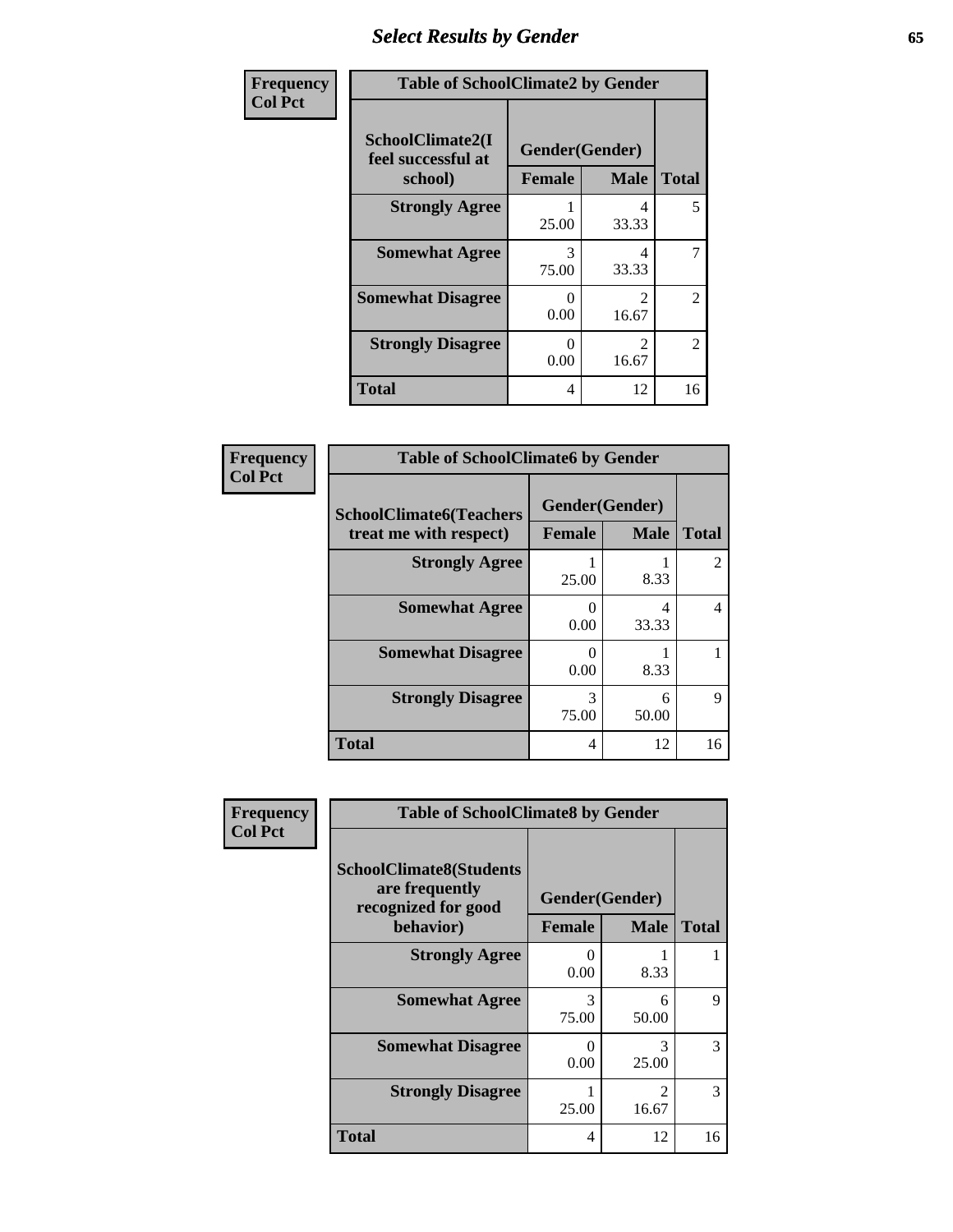# Select Results by Gender

**Frequency / Col Pct**

| Table of SchoolClimate2 by Gender | | | |
|---|---|---|---|
| SchoolClimate2(I feel successful at school) | Gender(Gender) | | |
| | Female | Male | Total |
| Strongly Agree | 1<br>25.00 | 4<br>33.33 | 5 |
| Somewhat Agree | 3<br>75.00 | 4<br>33.33 | 7 |
| Somewhat Disagree | 0<br>0.00 | 2<br>16.67 | 2 |
| Strongly Disagree | 0<br>0.00 | 2<br>16.67 | 2 |
| Total | 4 | 12 | 16 |

**Frequency / Col Pct**

| Table of SchoolClimate6 by Gender | | | |
|---|---|---|---|
| SchoolClimate6(Teachers treat me with respect) | Gender(Gender) | | |
| | Female | Male | Total |
| Strongly Agree | 1<br>25.00 | 1<br>8.33 | 2 |
| Somewhat Agree | 0<br>0.00 | 4<br>33.33 | 4 |
| Somewhat Disagree | 0<br>0.00 | 1<br>8.33 | 1 |
| Strongly Disagree | 3<br>75.00 | 6<br>50.00 | 9 |
| Total | 4 | 12 | 16 |

**Frequency / Col Pct**

| Table of SchoolClimate8 by Gender | | | |
|---|---|---|---|
| SchoolClimate8(Students are frequently recognized for good behavior) | Gender(Gender) | | |
| | Female | Male | Total |
| Strongly Agree | 0<br>0.00 | 1<br>8.33 | 1 |
| Somewhat Agree | 3<br>75.00 | 6<br>50.00 | 9 |
| Somewhat Disagree | 0<br>0.00 | 3<br>25.00 | 3 |
| Strongly Disagree | 1<br>25.00 | 2<br>16.67 | 3 |
| Total | 4 | 12 | 16 |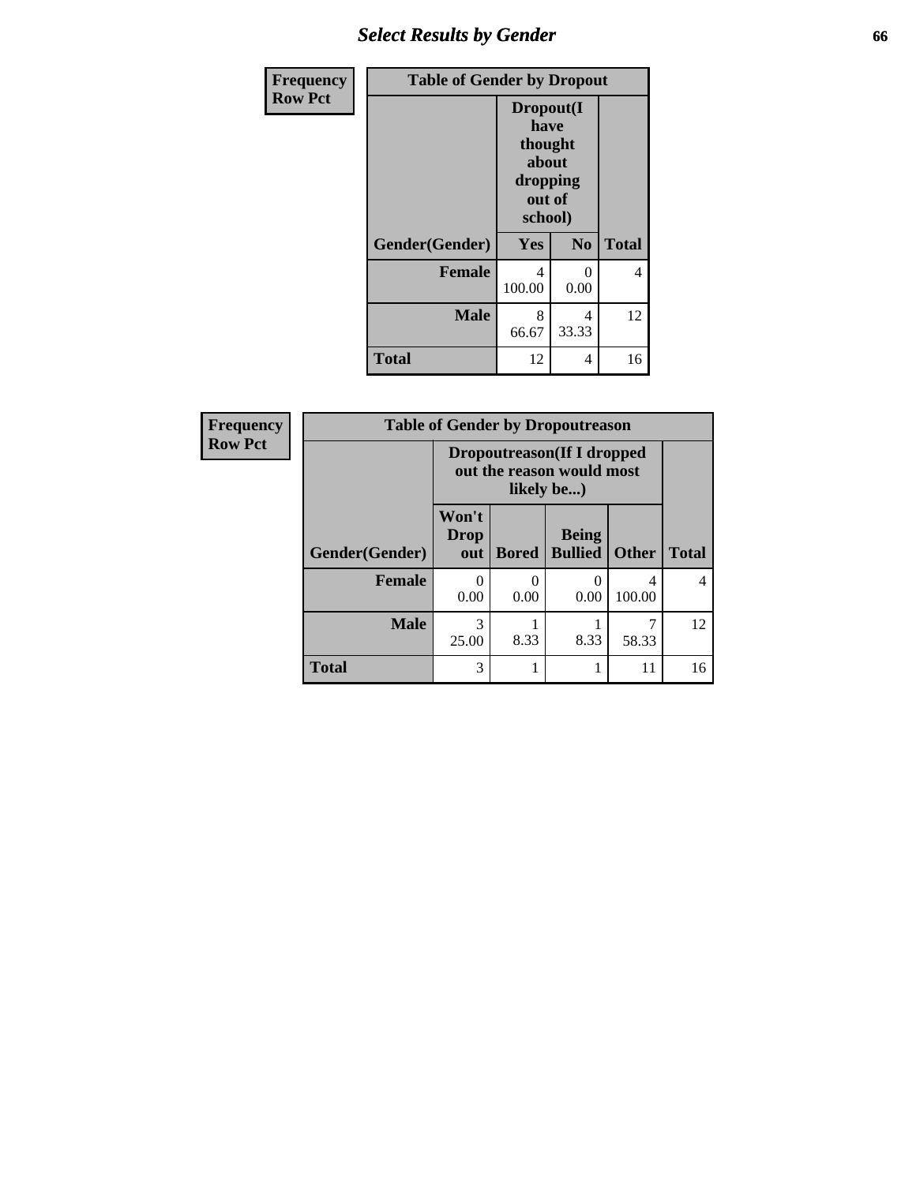## Select Results by Gender

Frequency
Row Pct

| Table of Gender by Dropout | | | |
|---|---|---|---|
| | Dropout(I have thought about dropping out of school) | | |
| Gender(Gender) | Yes | No | Total |
| **Female** | 4<br>100.00 | 0<br>0.00 | 4 |
| **Male** | 8<br>66.67 | 4<br>33.33 | 12 |
| **Total** | 12 | 4 | 16 |

Frequency
Row Pct

| Table of Gender by Dropoutreason | | | | | |
|---|---|---|---|---|---|
| | Dropoutreason(If I dropped out the reason would most likely be...) | | | | |
| Gender(Gender) | Won't Drop out | Bored | Being Bullied | Other | Total |
| **Female** | 0<br>0.00 | 0<br>0.00 | 0<br>0.00 | 4<br>100.00 | 4 |
| **Male** | 3<br>25.00 | 1<br>8.33 | 1<br>8.33 | 7<br>58.33 | 12 |
| **Total** | 3 | 1 | 1 | 11 | 16 |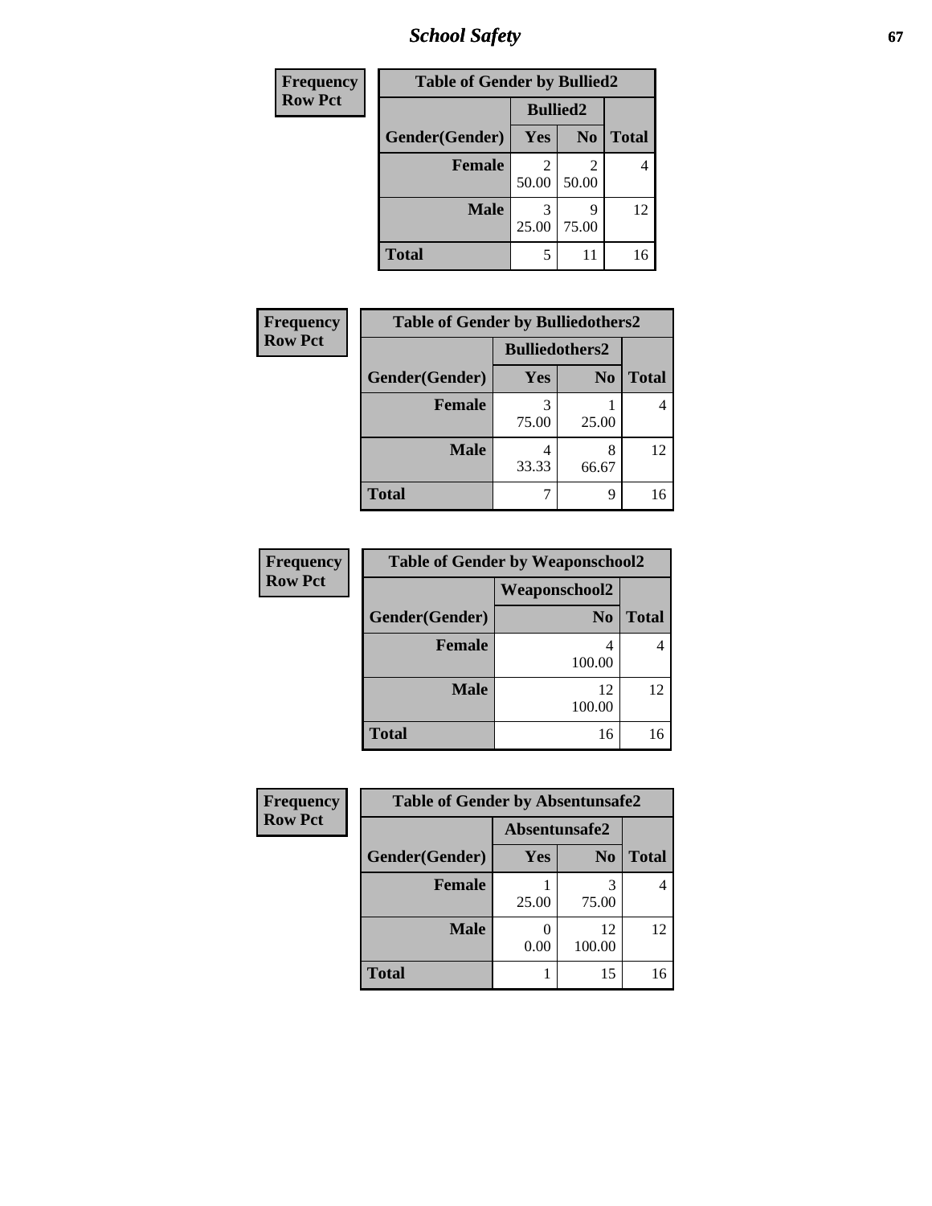| Frequency<br>Row Pct | | | |
|---|---|---|---|
| **Table of Gender by Bullied2** | | | |
| | **Bullied2** | | |
| **Gender(Gender)** | **Yes** | **No** | **Total** |
| **Female** | 2<br>50.00 | 2<br>50.00 | 4 |
| **Male** | 3<br>25.00 | 9<br>75.00 | 12 |
| **Total** | 5 | 11 | 16 |

| Frequency<br>Row Pct | | | |
|---|---|---|---|
| **Table of Gender by Bulliedothers2** | | | |
| | **Bulliedothers2** | | |
| **Gender(Gender)** | **Yes** | **No** | **Total** |
| **Female** | 3<br>75.00 | 1<br>25.00 | 4 |
| **Male** | 4<br>33.33 | 8<br>66.67 | 12 |
| **Total** | 7 | 9 | 16 |

| Frequency<br>Row Pct | | |
|---|---|---|
| **Table of Gender by Weaponschool2** | | |
| | **Weaponschool2** | |
| **Gender(Gender)** | **No** | **Total** |
| **Female** | 4<br>100.00 | 4 |
| **Male** | 12<br>100.00 | 12 |
| **Total** | 16 | 16 |

| Frequency<br>Row Pct | | | |
|---|---|---|---|
| **Table of Gender by Absentunsafe2** | | | |
| | **Absentunsafe2** | | |
| **Gender(Gender)** | **Yes** | **No** | **Total** |
| **Female** | 1<br>25.00 | 3<br>75.00 | 4 |
| **Male** | 0<br>0.00 | 12<br>100.00 | 12 |
| **Total** | 1 | 15 | 16 |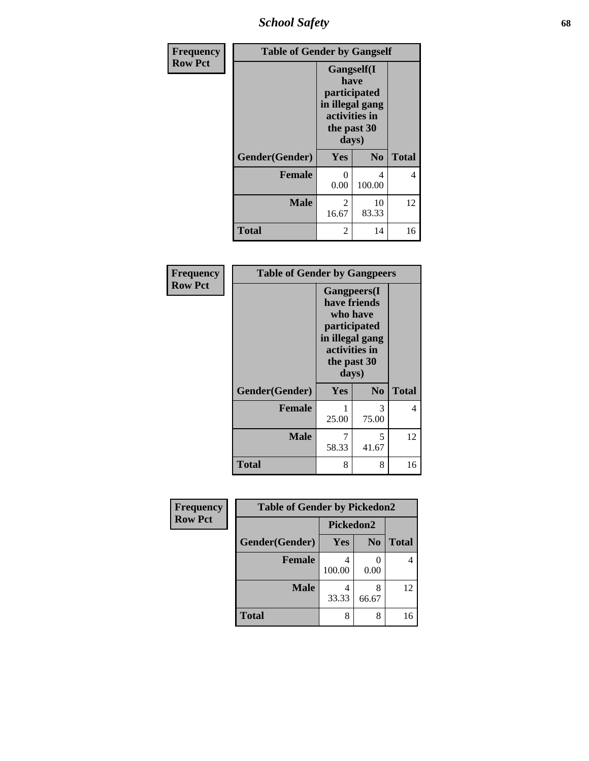| Frequency Row Pct | Table of Gender by Gangself | | |
|---|---|---|---|
| | Gangself(I have participated in illegal gang activities in the past 30 days) | | |
| Gender(Gender) | Yes | No | Total |
| Female | 0<br>0.00 | 4<br>100.00 | 4 |
| Male | 2<br>16.67 | 10<br>83.33 | 12 |
| Total | 2 | 14 | 16 |

| Frequency Row Pct | Table of Gender by Gangpeers | | |
|---|---|---|---|
| | Gangpeers(I have friends who have participated in illegal gang activities in the past 30 days) | | |
| Gender(Gender) | Yes | No | Total |
| Female | 1<br>25.00 | 3<br>75.00 | 4 |
| Male | 7<br>58.33 | 5<br>41.67 | 12 |
| Total | 8 | 8 | 16 |

| Frequency Row Pct | Table of Gender by Pickedon2 | | |
|---|---|---|---|
| | Pickedon2 | | |
| Gender(Gender) | Yes | No | Total |
| Female | 4<br>100.00 | 0<br>0.00 | 4 |
| Male | 4<br>33.33 | 8<br>66.67 | 12 |
| Total | 8 | 8 | 16 |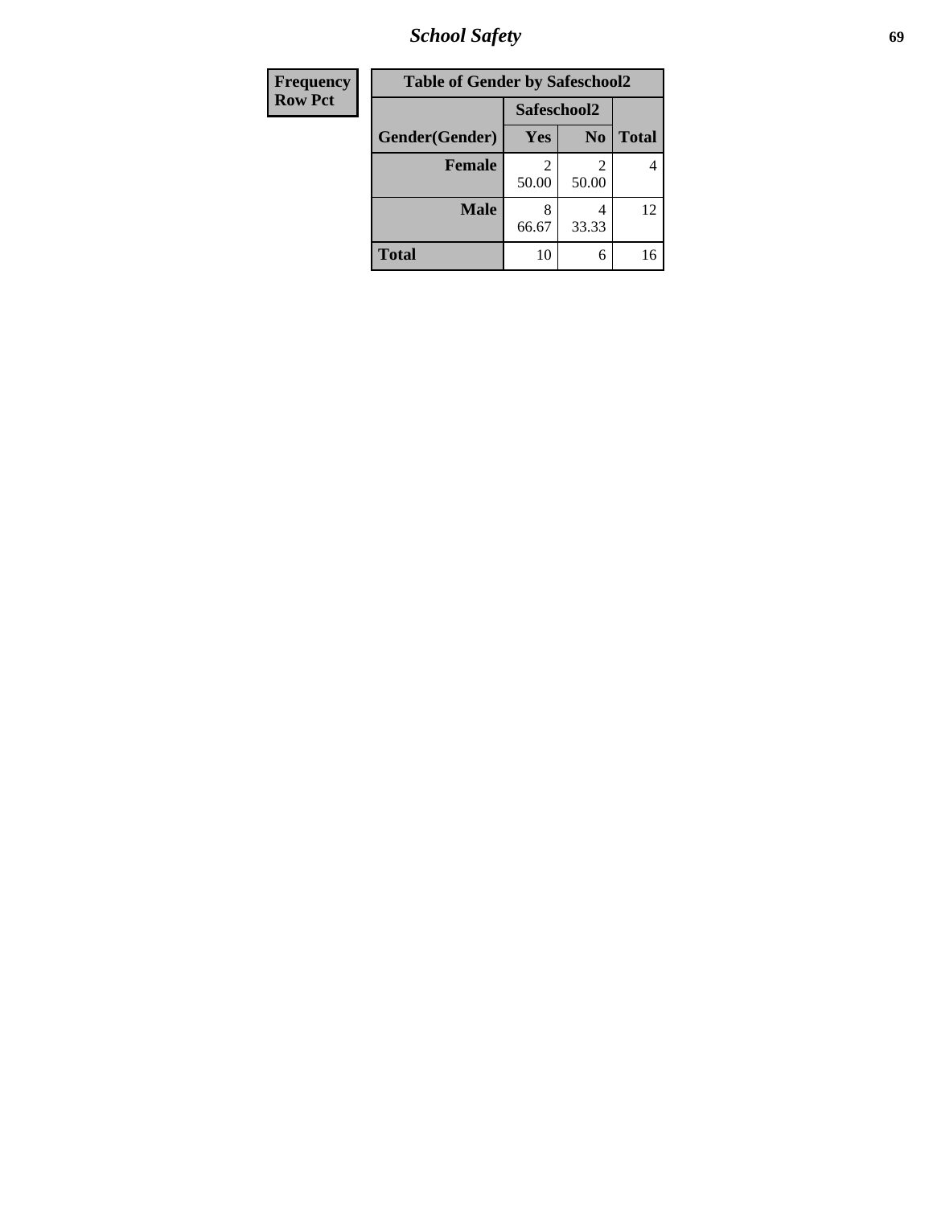| Frequency Row Pct |
|---|

**Table of Gender by Safeschool2**

| Gender(Gender) | Safeschool2 | | Total |
|---|---|---|---|
| | Yes | No | |
| Female | 2<br>50.00 | 2<br>50.00 | 4 |
| Male | 8<br>66.67 | 4<br>33.33 | 12 |
| Total | 10 | 6 | 16 |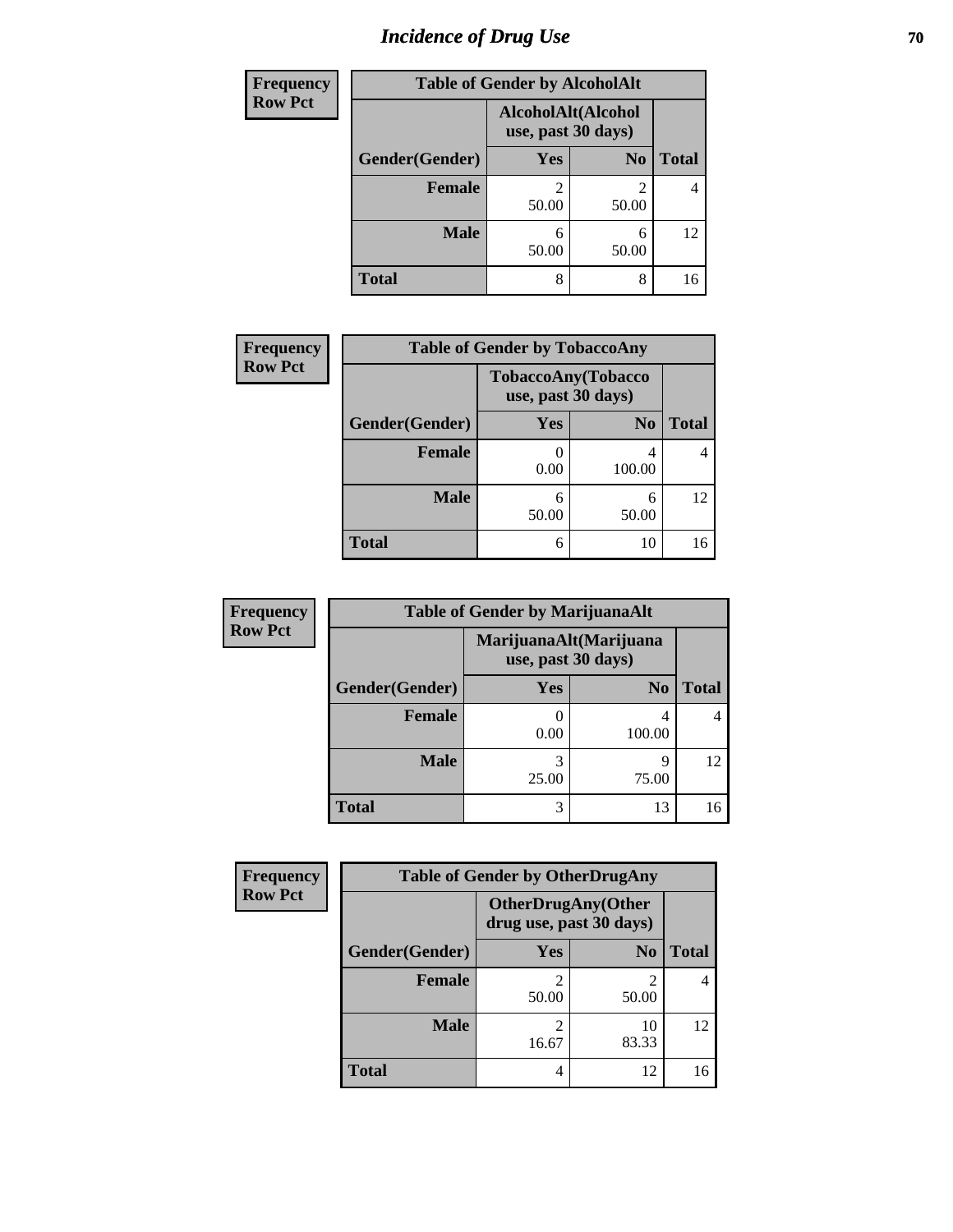# Incidence of Drug Use

**Frequency**
**Row Pct**

| Table of Gender by AlcoholAlt | | | |
|---|---|---|---|
| | AlcoholAlt(Alcohol use, past 30 days) | | |
| Gender(Gender) | Yes | No | Total |
| Female | 2<br>50.00 | 2<br>50.00 | 4 |
| Male | 6<br>50.00 | 6<br>50.00 | 12 |
| Total | 8 | 8 | 16 |

**Frequency**
**Row Pct**

| Table of Gender by TobaccoAny | | | |
|---|---|---|---|
| | TobaccoAny(Tobacco use, past 30 days) | | |
| Gender(Gender) | Yes | No | Total |
| Female | 0<br>0.00 | 4<br>100.00 | 4 |
| Male | 6<br>50.00 | 6<br>50.00 | 12 |
| Total | 6 | 10 | 16 |

**Frequency**
**Row Pct**

| Table of Gender by MarijuanaAlt | | | |
|---|---|---|---|
| | MarijuanaAlt(Marijuana use, past 30 days) | | |
| Gender(Gender) | Yes | No | Total |
| Female | 0<br>0.00 | 4<br>100.00 | 4 |
| Male | 3<br>25.00 | 9<br>75.00 | 12 |
| Total | 3 | 13 | 16 |

**Frequency**
**Row Pct**

| Table of Gender by OtherDrugAny | | | |
|---|---|---|---|
| | OtherDrugAny(Other drug use, past 30 days) | | |
| Gender(Gender) | Yes | No | Total |
| Female | 2<br>50.00 | 2<br>50.00 | 4 |
| Male | 2<br>16.67 | 10<br>83.33 | 12 |
| Total | 4 | 12 | 16 |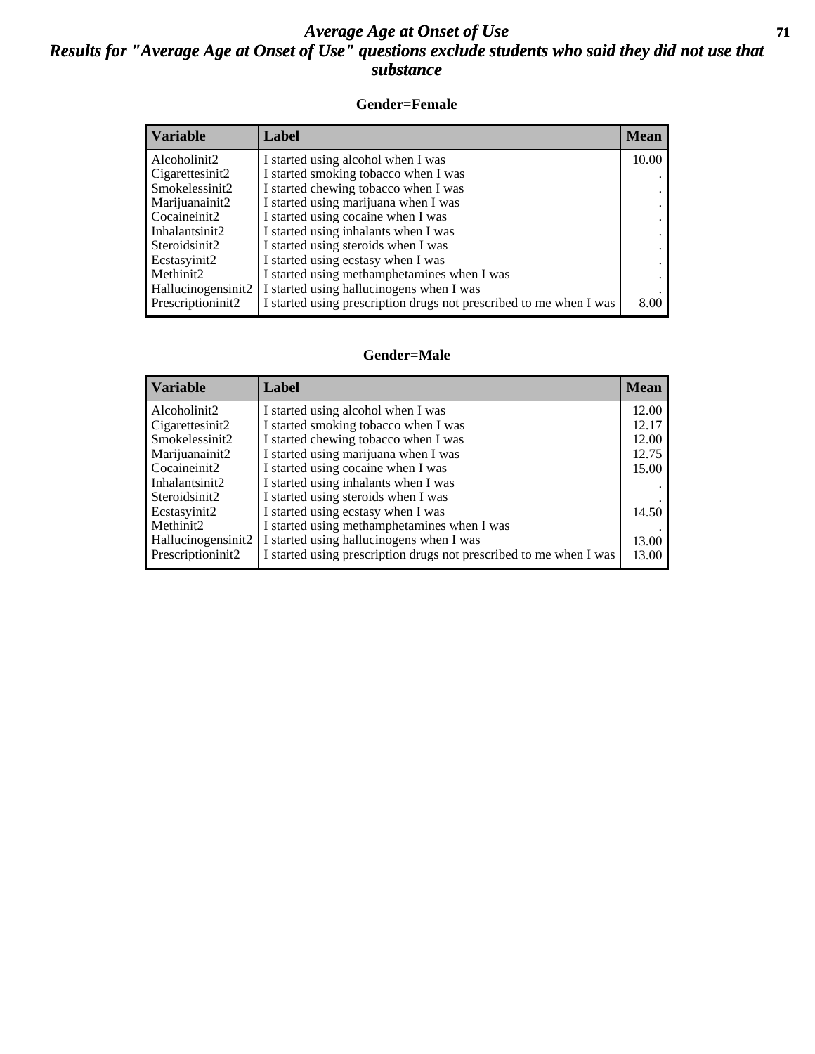# Average Age at Onset of Use

## Results for "Average Age at Onset of Use" questions exclude students who said they did not use that substance

### Gender=Female

| Variable | Label | Mean |
|---|---|---|
| Alcoholinit2 | I started using alcohol when I was | 10.00 |
| Cigarettesinit2 | I started smoking tobacco when I was | . |
| Smokelessinit2 | I started chewing tobacco when I was | . |
| Marijuanainit2 | I started using marijuana when I was | . |
| Cocaineinit2 | I started using cocaine when I was | . |
| Inhalantsinit2 | I started using inhalants when I was | . |
| Steroidsinit2 | I started using steroids when I was | . |
| Ecstasyinit2 | I started using ecstasy when I was | . |
| Methinit2 | I started using methamphetamines when I was | . |
| Hallucinogensinit2 | I started using hallucinogens when I was | . |
| Prescriptioninit2 | I started using prescription drugs not prescribed to me when I was | 8.00 |

### Gender=Male

| Variable | Label | Mean |
|---|---|---|
| Alcoholinit2 | I started using alcohol when I was | 12.00 |
| Cigarettesinit2 | I started smoking tobacco when I was | 12.17 |
| Smokelessinit2 | I started chewing tobacco when I was | 12.00 |
| Marijuanainit2 | I started using marijuana when I was | 12.75 |
| Cocaineinit2 | I started using cocaine when I was | 15.00 |
| Inhalantsinit2 | I started using inhalants when I was | . |
| Steroidsinit2 | I started using steroids when I was | . |
| Ecstasyinit2 | I started using ecstasy when I was | 14.50 |
| Methinit2 | I started using methamphetamines when I was | . |
| Hallucinogensinit2 | I started using hallucinogens when I was | 13.00 |
| Prescriptioninit2 | I started using prescription drugs not prescribed to me when I was | 13.00 |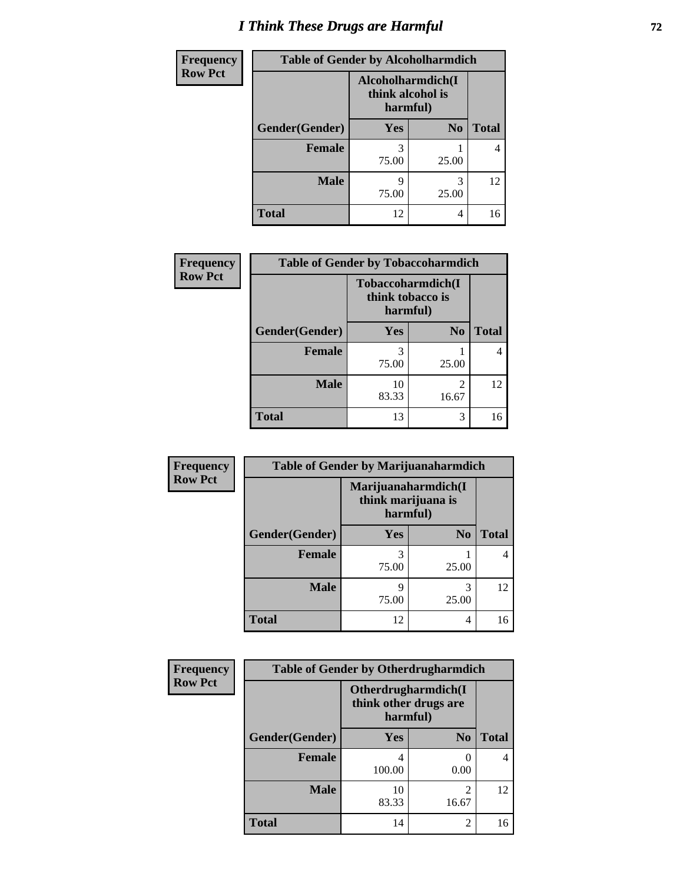# I Think These Drugs are Harmful

| Frequency Row Pct | Table of Gender by Alcoholharmdich | | |
|---|---|---|---|
| | Alcoholharmdich(I think alcohol is harmful) | | |
| Gender(Gender) | Yes | No | Total |
| Female | 3<br>75.00 | 1<br>25.00 | 4 |
| Male | 9<br>75.00 | 3<br>25.00 | 12 |
| Total | 12 | 4 | 16 |

| Frequency Row Pct | Table of Gender by Tobaccoharmdich | | |
|---|---|---|---|
| | Tobaccoharmdich(I think tobacco is harmful) | | |
| Gender(Gender) | Yes | No | Total |
| Female | 3<br>75.00 | 1<br>25.00 | 4 |
| Male | 10<br>83.33 | 2<br>16.67 | 12 |
| Total | 13 | 3 | 16 |

| Frequency Row Pct | Table of Gender by Marijuanaharmdich | | |
|---|---|---|---|
| | Marijuanaharmdich(I think marijuana is harmful) | | |
| Gender(Gender) | Yes | No | Total |
| Female | 3<br>75.00 | 1<br>25.00 | 4 |
| Male | 9<br>75.00 | 3<br>25.00 | 12 |
| Total | 12 | 4 | 16 |

| Frequency Row Pct | Table of Gender by Otherdrugharmdich | | |
|---|---|---|---|
| | Otherdrugharmdich(I think other drugs are harmful) | | |
| Gender(Gender) | Yes | No | Total |
| Female | 4<br>100.00 | 0<br>0.00 | 4 |
| Male | 10<br>83.33 | 2<br>16.67 | 12 |
| Total | 14 | 2 | 16 |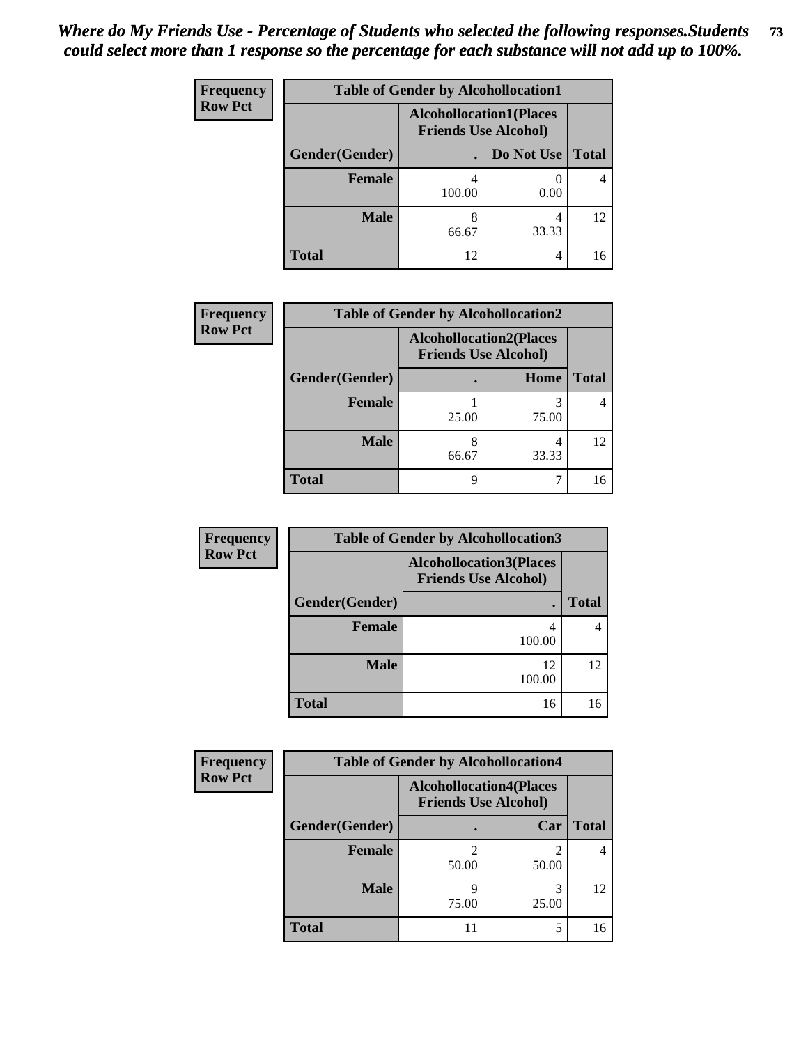*Where do My Friends Use - Percentage of Students who selected the following responses.Students could select more than 1 response so the percentage for each substance will not add up to 100%.*

**Frequency**
**Row Pct**

| Table of Gender by Alcohollocation1 | | | |
|---|---|---|---|
| | Alcohollocation1(Places Friends Use Alcohol) | | |
| Gender(Gender) | . | Do Not Use | Total |
| Female | 4<br>100.00 | 0<br>0.00 | 4 |
| Male | 8<br>66.67 | 4<br>33.33 | 12 |
| Total | 12 | 4 | 16 |

**Frequency**
**Row Pct**

| Table of Gender by Alcohollocation2 | | | |
|---|---|---|---|
| | Alcohollocation2(Places Friends Use Alcohol) | | |
| Gender(Gender) | . | Home | Total |
| Female | 1<br>25.00 | 3<br>75.00 | 4 |
| Male | 8<br>66.67 | 4<br>33.33 | 12 |
| Total | 9 | 7 | 16 |

**Frequency**
**Row Pct**

| Table of Gender by Alcohollocation3 | | |
|---|---|---|
| | Alcohollocation3(Places Friends Use Alcohol) | |
| Gender(Gender) | . | Total |
| Female | 4<br>100.00 | 4 |
| Male | 12<br>100.00 | 12 |
| Total | 16 | 16 |

**Frequency**
**Row Pct**

| Table of Gender by Alcohollocation4 | | | |
|---|---|---|---|
| | Alcohollocation4(Places Friends Use Alcohol) | | |
| Gender(Gender) | . | Car | Total |
| Female | 2<br>50.00 | 2<br>50.00 | 4 |
| Male | 9<br>75.00 | 3<br>25.00 | 12 |
| Total | 11 | 5 | 16 |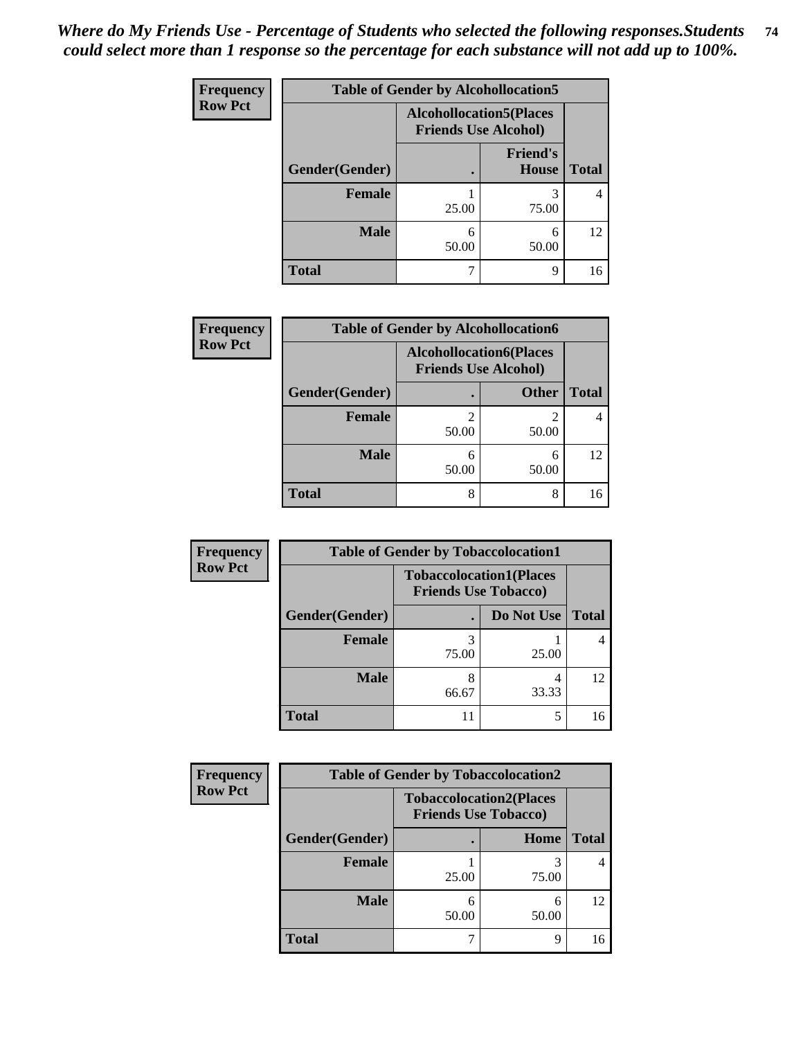*Where do My Friends Use - Percentage of Students who selected the following responses.Students could select more than 1 response so the percentage for each substance will not add up to 100%.*

**Frequency Row Pct**

| Table of Gender by Alcohollocation5 | | | |
|---|---|---|---|
| | Alcohollocation5(Places Friends Use Alcohol) | | |
| Gender(Gender) | . | Friend's House | Total |
| **Female** | 1<br>25.00 | 3<br>75.00 | 4 |
| **Male** | 6<br>50.00 | 6<br>50.00 | 12 |
| **Total** | 7 | 9 | 16 |

**Frequency Row Pct**

| Table of Gender by Alcohollocation6 | | | |
|---|---|---|---|
| | Alcohollocation6(Places Friends Use Alcohol) | | |
| Gender(Gender) | . | Other | Total |
| **Female** | 2<br>50.00 | 2<br>50.00 | 4 |
| **Male** | 6<br>50.00 | 6<br>50.00 | 12 |
| **Total** | 8 | 8 | 16 |

**Frequency Row Pct**

| Table of Gender by Tobaccolocation1 | | | |
|---|---|---|---|
| | Tobaccolocation1(Places Friends Use Tobacco) | | |
| Gender(Gender) | . | Do Not Use | Total |
| **Female** | 3<br>75.00 | 1<br>25.00 | 4 |
| **Male** | 8<br>66.67 | 4<br>33.33 | 12 |
| **Total** | 11 | 5 | 16 |

**Frequency Row Pct**

| Table of Gender by Tobaccolocation2 | | | |
|---|---|---|---|
| | Tobaccolocation2(Places Friends Use Tobacco) | | |
| Gender(Gender) | . | Home | Total |
| **Female** | 1<br>25.00 | 3<br>75.00 | 4 |
| **Male** | 6<br>50.00 | 6<br>50.00 | 12 |
| **Total** | 7 | 9 | 16 |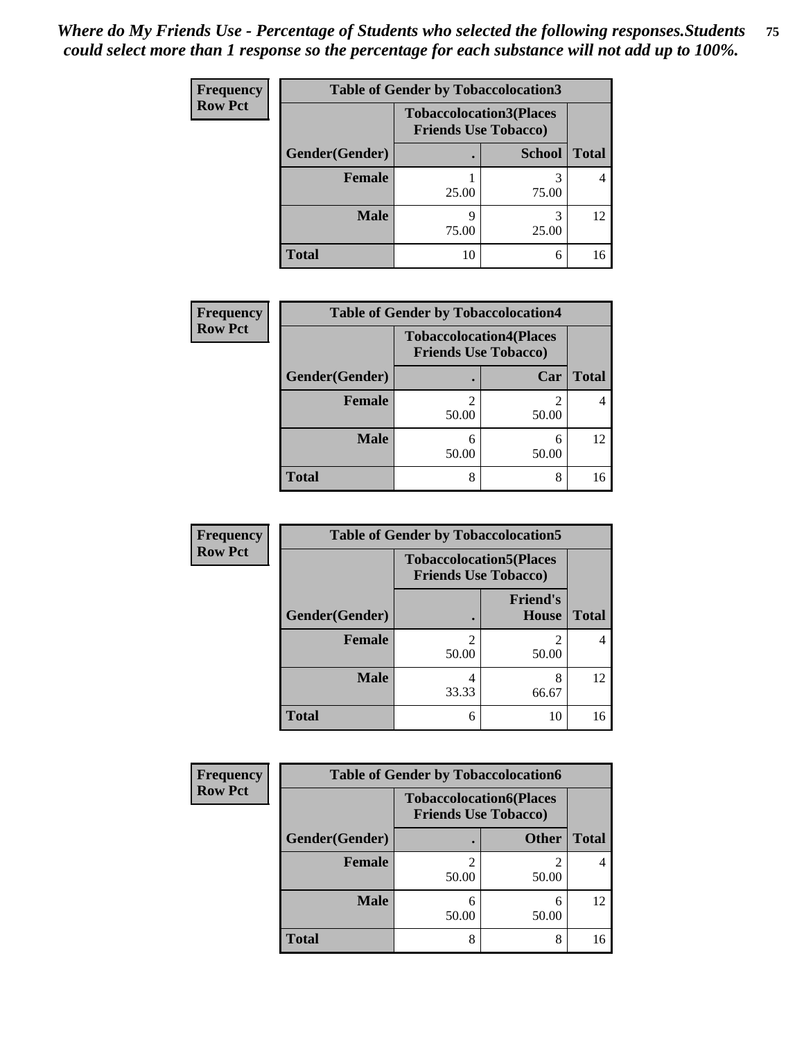*Where do My Friends Use - Percentage of Students who selected the following responses.Students could select more than 1 response so the percentage for each substance will not add up to 100%.*

**Frequency**
**Row Pct**

| Table of Gender by Tobaccolocation3 | | | |
|---|---|---|---|
| | Tobaccolocation3(Places Friends Use Tobacco) | | |
| Gender(Gender) | . | School | Total |
| Female | 1<br>25.00 | 3<br>75.00 | 4 |
| Male | 9<br>75.00 | 3<br>25.00 | 12 |
| Total | 10 | 6 | 16 |

**Frequency**
**Row Pct**

| Table of Gender by Tobaccolocation4 | | | |
|---|---|---|---|
| | Tobaccolocation4(Places Friends Use Tobacco) | | |
| Gender(Gender) | . | Car | Total |
| Female | 2<br>50.00 | 2<br>50.00 | 4 |
| Male | 6<br>50.00 | 6<br>50.00 | 12 |
| Total | 8 | 8 | 16 |

**Frequency**
**Row Pct**

| Table of Gender by Tobaccolocation5 | | | |
|---|---|---|---|
| | Tobaccolocation5(Places Friends Use Tobacco) | | |
| Gender(Gender) | . | Friend's House | Total |
| Female | 2<br>50.00 | 2<br>50.00 | 4 |
| Male | 4<br>33.33 | 8<br>66.67 | 12 |
| Total | 6 | 10 | 16 |

**Frequency**
**Row Pct**

| Table of Gender by Tobaccolocation6 | | | |
|---|---|---|---|
| | Tobaccolocation6(Places Friends Use Tobacco) | | |
| Gender(Gender) | . | Other | Total |
| Female | 2<br>50.00 | 2<br>50.00 | 4 |
| Male | 6<br>50.00 | 6<br>50.00 | 12 |
| Total | 8 | 8 | 16 |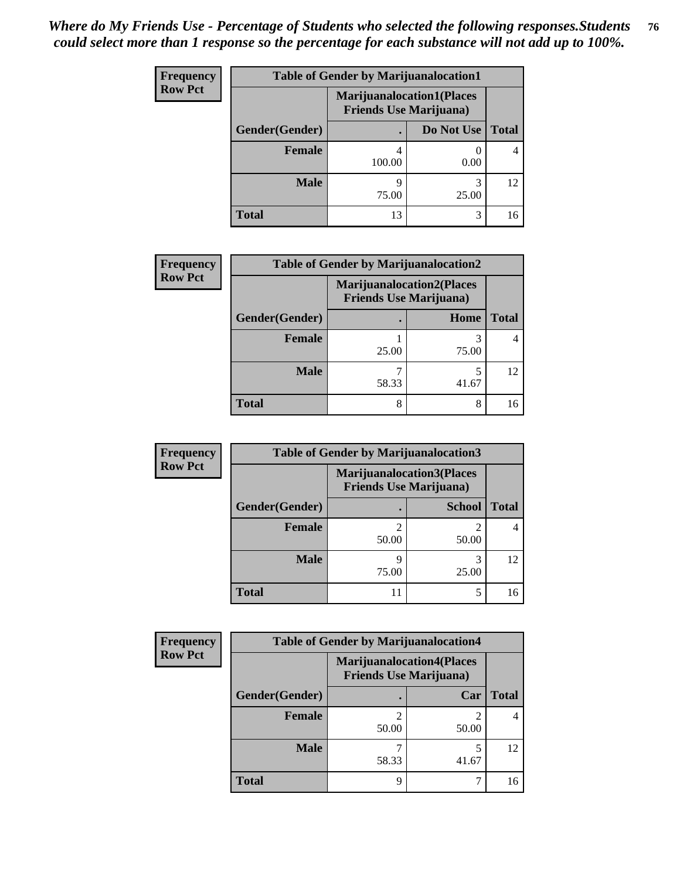*Where do My Friends Use - Percentage of Students who selected the following responses.Students could select more than 1 response so the percentage for each substance will not add up to 100%.*

**Frequency**
**Row Pct**

| Table of Gender by Marijuanalocation1 | | | |
|---|---|---|---|
| | Marijuanalocation1(Places Friends Use Marijuana) | | |
| Gender(Gender) | . | Do Not Use | Total |
| Female | 4<br>100.00 | 0<br>0.00 | 4 |
| Male | 9<br>75.00 | 3<br>25.00 | 12 |
| Total | 13 | 3 | 16 |

**Frequency**
**Row Pct**

| Table of Gender by Marijuanalocation2 | | | |
|---|---|---|---|
| | Marijuanalocation2(Places Friends Use Marijuana) | | |
| Gender(Gender) | . | Home | Total |
| Female | 1<br>25.00 | 3<br>75.00 | 4 |
| Male | 7<br>58.33 | 5<br>41.67 | 12 |
| Total | 8 | 8 | 16 |

**Frequency**
**Row Pct**

| Table of Gender by Marijuanalocation3 | | | |
|---|---|---|---|
| | Marijuanalocation3(Places Friends Use Marijuana) | | |
| Gender(Gender) | . | School | Total |
| Female | 2<br>50.00 | 2<br>50.00 | 4 |
| Male | 9<br>75.00 | 3<br>25.00 | 12 |
| Total | 11 | 5 | 16 |

**Frequency**
**Row Pct**

| Table of Gender by Marijuanalocation4 | | | |
|---|---|---|---|
| | Marijuanalocation4(Places Friends Use Marijuana) | | |
| Gender(Gender) | . | Car | Total |
| Female | 2<br>50.00 | 2<br>50.00 | 4 |
| Male | 7<br>58.33 | 5<br>41.67 | 12 |
| Total | 9 | 7 | 16 |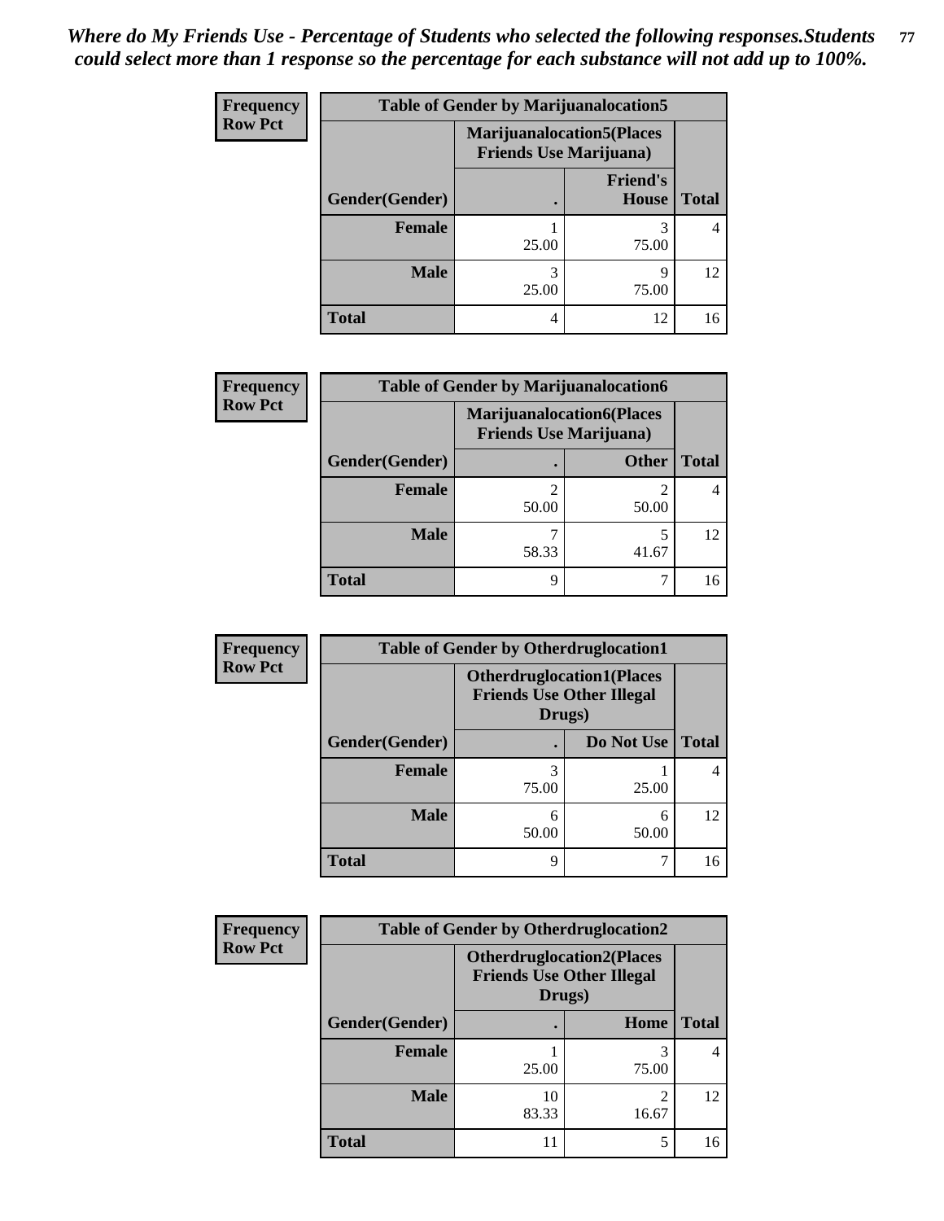*Where do My Friends Use - Percentage of Students who selected the following responses.Students could select more than 1 response so the percentage for each substance will not add up to 100%.*

**Frequency**
**Row Pct**

| Table of Gender by Marijuanalocation5 | | | |
|---|---|---|---|
| | Marijuanalocation5(Places Friends Use Marijuana) | | |
| Gender(Gender) | . | Friend's House | Total |
| Female | 1<br>25.00 | 3<br>75.00 | 4 |
| Male | 3<br>25.00 | 9<br>75.00 | 12 |
| Total | 4 | 12 | 16 |

**Frequency**
**Row Pct**

| Table of Gender by Marijuanalocation6 | | | |
|---|---|---|---|
| | Marijuanalocation6(Places Friends Use Marijuana) | | |
| Gender(Gender) | . | Other | Total |
| Female | 2<br>50.00 | 2<br>50.00 | 4 |
| Male | 7<br>58.33 | 5<br>41.67 | 12 |
| Total | 9 | 7 | 16 |

**Frequency**
**Row Pct**

| Table of Gender by Otherdruglocation1 | | | |
|---|---|---|---|
| | Otherdruglocation1(Places Friends Use Other Illegal Drugs) | | |
| Gender(Gender) | . | Do Not Use | Total |
| Female | 3<br>75.00 | 1<br>25.00 | 4 |
| Male | 6<br>50.00 | 6<br>50.00 | 12 |
| Total | 9 | 7 | 16 |

**Frequency**
**Row Pct**

| Table of Gender by Otherdruglocation2 | | | |
|---|---|---|---|
| | Otherdruglocation2(Places Friends Use Other Illegal Drugs) | | |
| Gender(Gender) | . | Home | Total |
| Female | 1<br>25.00 | 3<br>75.00 | 4 |
| Male | 10<br>83.33 | 2<br>16.67 | 12 |
| Total | 11 | 5 | 16 |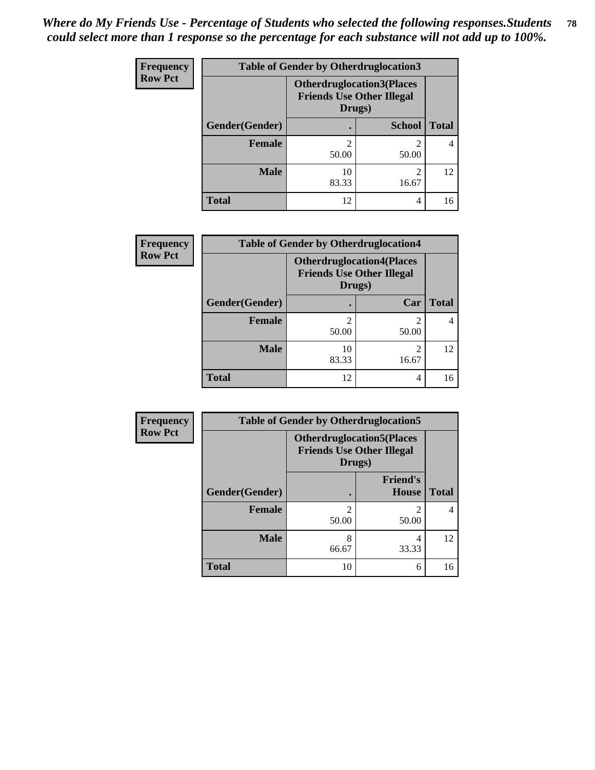*Where do My Friends Use - Percentage of Students who selected the following responses.Students could select more than 1 response so the percentage for each substance will not add up to 100%.*

**Frequency**
**Row Pct**

| Table of Gender by Otherdruglocation3 | | | |
|---|---|---|---|
| | Otherdruglocation3(Places Friends Use Other Illegal Drugs) | | |
| Gender(Gender) | . | School | Total |
| **Female** | 2<br>50.00 | 2<br>50.00 | 4 |
| **Male** | 10<br>83.33 | 2<br>16.67 | 12 |
| **Total** | 12 | 4 | 16 |

**Frequency**
**Row Pct**

| Table of Gender by Otherdruglocation4 | | | |
|---|---|---|---|
| | Otherdruglocation4(Places Friends Use Other Illegal Drugs) | | |
| Gender(Gender) | . | Car | Total |
| **Female** | 2<br>50.00 | 2<br>50.00 | 4 |
| **Male** | 10<br>83.33 | 2<br>16.67 | 12 |
| **Total** | 12 | 4 | 16 |

**Frequency**
**Row Pct**

| Table of Gender by Otherdruglocation5 | | | |
|---|---|---|---|
| | Otherdruglocation5(Places Friends Use Other Illegal Drugs) | | |
| Gender(Gender) | . | Friend's House | Total |
| **Female** | 2<br>50.00 | 2<br>50.00 | 4 |
| **Male** | 8<br>66.67 | 4<br>33.33 | 12 |
| **Total** | 10 | 6 | 16 |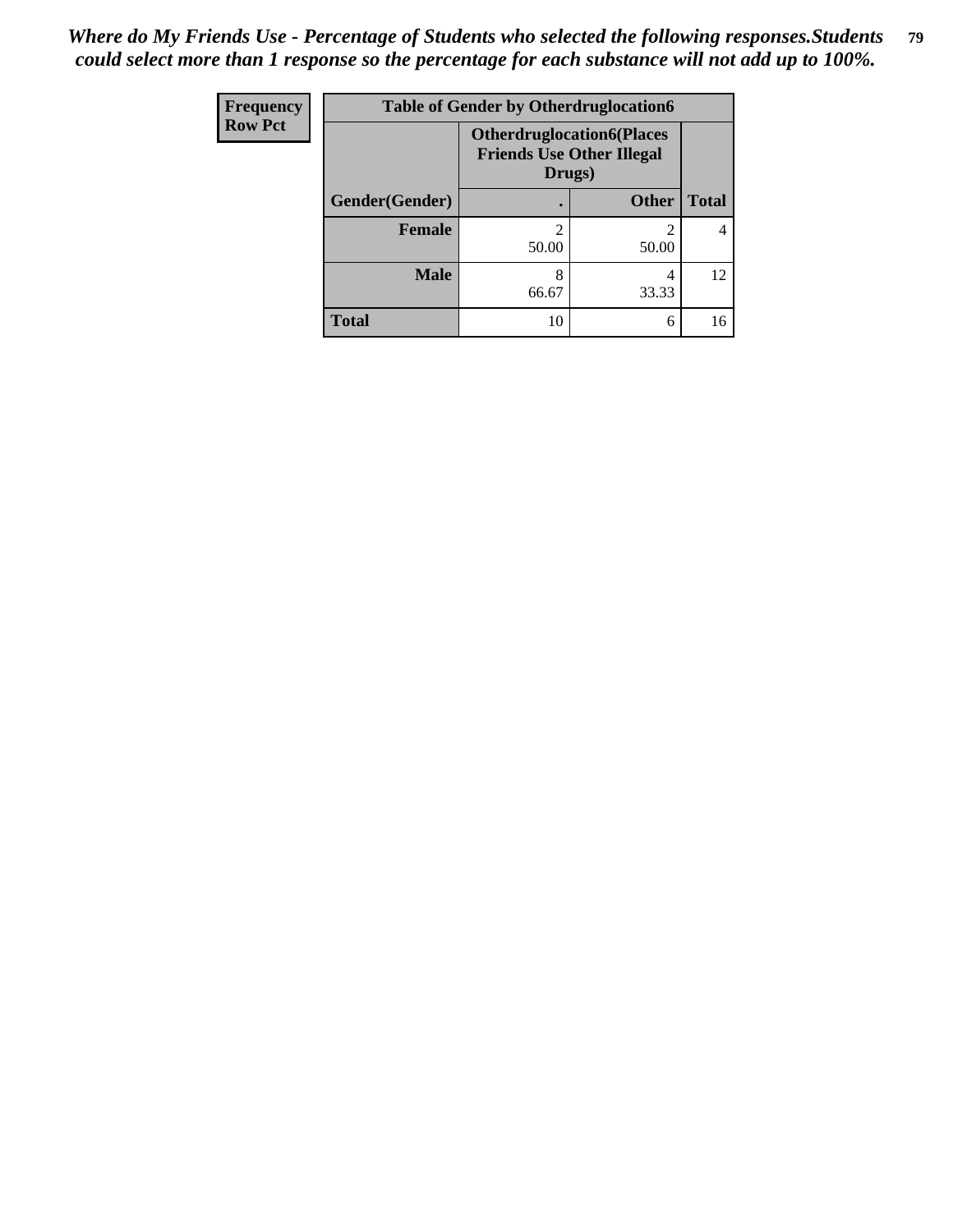*Where do My Friends Use - Percentage of Students who selected the following responses.Students could select more than 1 response so the percentage for each substance will not add up to 100%.*

| Frequency<br>Row Pct | Table of Gender by Otherdruglocation6 | | |
|---|---|---|---|
| | Otherdruglocation6(Places Friends Use Other Illegal Drugs) | | |
| Gender(Gender) | . | Other | Total |
| **Female** | 2<br>50.00 | 2<br>50.00 | 4 |
| **Male** | 8<br>66.67 | 4<br>33.33 | 12 |
| **Total** | 10 | 6 | 16 |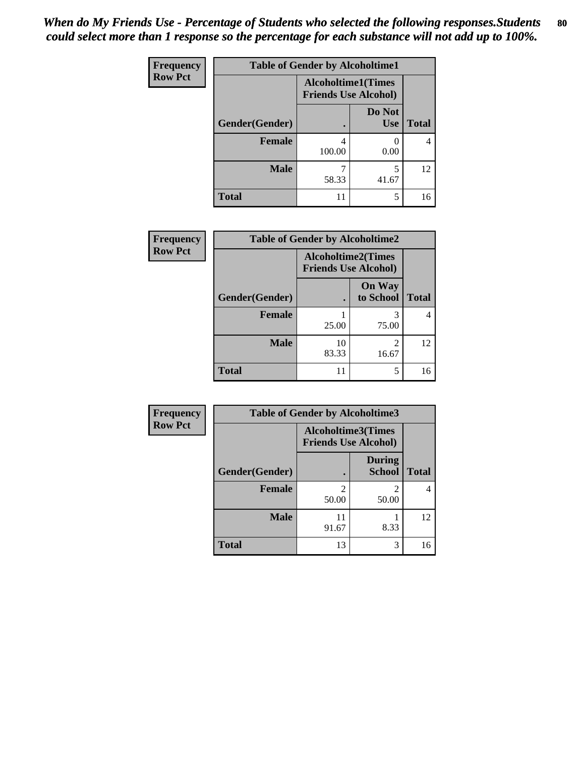*When do My Friends Use - Percentage of Students who selected the following responses.Students could select more than 1 response so the percentage for each substance will not add up to 100%.*

**Frequency**
**Row Pct**

**Table of Gender by Alcoholtime1**

| Gender(Gender) | Alcoholtime1(Times Friends Use Alcohol) . | Do Not Use | Total |
|---|---|---|---|
| **Female** | 4<br>100.00 | 0<br>0.00 | 4 |
| **Male** | 7<br>58.33 | 5<br>41.67 | 12 |
| **Total** | 11 | 5 | 16 |

**Frequency**
**Row Pct**

**Table of Gender by Alcoholtime2**

| Gender(Gender) | Alcoholtime2(Times Friends Use Alcohol) . | On Way to School | Total |
|---|---|---|---|
| **Female** | 1<br>25.00 | 3<br>75.00 | 4 |
| **Male** | 10<br>83.33 | 2<br>16.67 | 12 |
| **Total** | 11 | 5 | 16 |

**Frequency**
**Row Pct**

**Table of Gender by Alcoholtime3**

| Gender(Gender) | Alcoholtime3(Times Friends Use Alcohol) . | During School | Total |
|---|---|---|---|
| **Female** | 2<br>50.00 | 2<br>50.00 | 4 |
| **Male** | 11<br>91.67 | 1<br>8.33 | 12 |
| **Total** | 13 | 3 | 16 |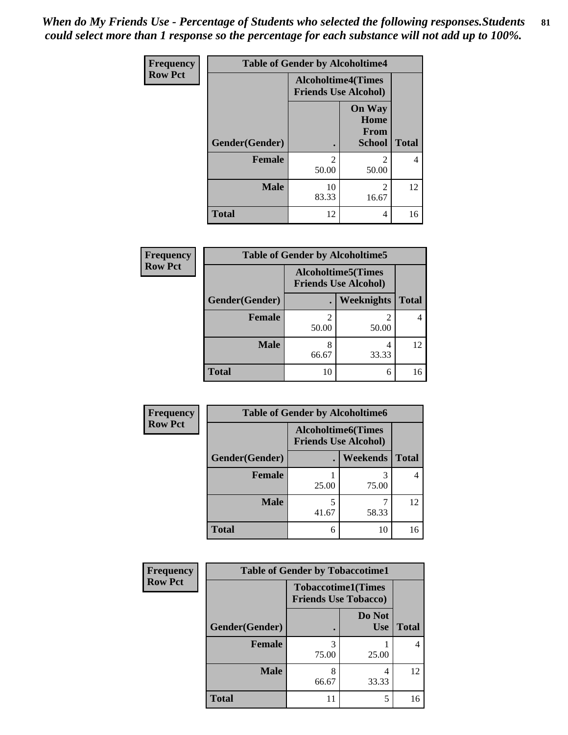*When do My Friends Use - Percentage of Students who selected the following responses.Students could select more than 1 response so the percentage for each substance will not add up to 100%.*

**Frequency**
**Row Pct**

| Table of Gender by Alcoholtime4 | | | |
|---|---|---|---|
| | Alcoholtime4(Times Friends Use Alcohol) | | |
| Gender(Gender) | . | On Way Home From School | Total |
| **Female** | 2<br>50.00 | 2<br>50.00 | 4 |
| **Male** | 10<br>83.33 | 2<br>16.67 | 12 |
| **Total** | 12 | 4 | 16 |

**Frequency**
**Row Pct**

| Table of Gender by Alcoholtime5 | | | |
|---|---|---|---|
| | Alcoholtime5(Times Friends Use Alcohol) | | |
| Gender(Gender) | . | Weeknights | Total |
| **Female** | 2<br>50.00 | 2<br>50.00 | 4 |
| **Male** | 8<br>66.67 | 4<br>33.33 | 12 |
| **Total** | 10 | 6 | 16 |

**Frequency**
**Row Pct**

| Table of Gender by Alcoholtime6 | | | |
|---|---|---|---|
| | Alcoholtime6(Times Friends Use Alcohol) | | |
| Gender(Gender) | . | Weekends | Total |
| **Female** | 1<br>25.00 | 3<br>75.00 | 4 |
| **Male** | 5<br>41.67 | 7<br>58.33 | 12 |
| **Total** | 6 | 10 | 16 |

**Frequency**
**Row Pct**

| Table of Gender by Tobaccotime1 | | | |
|---|---|---|---|
| | Tobaccotime1(Times Friends Use Tobacco) | | |
| Gender(Gender) | . | Do Not Use | Total |
| **Female** | 3<br>75.00 | 1<br>25.00 | 4 |
| **Male** | 8<br>66.67 | 4<br>33.33 | 12 |
| **Total** | 11 | 5 | 16 |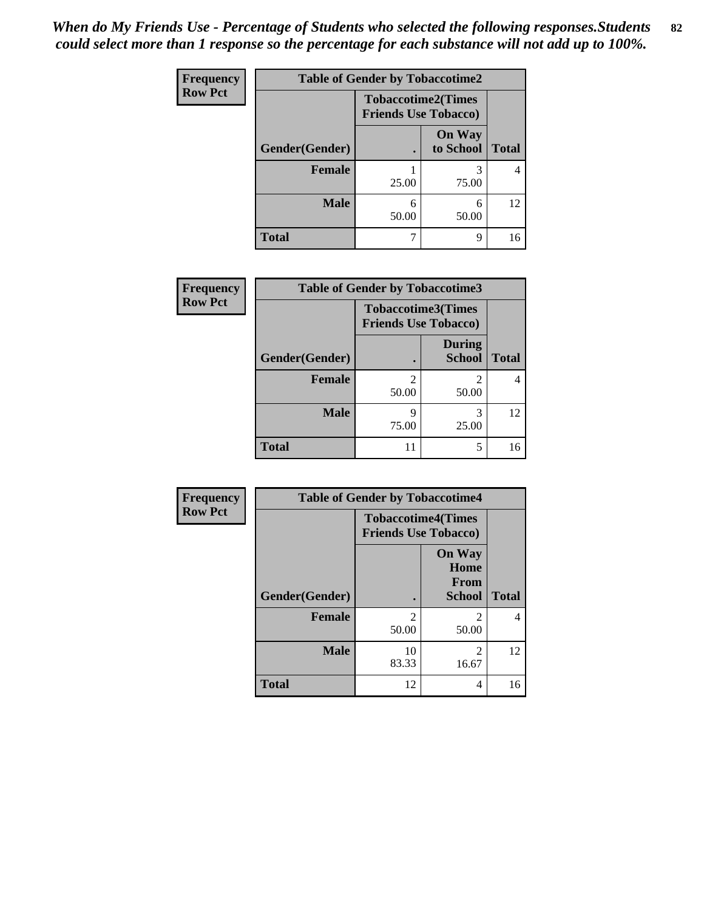*When do My Friends Use - Percentage of Students who selected the following responses.Students could select more than 1 response so the percentage for each substance will not add up to 100%.*

**Frequency**
**Row Pct**

**Table of Gender by Tobaccotime2**

| Gender(Gender) | Tobaccotime2(Times Friends Use Tobacco) | | Total |
|---|---|---|---|
| | . | On Way to School | |
| **Female** | 1<br>25.00 | 3<br>75.00 | 4 |
| **Male** | 6<br>50.00 | 6<br>50.00 | 12 |
| **Total** | 7 | 9 | 16 |

**Frequency**
**Row Pct**

**Table of Gender by Tobaccotime3**

| Gender(Gender) | Tobaccotime3(Times Friends Use Tobacco) | | Total |
|---|---|---|---|
| | . | During School | |
| **Female** | 2<br>50.00 | 2<br>50.00 | 4 |
| **Male** | 9<br>75.00 | 3<br>25.00 | 12 |
| **Total** | 11 | 5 | 16 |

**Frequency**
**Row Pct**

**Table of Gender by Tobaccotime4**

| Gender(Gender) | Tobaccotime4(Times Friends Use Tobacco) | | Total |
|---|---|---|---|
| | . | On Way Home From School | |
| **Female** | 2<br>50.00 | 2<br>50.00 | 4 |
| **Male** | 10<br>83.33 | 2<br>16.67 | 12 |
| **Total** | 12 | 4 | 16 |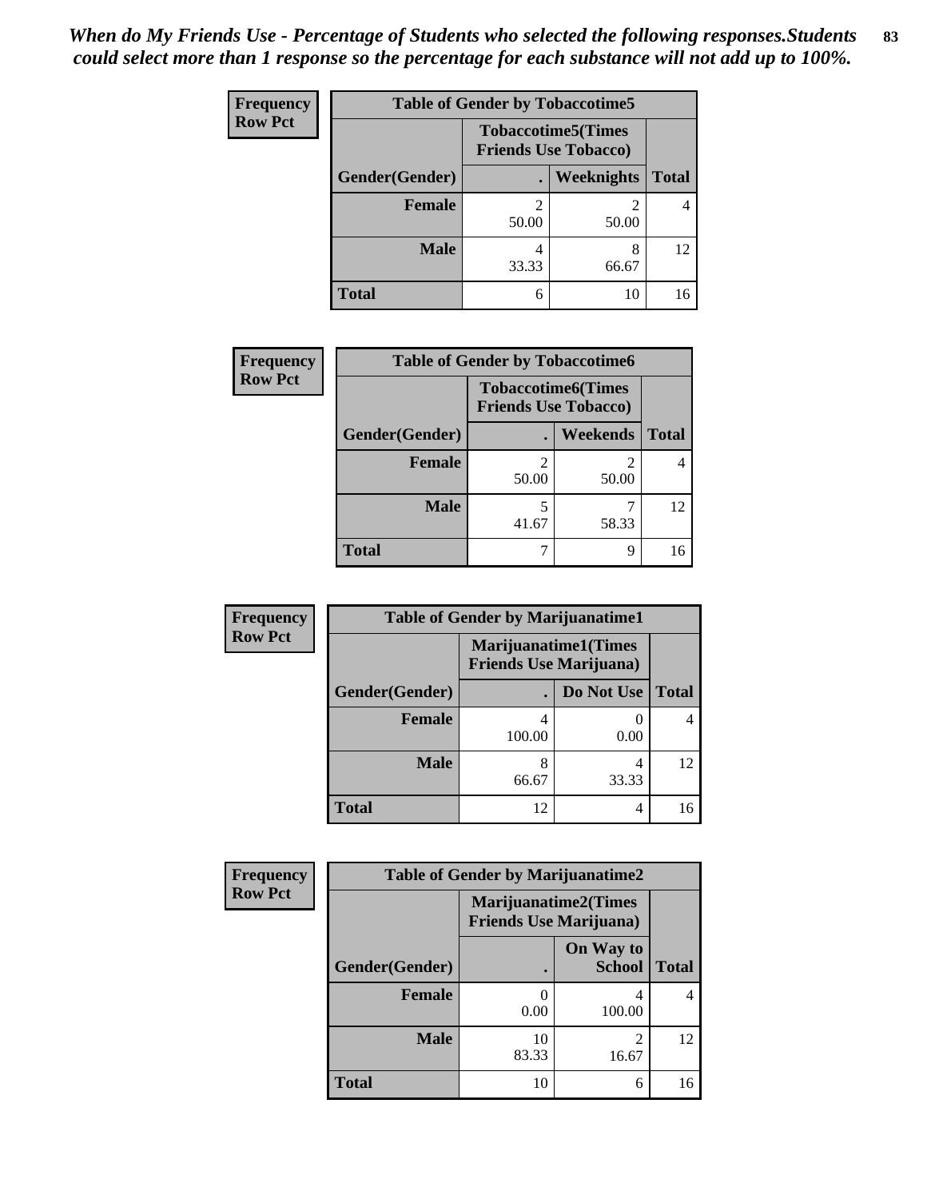*When do My Friends Use - Percentage of Students who selected the following responses.Students could select more than 1 response so the percentage for each substance will not add up to 100%.*

**Frequency**
**Row Pct**

| Table of Gender by Tobaccotime5 | | | |
|---|---|---|---|
| | Tobaccotime5(Times Friends Use Tobacco) | | |
| Gender(Gender) | . | Weeknights | Total |
| **Female** | 2<br>50.00 | 2<br>50.00 | 4 |
| **Male** | 4<br>33.33 | 8<br>66.67 | 12 |
| **Total** | 6 | 10 | 16 |

**Frequency**
**Row Pct**

| Table of Gender by Tobaccotime6 | | | |
|---|---|---|---|
| | Tobaccotime6(Times Friends Use Tobacco) | | |
| Gender(Gender) | . | Weekends | Total |
| **Female** | 2<br>50.00 | 2<br>50.00 | 4 |
| **Male** | 5<br>41.67 | 7<br>58.33 | 12 |
| **Total** | 7 | 9 | 16 |

**Frequency**
**Row Pct**

| Table of Gender by Marijuanatime1 | | | |
|---|---|---|---|
| | Marijuanatime1(Times Friends Use Marijuana) | | |
| Gender(Gender) | . | Do Not Use | Total |
| **Female** | 4<br>100.00 | 0<br>0.00 | 4 |
| **Male** | 8<br>66.67 | 4<br>33.33 | 12 |
| **Total** | 12 | 4 | 16 |

**Frequency**
**Row Pct**

| Table of Gender by Marijuanatime2 | | | |
|---|---|---|---|
| | Marijuanatime2(Times Friends Use Marijuana) | | |
| Gender(Gender) | . | On Way to School | Total |
| **Female** | 0<br>0.00 | 4<br>100.00 | 4 |
| **Male** | 10<br>83.33 | 2<br>16.67 | 12 |
| **Total** | 10 | 6 | 16 |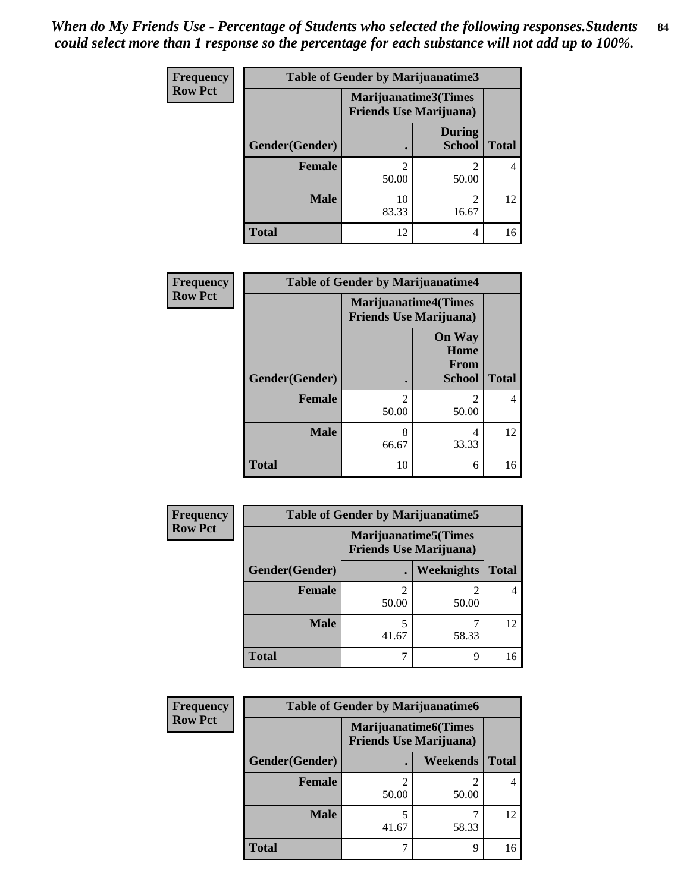*When do My Friends Use - Percentage of Students who selected the following responses.Students could select more than 1 response so the percentage for each substance will not add up to 100%.*

**Frequency / Row Pct**

**Table of Gender by Marijuanatime3**

| Gender(Gender) | Marijuanatime3(Times Friends Use Marijuana) . | During School | Total |
|---|---|---|---|
| **Female** | 2<br>50.00 | 2<br>50.00 | 4 |
| **Male** | 10<br>83.33 | 2<br>16.67 | 12 |
| **Total** | 12 | 4 | 16 |

**Frequency / Row Pct**

**Table of Gender by Marijuanatime4**

| Gender(Gender) | Marijuanatime4(Times Friends Use Marijuana) . | On Way Home From School | Total |
|---|---|---|---|
| **Female** | 2<br>50.00 | 2<br>50.00 | 4 |
| **Male** | 8<br>66.67 | 4<br>33.33 | 12 |
| **Total** | 10 | 6 | 16 |

**Frequency / Row Pct**

**Table of Gender by Marijuanatime5**

| Gender(Gender) | Marijuanatime5(Times Friends Use Marijuana) . | Weeknights | Total |
|---|---|---|---|
| **Female** | 2<br>50.00 | 2<br>50.00 | 4 |
| **Male** | 5<br>41.67 | 7<br>58.33 | 12 |
| **Total** | 7 | 9 | 16 |

**Frequency / Row Pct**

**Table of Gender by Marijuanatime6**

| Gender(Gender) | Marijuanatime6(Times Friends Use Marijuana) . | Weekends | Total |
|---|---|---|---|
| **Female** | 2<br>50.00 | 2<br>50.00 | 4 |
| **Male** | 5<br>41.67 | 7<br>58.33 | 12 |
| **Total** | 7 | 9 | 16 |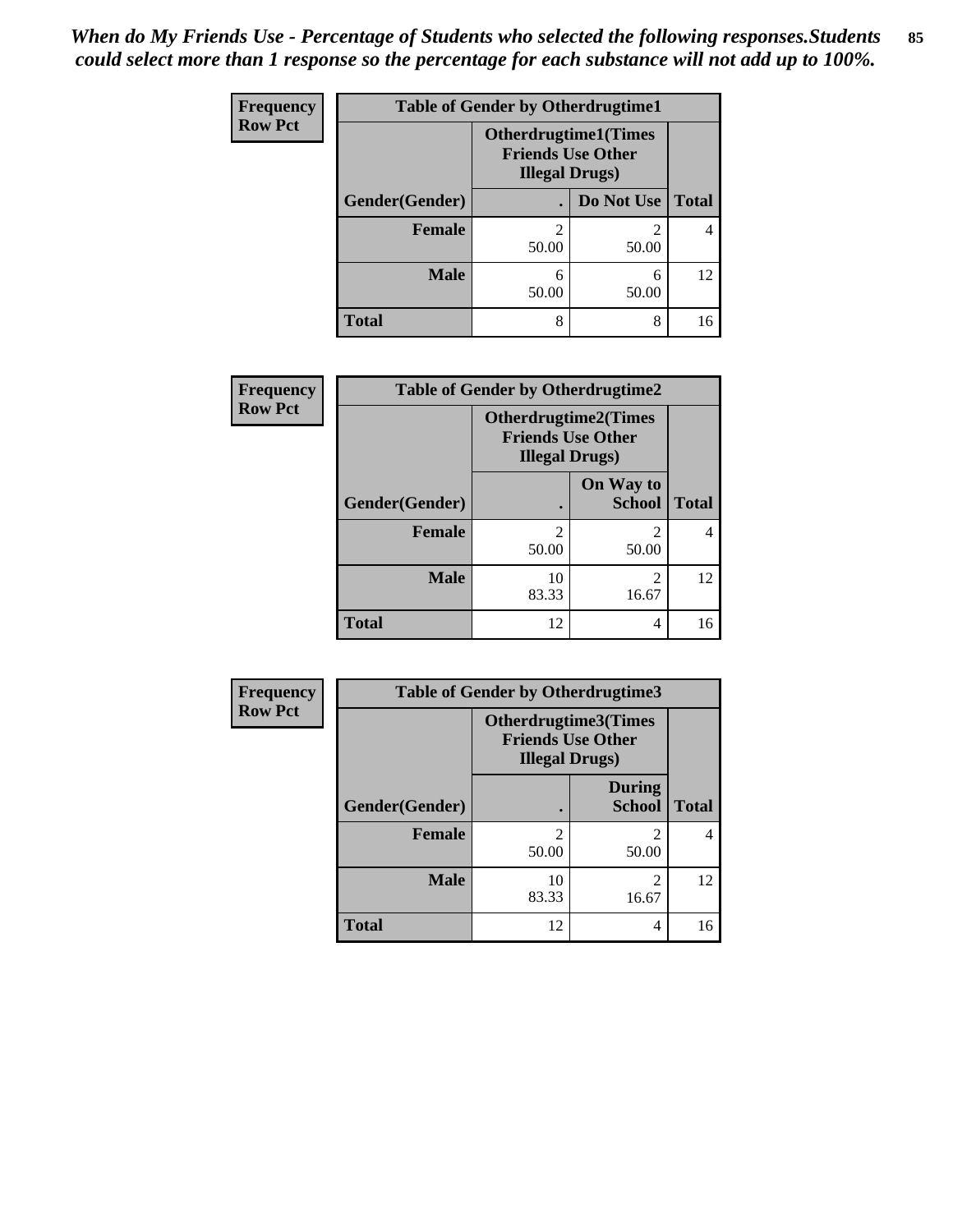*When do My Friends Use - Percentage of Students who selected the following responses.Students could select more than 1 response so the percentage for each substance will not add up to 100%.*

**Frequency**
**Row Pct**

| Table of Gender by Otherdrugtime1 | | | |
|---|---|---|---|
| | Otherdrugtime1(Times Friends Use Other Illegal Drugs) | | |
| Gender(Gender) | . | Do Not Use | Total |
| **Female** | 2<br>50.00 | 2<br>50.00 | 4 |
| **Male** | 6<br>50.00 | 6<br>50.00 | 12 |
| **Total** | 8 | 8 | 16 |

**Frequency**
**Row Pct**

| Table of Gender by Otherdrugtime2 | | | |
|---|---|---|---|
| | Otherdrugtime2(Times Friends Use Other Illegal Drugs) | | |
| Gender(Gender) | . | On Way to School | Total |
| **Female** | 2<br>50.00 | 2<br>50.00 | 4 |
| **Male** | 10<br>83.33 | 2<br>16.67 | 12 |
| **Total** | 12 | 4 | 16 |

**Frequency**
**Row Pct**

| Table of Gender by Otherdrugtime3 | | | |
|---|---|---|---|
| | Otherdrugtime3(Times Friends Use Other Illegal Drugs) | | |
| Gender(Gender) | . | During School | Total |
| **Female** | 2<br>50.00 | 2<br>50.00 | 4 |
| **Male** | 10<br>83.33 | 2<br>16.67 | 12 |
| **Total** | 12 | 4 | 16 |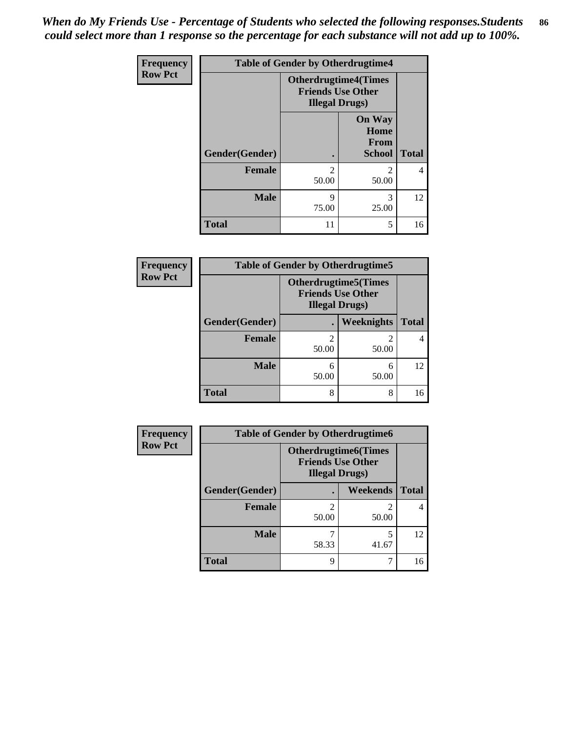*When do My Friends Use - Percentage of Students who selected the following responses.Students could select more than 1 response so the percentage for each substance will not add up to 100%.*

**Frequency**
**Row Pct**

| Table of Gender by Otherdrugtime4 | | | |
|---|---|---|---|
| | Otherdrugtime4(Times Friends Use Other Illegal Drugs) | | |
| Gender(Gender) | . | On Way Home From School | Total |
| Female | 2<br>50.00 | 2<br>50.00 | 4 |
| Male | 9<br>75.00 | 3<br>25.00 | 12 |
| Total | 11 | 5 | 16 |

**Frequency**
**Row Pct**

| Table of Gender by Otherdrugtime5 | | | |
|---|---|---|---|
| | Otherdrugtime5(Times Friends Use Other Illegal Drugs) | | |
| Gender(Gender) | . | Weeknights | Total |
| Female | 2<br>50.00 | 2<br>50.00 | 4 |
| Male | 6<br>50.00 | 6<br>50.00 | 12 |
| Total | 8 | 8 | 16 |

**Frequency**
**Row Pct**

| Table of Gender by Otherdrugtime6 | | | |
|---|---|---|---|
| | Otherdrugtime6(Times Friends Use Other Illegal Drugs) | | |
| Gender(Gender) | . | Weekends | Total |
| Female | 2<br>50.00 | 2<br>50.00 | 4 |
| Male | 7<br>58.33 | 5<br>41.67 | 12 |
| Total | 9 | 7 | 16 |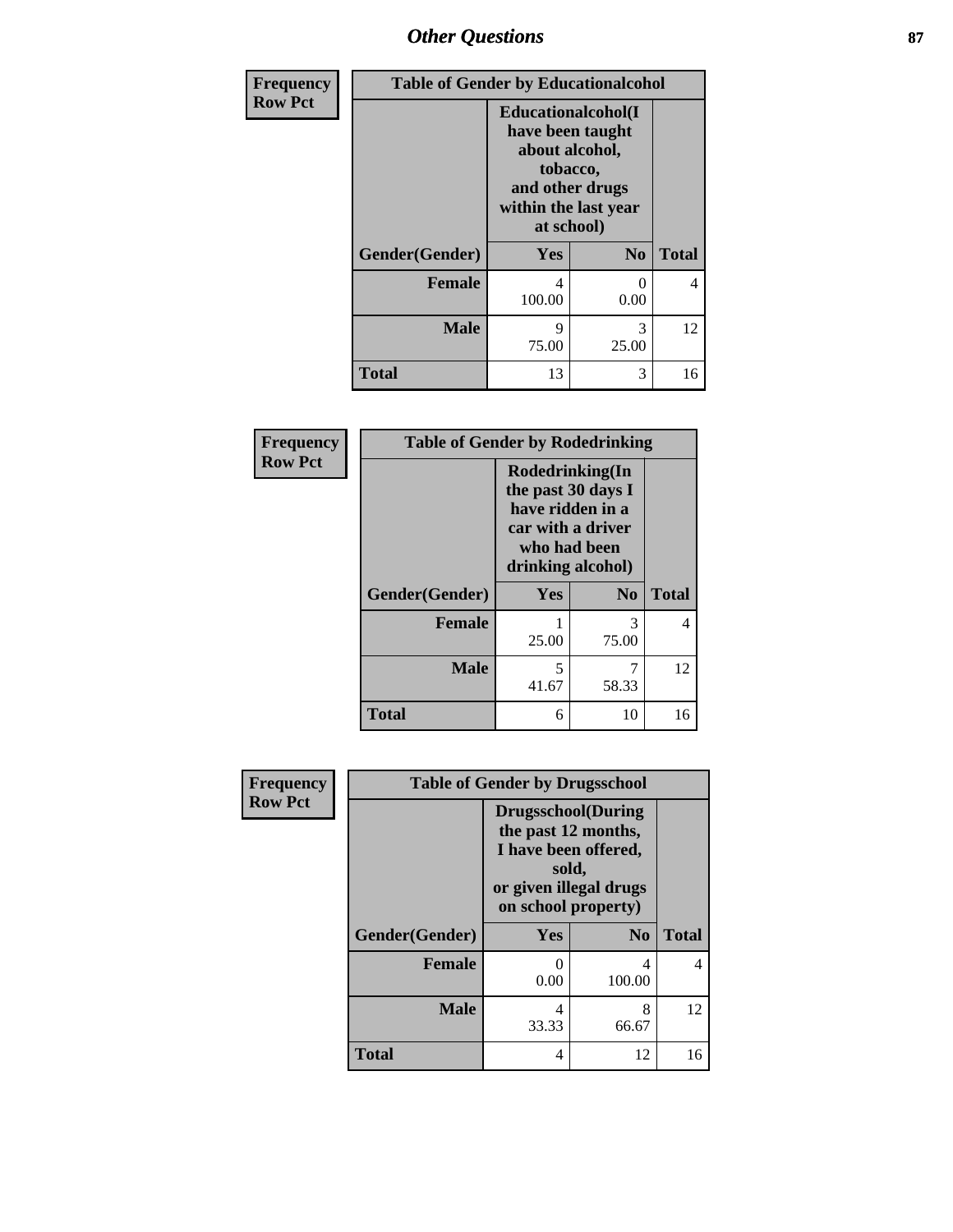| Frequency<br>Row Pct | Table of Gender by Educationalcohol | | |
|---|---|---|---|
| Gender(Gender) | Educationalcohol(I have been taught about alcohol, tobacco, and other drugs within the last year at school) | | Total |
| | Yes | No | |
| Female | 4<br>100.00 | 0<br>0.00 | 4 |
| Male | 9<br>75.00 | 3<br>25.00 | 12 |
| Total | 13 | 3 | 16 |

| Frequency<br>Row Pct | Table of Gender by Rodedrinking | | |
|---|---|---|---|
| Gender(Gender) | Rodedrinking(In the past 30 days I have ridden in a car with a driver who had been drinking alcohol) | | Total |
| | Yes | No | |
| Female | 1<br>25.00 | 3<br>75.00 | 4 |
| Male | 5<br>41.67 | 7<br>58.33 | 12 |
| Total | 6 | 10 | 16 |

| Frequency<br>Row Pct | Table of Gender by Drugsschool | | |
|---|---|---|---|
| Gender(Gender) | Drugsschool(During the past 12 months, I have been offered, sold, or given illegal drugs on school property) | | Total |
| | Yes | No | |
| Female | 0<br>0.00 | 4<br>100.00 | 4 |
| Male | 4<br>33.33 | 8<br>66.67 | 12 |
| Total | 4 | 12 | 16 |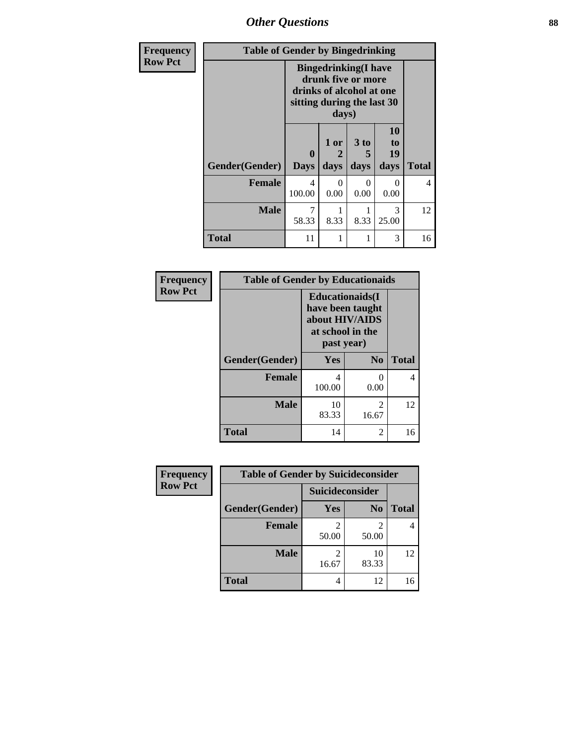## Other Questions

**Frequency**
**Row Pct**

| Table of Gender by Bingedrinking | | | | | |
|---|---|---|---|---|---|
| | Bingedrinking(I have drunk five or more drinks of alcohol at one sitting during the last 30 days) | | | | |
| Gender(Gender) | 0 Days | 1 or 2 days | 3 to 5 days | 10 to 19 days | Total |
| Female | 4<br>100.00 | 0<br>0.00 | 0<br>0.00 | 0<br>0.00 | 4 |
| Male | 7<br>58.33 | 1<br>8.33 | 1<br>8.33 | 3<br>25.00 | 12 |
| Total | 11 | 1 | 1 | 3 | 16 |

**Frequency**
**Row Pct**

| Table of Gender by Educationaids | | | |
|---|---|---|---|
| | Educationaids(I have been taught about HIV/AIDS at school in the past year) | | |
| Gender(Gender) | Yes | No | Total |
| Female | 4<br>100.00 | 0<br>0.00 | 4 |
| Male | 10<br>83.33 | 2<br>16.67 | 12 |
| Total | 14 | 2 | 16 |

**Frequency**
**Row Pct**

| Table of Gender by Suicideconsider | | | |
|---|---|---|---|
| | Suicideconsider | | |
| Gender(Gender) | Yes | No | Total |
| Female | 2<br>50.00 | 2<br>50.00 | 4 |
| Male | 2<br>16.67 | 10<br>83.33 | 12 |
| Total | 4 | 12 | 16 |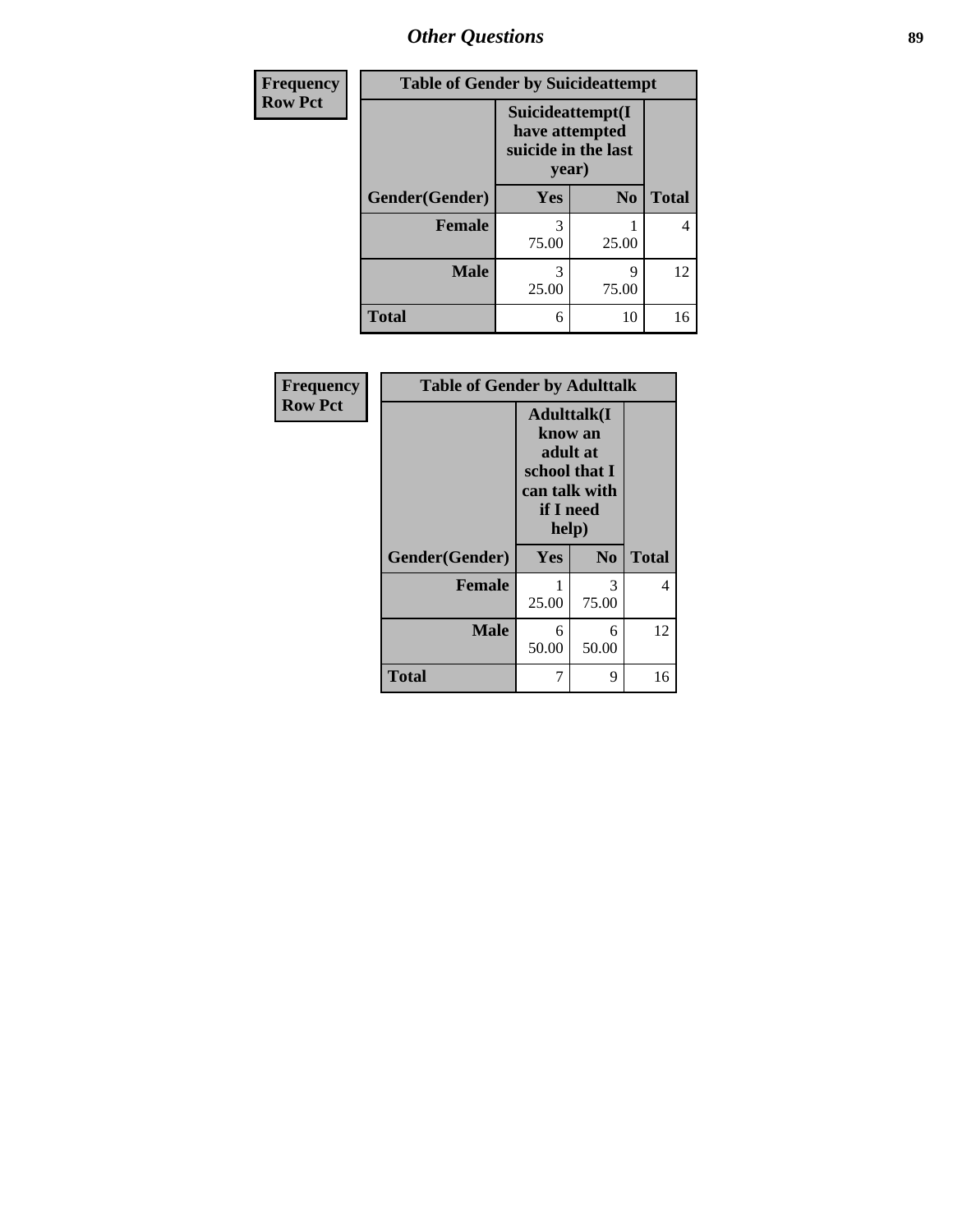| Frequency Row Pct | Table of Gender by Suicideattempt | | |
|---|---|---|---|
| | Suicideattempt(I have attempted suicide in the last year) | | |
| Gender(Gender) | Yes | No | Total |
| Female | 3<br>75.00 | 1<br>25.00 | 4 |
| Male | 3<br>25.00 | 9<br>75.00 | 12 |
| Total | 6 | 10 | 16 |

| Frequency Row Pct | Table of Gender by Adulttalk | | |
|---|---|---|---|
| | Adulttalk(I know an adult at school that I can talk with if I need help) | | |
| Gender(Gender) | Yes | No | Total |
| Female | 1<br>25.00 | 3<br>75.00 | 4 |
| Male | 6<br>50.00 | 6<br>50.00 | 12 |
| Total | 7 | 9 | 16 |